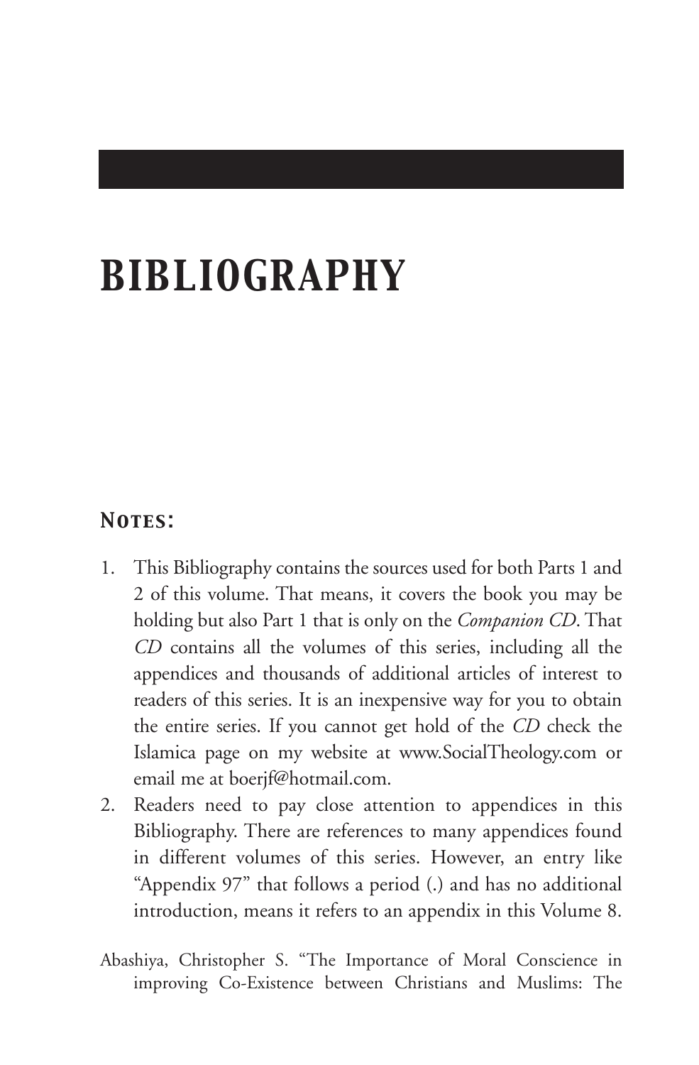# BIBLIOGRAPHY

## *Notes:*

1. This Bibliography contains the sources used for both Parts 1 and 2 of this volume. That means, it covers the book you may be holding but also Part 1 that is only on the *Companion CD*. That *CD* contains all the volumes of this series, including all the appendices and thousands of additional articles of interest to readers of this series. It is an inexpensive way for you to obtain the entire series. If you cannot get hold of the *CD* check the Islamica page on my website at www.SocialTheology.com or email me at boerjf@hotmail.com.
2. Readers need to pay close attention to appendices in this Bibliography. There are references to many appendices found in different volumes of this series. However, an entry like "Appendix 97" that follows a period (.) and has no additional introduction, means it refers to an appendix in this Volume 8.

Abashiya, Christopher S. "The Importance of Moral Conscience in improving Co-Existence between Christians and Muslims: The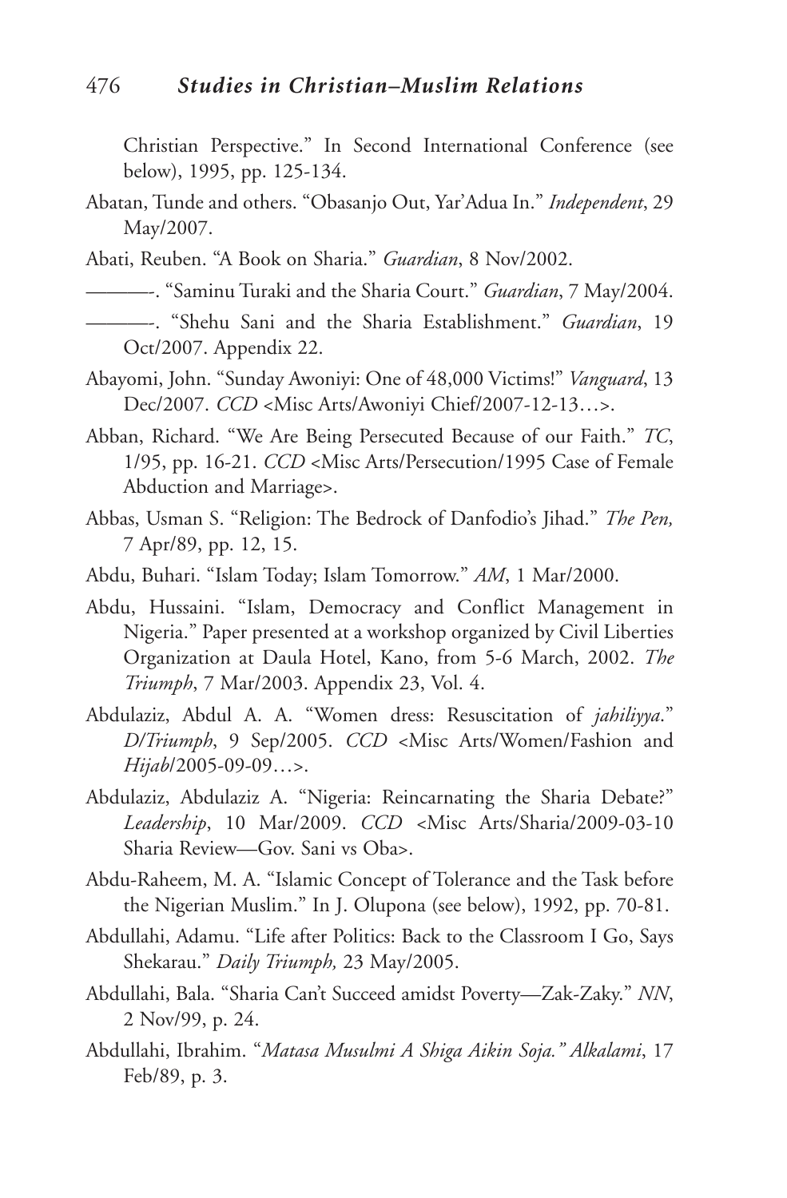Christian Perspective." In Second International Conference (see below), 1995, pp. 125-134.

Abatan, Tunde and others. "Obasanjo Out, Yar'Adua In." *Independent*, 29 May/2007.

Abati, Reuben. "A Book on Sharia." *Guardian*, 8 Nov/2002.

———. "Saminu Turaki and the Sharia Court." *Guardian*, 7 May/2004.

———. "Shehu Sani and the Sharia Establishment." *Guardian*, 19 Oct/2007. Appendix 22.

Abayomi, John. "Sunday Awoniyi: One of 48,000 Victims!" *Vanguard*, 13 Dec/2007. *CCD* <Misc Arts/Awoniyi Chief/2007-12-13…>.

Abban, Richard. "We Are Being Persecuted Because of our Faith." *TC*, 1/95, pp. 16-21. *CCD* <Misc Arts/Persecution/1995 Case of Female Abduction and Marriage>.

Abbas, Usman S. "Religion: The Bedrock of Danfodio's Jihad." *The Pen,* 7 Apr/89, pp. 12, 15.

Abdu, Buhari. "Islam Today; Islam Tomorrow." *AM*, 1 Mar/2000.

Abdu, Hussaini. "Islam, Democracy and Conflict Management in Nigeria." Paper presented at a workshop organized by Civil Liberties Organization at Daula Hotel, Kano, from 5-6 March, 2002. *The Triumph*, 7 Mar/2003. Appendix 23, Vol. 4.

Abdulaziz, Abdul A. A. "Women dress: Resuscitation of *jahiliyya*." *D/Triumph*, 9 Sep/2005. *CCD* <Misc Arts/Women/Fashion and *Hijab*/2005-09-09…>.

Abdulaziz, Abdulaziz A. "Nigeria: Reincarnating the Sharia Debate?" *Leadership*, 10 Mar/2009. *CCD* <Misc Arts/Sharia/2009-03-10 Sharia Review—Gov. Sani vs Oba>.

Abdu-Raheem, M. A. "Islamic Concept of Tolerance and the Task before the Nigerian Muslim." In J. Olupona (see below), 1992, pp. 70-81.

Abdullahi, Adamu. "Life after Politics: Back to the Classroom I Go, Says Shekarau." *Daily Triumph,* 23 May/2005.

Abdullahi, Bala. "Sharia Can't Succeed amidst Poverty—Zak-Zaky." *NN*, 2 Nov/99, p. 24.

Abdullahi, Ibrahim. "*Matasa Musulmi A Shiga Aikin Soja." Alkalami*, 17 Feb/89, p. 3.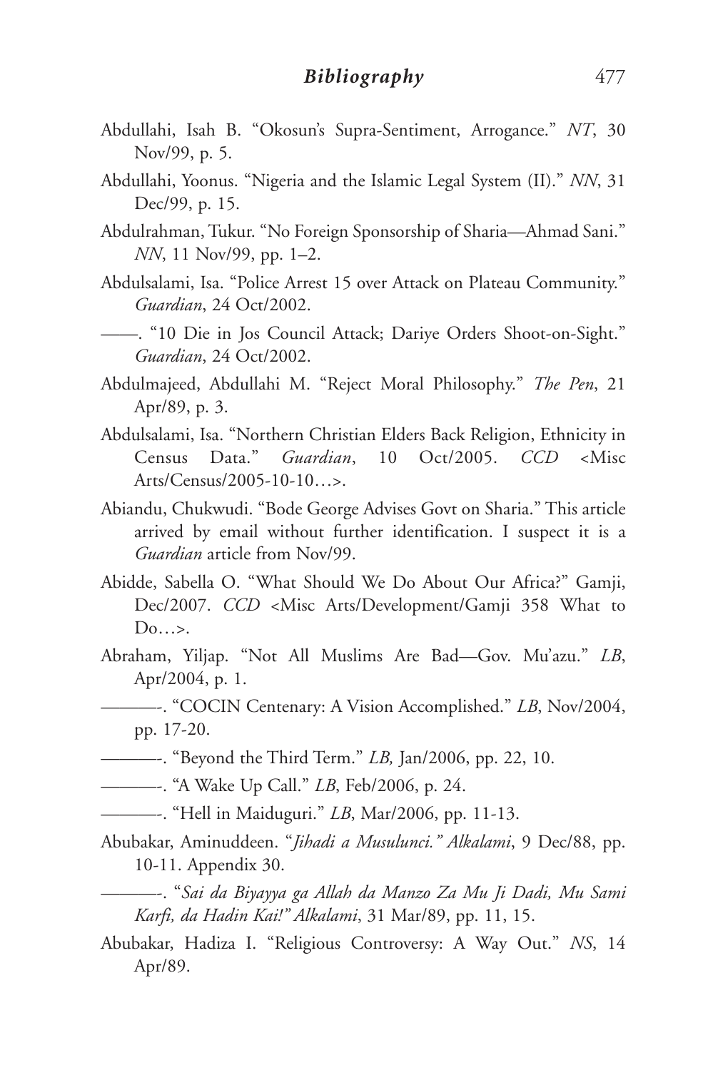Abdullahi, Isah B. "Okosun's Supra-Sentiment, Arrogance." *NT*, 30 Nov/99, p. 5.

Abdullahi, Yoonus. "Nigeria and the Islamic Legal System (II)." *NN*, 31 Dec/99, p. 15.

Abdulrahman, Tukur. "No Foreign Sponsorship of Sharia—Ahmad Sani." *NN*, 11 Nov/99, pp. 1–2.

Abdulsalami, Isa. "Police Arrest 15 over Attack on Plateau Community." *Guardian*, 24 Oct/2002.

——. "10 Die in Jos Council Attack; Dariye Orders Shoot-on-Sight." *Guardian*, 24 Oct/2002.

Abdulmajeed, Abdullahi M. "Reject Moral Philosophy." *The Pen*, 21 Apr/89, p. 3.

Abdulsalami, Isa. "Northern Christian Elders Back Religion, Ethnicity in Census Data." *Guardian*, 10 Oct/2005. *CCD* <Misc Arts/Census/2005-10-10…>.

Abiandu, Chukwudi. "Bode George Advises Govt on Sharia." This article arrived by email without further identification. I suspect it is a *Guardian* article from Nov/99.

Abidde, Sabella O. "What Should We Do About Our Africa?" Gamji, Dec/2007. *CCD* <Misc Arts/Development/Gamji 358 What to Do…>.

Abraham, Yiljap. "Not All Muslims Are Bad—Gov. Mu'azu." *LB*, Apr/2004, p. 1.

———-. "COCIN Centenary: A Vision Accomplished." *LB*, Nov/2004, pp. 17-20.

———-. "Beyond the Third Term." *LB,* Jan/2006, pp. 22, 10.

———-. "A Wake Up Call." *LB*, Feb/2006, p. 24.

———-. "Hell in Maiduguri." *LB*, Mar/2006, pp. 11-13.

Abubakar, Aminuddeen. "*Jihadi a Musulunci." Alkalami*, 9 Dec/88, pp. 10-11. Appendix 30.

———-. "*Sai da Biyayya ga Allah da Manzo Za Mu Ji Dadi, Mu Sami Karfi, da Hadin Kai!" Alkalami*, 31 Mar/89, pp. 11, 15.

Abubakar, Hadiza I. "Religious Controversy: A Way Out." *NS*, 14 Apr/89.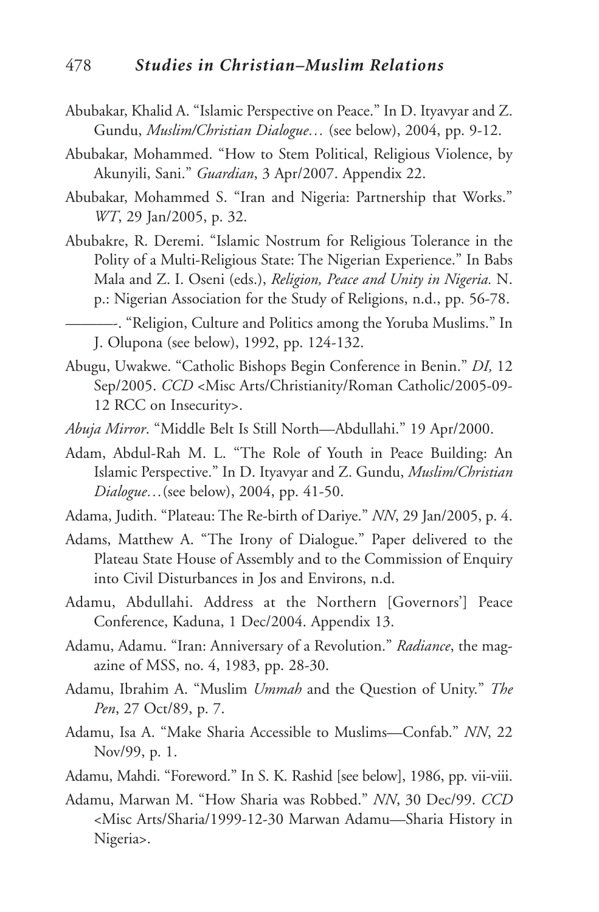Abubakar, Khalid A. "Islamic Perspective on Peace." In D. Ityavyar and Z. Gundu, *Muslim/Christian Dialogue…* (see below), 2004, pp. 9-12.

Abubakar, Mohammed. "How to Stem Political, Religious Violence, by Akunyili, Sani." *Guardian*, 3 Apr/2007. Appendix 22.

Abubakar, Mohammed S. "Iran and Nigeria: Partnership that Works." *WT*, 29 Jan/2005, p. 32.

Abubakre, R. Deremi. "Islamic Nostrum for Religious Tolerance in the Polity of a Multi-Religious State: The Nigerian Experience." In Babs Mala and Z. I. Oseni (eds.), *Religion, Peace and Unity in Nigeria.* N. p.: Nigerian Association for the Study of Religions, n.d., pp. 56-78.

———-. "Religion, Culture and Politics among the Yoruba Muslims." In J. Olupona (see below), 1992, pp. 124-132.

Abugu, Uwakwe. "Catholic Bishops Begin Conference in Benin." *DI,* 12 Sep/2005. *CCD* <Misc Arts/Christianity/Roman Catholic/2005-09-12 RCC on Insecurity>.

*Abuja Mirror*. "Middle Belt Is Still North—Abdullahi." 19 Apr/2000.

Adam, Abdul-Rah M. L. "The Role of Youth in Peace Building: An Islamic Perspective." In D. Ityavyar and Z. Gundu, *Muslim/Christian Dialogue…*(see below), 2004, pp. 41-50.

Adama, Judith. "Plateau: The Re-birth of Dariye." *NN*, 29 Jan/2005, p. 4.

Adams, Matthew A. "The Irony of Dialogue." Paper delivered to the Plateau State House of Assembly and to the Commission of Enquiry into Civil Disturbances in Jos and Environs, n.d.

Adamu, Abdullahi. Address at the Northern [Governors'] Peace Conference, Kaduna, 1 Dec/2004. Appendix 13.

Adamu, Adamu. "Iran: Anniversary of a Revolution." *Radiance*, the magazine of MSS, no. 4, 1983, pp. 28-30.

Adamu, Ibrahim A. "Muslim *Ummah* and the Question of Unity." *The Pen*, 27 Oct/89, p. 7.

Adamu, Isa A. "Make Sharia Accessible to Muslims—Confab." *NN*, 22 Nov/99, p. 1.

Adamu, Mahdi. "Foreword." In S. K. Rashid [see below], 1986, pp. vii-viii.

Adamu, Marwan M. "How Sharia was Robbed." *NN*, 30 Dec/99. *CCD* <Misc Arts/Sharia/1999-12-30 Marwan Adamu—Sharia History in Nigeria>.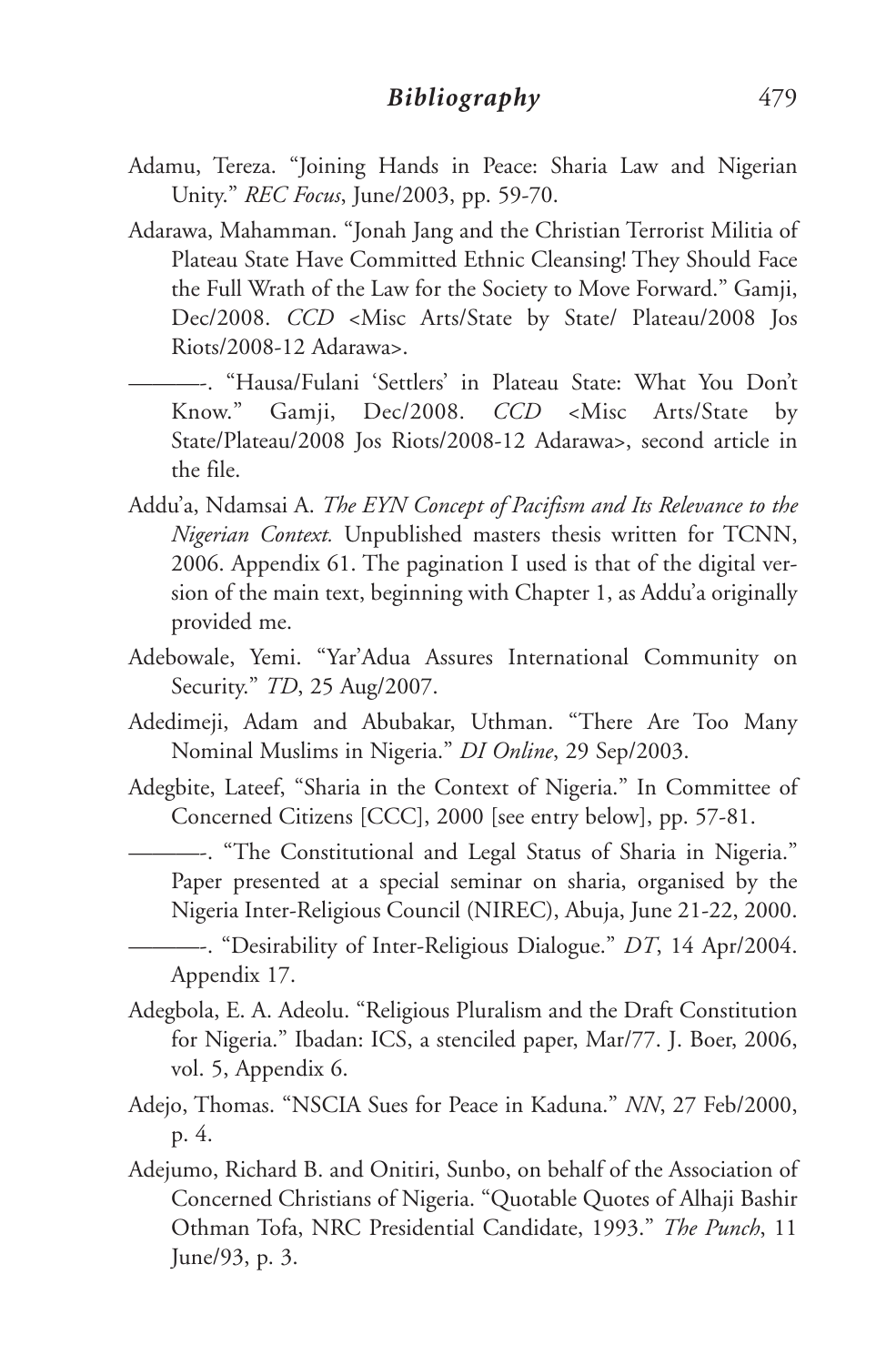Adamu, Tereza. "Joining Hands in Peace: Sharia Law and Nigerian Unity." *REC Focus*, June/2003, pp. 59-70.

Adarawa, Mahamman. "Jonah Jang and the Christian Terrorist Militia of Plateau State Have Committed Ethnic Cleansing! They Should Face the Full Wrath of the Law for the Society to Move Forward." Gamji, Dec/2008. *CCD* <Misc Arts/State by State/ Plateau/2008 Jos Riots/2008-12 Adarawa>.

———-. "Hausa/Fulani 'Settlers' in Plateau State: What You Don't Know." Gamji, Dec/2008. *CCD* <Misc Arts/State by State/Plateau/2008 Jos Riots/2008-12 Adarawa>, second article in the file.

Addu'a, Ndamsai A. *The EYN Concept of Pacifism and Its Relevance to the Nigerian Context.* Unpublished masters thesis written for TCNN, 2006. Appendix 61. The pagination I used is that of the digital version of the main text, beginning with Chapter 1, as Addu'a originally provided me.

Adebowale, Yemi. "Yar'Adua Assures International Community on Security." *TD*, 25 Aug/2007.

Adedimeji, Adam and Abubakar, Uthman. "There Are Too Many Nominal Muslims in Nigeria." *DI Online*, 29 Sep/2003.

Adegbite, Lateef, "Sharia in the Context of Nigeria." In Committee of Concerned Citizens [CCC], 2000 [see entry below], pp. 57-81.

———-. "The Constitutional and Legal Status of Sharia in Nigeria." Paper presented at a special seminar on sharia, organised by the Nigeria Inter-Religious Council (NIREC), Abuja, June 21-22, 2000.

———-. "Desirability of Inter-Religious Dialogue." *DT*, 14 Apr/2004. Appendix 17.

Adegbola, E. A. Adeolu. "Religious Pluralism and the Draft Constitution for Nigeria." Ibadan: ICS, a stenciled paper, Mar/77. J. Boer, 2006, vol. 5, Appendix 6.

Adejo, Thomas. "NSCIA Sues for Peace in Kaduna." *NN*, 27 Feb/2000, p. 4.

Adejumo, Richard B. and Onitiri, Sunbo, on behalf of the Association of Concerned Christians of Nigeria. "Quotable Quotes of Alhaji Bashir Othman Tofa, NRC Presidential Candidate, 1993." *The Punch*, 11 June/93, p. 3.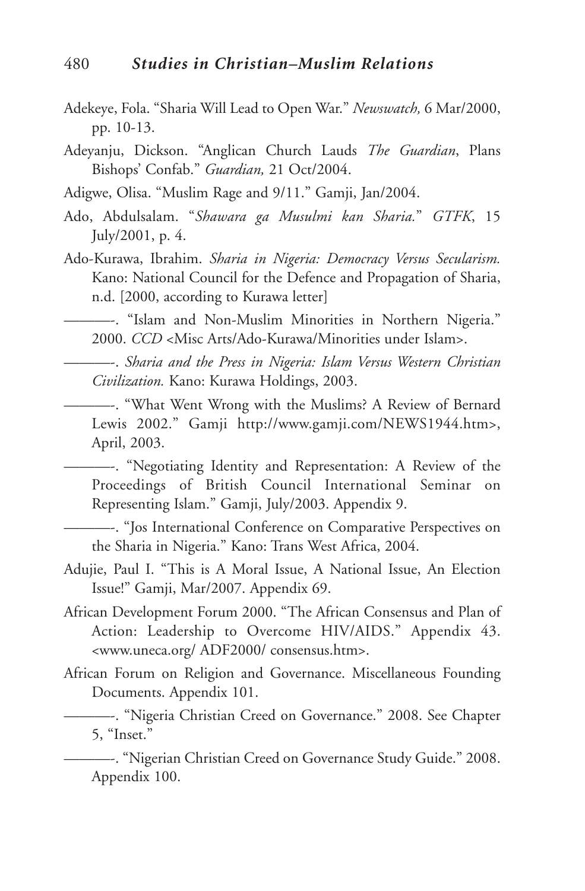Adekeye, Fola. "Sharia Will Lead to Open War." *Newswatch,* 6 Mar/2000, pp. 10-13.

Adeyanju, Dickson. "Anglican Church Lauds *The Guardian*, Plans Bishops' Confab." *Guardian,* 21 Oct/2004.

Adigwe, Olisa. "Muslim Rage and 9/11." Gamji, Jan/2004.

Ado, Abdulsalam. "*Shawara ga Musulmi kan Sharia.*" *GTFK*, 15 July/2001, p. 4.

Ado-Kurawa, Ibrahim. *Sharia in Nigeria: Democracy Versus Secularism.* Kano: National Council for the Defence and Propagation of Sharia, n.d. [2000, according to Kurawa letter]

———-. "Islam and Non-Muslim Minorities in Northern Nigeria." 2000. *CCD* <Misc Arts/Ado-Kurawa/Minorities under Islam>.

———-. *Sharia and the Press in Nigeria: Islam Versus Western Christian Civilization.* Kano: Kurawa Holdings, 2003.

———-. "What Went Wrong with the Muslims? A Review of Bernard Lewis 2002." Gamji http://www.gamji.com/NEWS1944.htm>, April, 2003.

———-. "Negotiating Identity and Representation: A Review of the Proceedings of British Council International Seminar on Representing Islam." Gamji, July/2003. Appendix 9.

———-. "Jos International Conference on Comparative Perspectives on the Sharia in Nigeria." Kano: Trans West Africa, 2004.

Adujie, Paul I. "This is A Moral Issue, A National Issue, An Election Issue!" Gamji, Mar/2007. Appendix 69.

African Development Forum 2000. "The African Consensus and Plan of Action: Leadership to Overcome HIV/AIDS." Appendix 43. <www.uneca.org/ ADF2000/ consensus.htm>.

African Forum on Religion and Governance. Miscellaneous Founding Documents. Appendix 101.

———-. "Nigeria Christian Creed on Governance." 2008. See Chapter 5, "Inset."

———-. "Nigerian Christian Creed on Governance Study Guide." 2008. Appendix 100.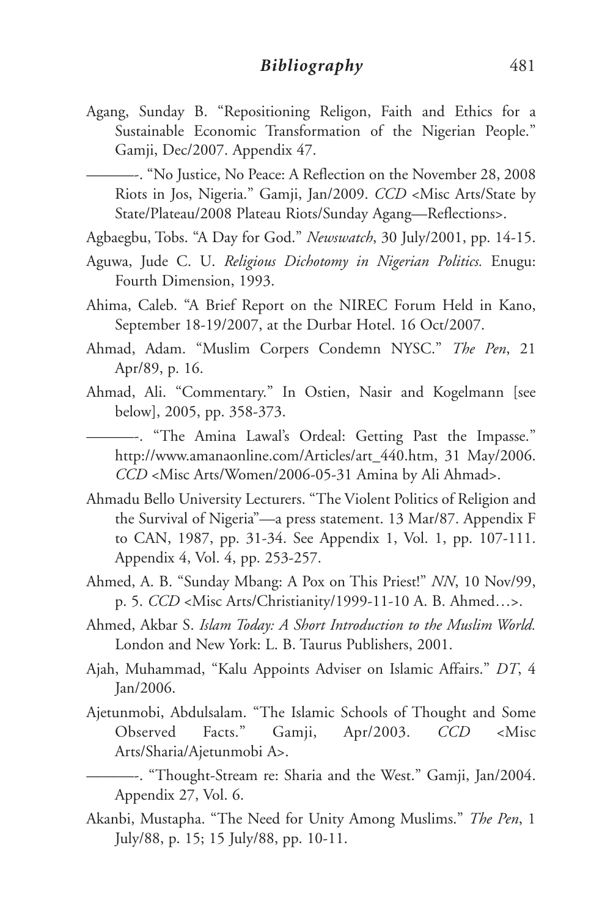Agang, Sunday B. "Repositioning Religon, Faith and Ethics for a Sustainable Economic Transformation of the Nigerian People." Gamji, Dec/2007. Appendix 47.

———-. "No Justice, No Peace: A Reflection on the November 28, 2008 Riots in Jos, Nigeria." Gamji, Jan/2009. *CCD* <Misc Arts/State by State/Plateau/2008 Plateau Riots/Sunday Agang—Reflections>.

Agbaegbu, Tobs. "A Day for God." *Newswatch*, 30 July/2001, pp. 14-15.

Aguwa, Jude C. U. *Religious Dichotomy in Nigerian Politics.* Enugu: Fourth Dimension, 1993.

Ahima, Caleb. "A Brief Report on the NIREC Forum Held in Kano, September 18-19/2007, at the Durbar Hotel. 16 Oct/2007.

Ahmad, Adam. "Muslim Corpers Condemn NYSC." *The Pen*, 21 Apr/89, p. 16.

Ahmad, Ali. "Commentary." In Ostien, Nasir and Kogelmann [see below], 2005, pp. 358-373.

———-. "The Amina Lawal's Ordeal: Getting Past the Impasse." http://www.amanaonline.com/Articles/art_440.htm, 31 May/2006. *CCD* <Misc Arts/Women/2006-05-31 Amina by Ali Ahmad>.

Ahmadu Bello University Lecturers. "The Violent Politics of Religion and the Survival of Nigeria"—a press statement. 13 Mar/87. Appendix F to CAN, 1987, pp. 31-34. See Appendix 1, Vol. 1, pp. 107-111. Appendix 4, Vol. 4, pp. 253-257.

Ahmed, A. B. "Sunday Mbang: A Pox on This Priest!" *NN*, 10 Nov/99, p. 5. *CCD* <Misc Arts/Christianity/1999-11-10 A. B. Ahmed…>.

Ahmed, Akbar S. *Islam Today: A Short Introduction to the Muslim World.* London and New York: L. B. Taurus Publishers, 2001.

Ajah, Muhammad, "Kalu Appoints Adviser on Islamic Affairs." *DT*, 4 Jan/2006.

Ajetunmobi, Abdulsalam. "The Islamic Schools of Thought and Some Observed Facts." Gamji, Apr/2003. *CCD* <Misc Arts/Sharia/Ajetunmobi A>.

———-. "Thought-Stream re: Sharia and the West." Gamji, Jan/2004. Appendix 27, Vol. 6.

Akanbi, Mustapha. "The Need for Unity Among Muslims." *The Pen*, 1 July/88, p. 15; 15 July/88, pp. 10-11.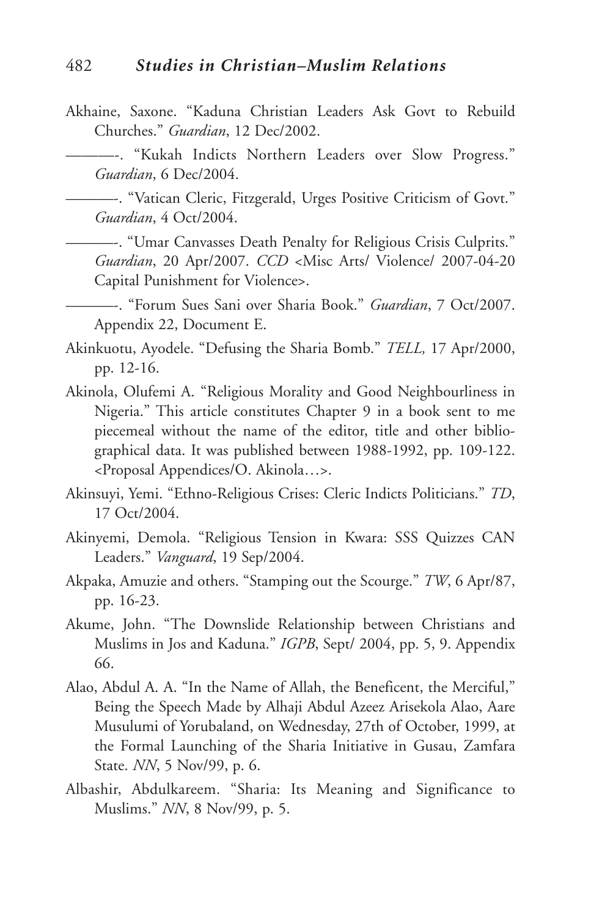Akhaine, Saxone. “Kaduna Christian Leaders Ask Govt to Rebuild Churches.” *Guardian*, 12 Dec/2002.

———-. “Kukah Indicts Northern Leaders over Slow Progress.” *Guardian*, 6 Dec/2004.

———-. “Vatican Cleric, Fitzgerald, Urges Positive Criticism of Govt.” *Guardian*, 4 Oct/2004.

———-. “Umar Canvasses Death Penalty for Religious Crisis Culprits.” *Guardian*, 20 Apr/2007. *CCD* <Misc Arts/ Violence/ 2007-04-20 Capital Punishment for Violence>.

———-. “Forum Sues Sani over Sharia Book.” *Guardian*, 7 Oct/2007. Appendix 22, Document E.

Akinkuotu, Ayodele. “Defusing the Sharia Bomb.” *TELL,* 17 Apr/2000, pp. 12-16.

Akinola, Olufemi A. “Religious Morality and Good Neighbourliness in Nigeria.” This article constitutes Chapter 9 in a book sent to me piecemeal without the name of the editor, title and other bibliographical data. It was published between 1988-1992, pp. 109-122. <Proposal Appendices/O. Akinola…>.

Akinsuyi, Yemi. “Ethno-Religious Crises: Cleric Indicts Politicians.” *TD*, 17 Oct/2004.

Akinyemi, Demola. “Religious Tension in Kwara: SSS Quizzes CAN Leaders.” *Vanguard*, 19 Sep/2004.

Akpaka, Amuzie and others. “Stamping out the Scourge.” *TW*, 6 Apr/87, pp. 16-23.

Akume, John. “The Downslide Relationship between Christians and Muslims in Jos and Kaduna.” *IGPB*, Sept/ 2004, pp. 5, 9. Appendix 66.

Alao, Abdul A. A. “In the Name of Allah, the Beneficent, the Merciful,” Being the Speech Made by Alhaji Abdul Azeez Arisekola Alao, Aare Musulumi of Yorubaland, on Wednesday, 27th of October, 1999, at the Formal Launching of the Sharia Initiative in Gusau, Zamfara State. *NN*, 5 Nov/99, p. 6.

Albashir, Abdulkareem. “Sharia: Its Meaning and Significance to Muslims.” *NN*, 8 Nov/99, p. 5.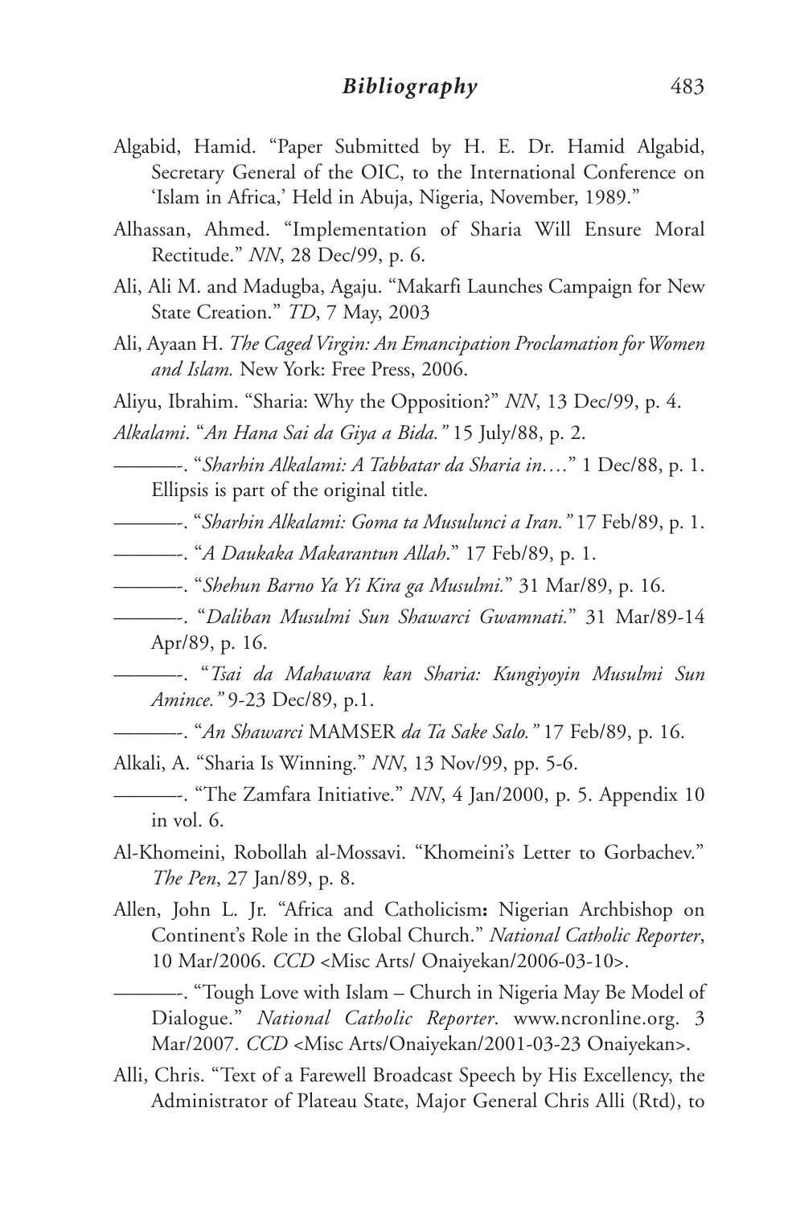Algabid, Hamid. "Paper Submitted by H. E. Dr. Hamid Algabid, Secretary General of the OIC, to the International Conference on 'Islam in Africa,' Held in Abuja, Nigeria, November, 1989."

Alhassan, Ahmed. "Implementation of Sharia Will Ensure Moral Rectitude." *NN*, 28 Dec/99, p. 6.

Ali, Ali M. and Madugba, Agaju. "Makarfi Launches Campaign for New State Creation." *TD*, 7 May, 2003

Ali, Ayaan H. *The Caged Virgin: An Emancipation Proclamation for Women and Islam.* New York: Free Press, 2006.

Aliyu, Ibrahim. "Sharia: Why the Opposition?" *NN*, 13 Dec/99, p. 4.

*Alkalami*. "*An Hana Sai da Giya a Bida."* 15 July/88, p. 2.

———-. "*Sharhin Alkalami: A Tabbatar da Sharia in….*" 1 Dec/88, p. 1. Ellipsis is part of the original title.

———-. "*Sharhin Alkalami: Goma ta Musulunci a Iran."* 17 Feb/89, p. 1.

———-. "*A Daukaka Makarantun Allah*." 17 Feb/89, p. 1.

———-. "*Shehun Barno Ya Yi Kira ga Musulmi.*" 31 Mar/89, p. 16.

———-. "*Daliban Musulmi Sun Shawarci Gwamnati.*" 31 Mar/89-14 Apr/89, p. 16.

———-. "*Tsai da Mahawara kan Sharia: Kungiyoyin Musulmi Sun Amince."* 9-23 Dec/89, p.1.

———-. "*An Shawarci* MAMSER *da Ta Sake Salo."* 17 Feb/89, p. 16.

Alkali, A. "Sharia Is Winning." *NN*, 13 Nov/99, pp. 5-6.

———-. "The Zamfara Initiative." *NN*, 4 Jan/2000, p. 5. Appendix 10 in vol. 6.

Al-Khomeini, Robollah al-Mossavi. "Khomeini's Letter to Gorbachev." *The Pen*, 27 Jan/89, p. 8.

Allen, John L. Jr. "Africa and Catholicism**:** Nigerian Archbishop on Continent's Role in the Global Church." *National Catholic Reporter*, 10 Mar/2006. *CCD* <Misc Arts/ Onaiyekan/2006-03-10>.

———-. "Tough Love with Islam – Church in Nigeria May Be Model of Dialogue." *National Catholic Reporter*. www.ncronline.org. 3 Mar/2007. *CCD* <Misc Arts/Onaiyekan/2001-03-23 Onaiyekan>.

Alli, Chris. "Text of a Farewell Broadcast Speech by His Excellency, the Administrator of Plateau State, Major General Chris Alli (Rtd), to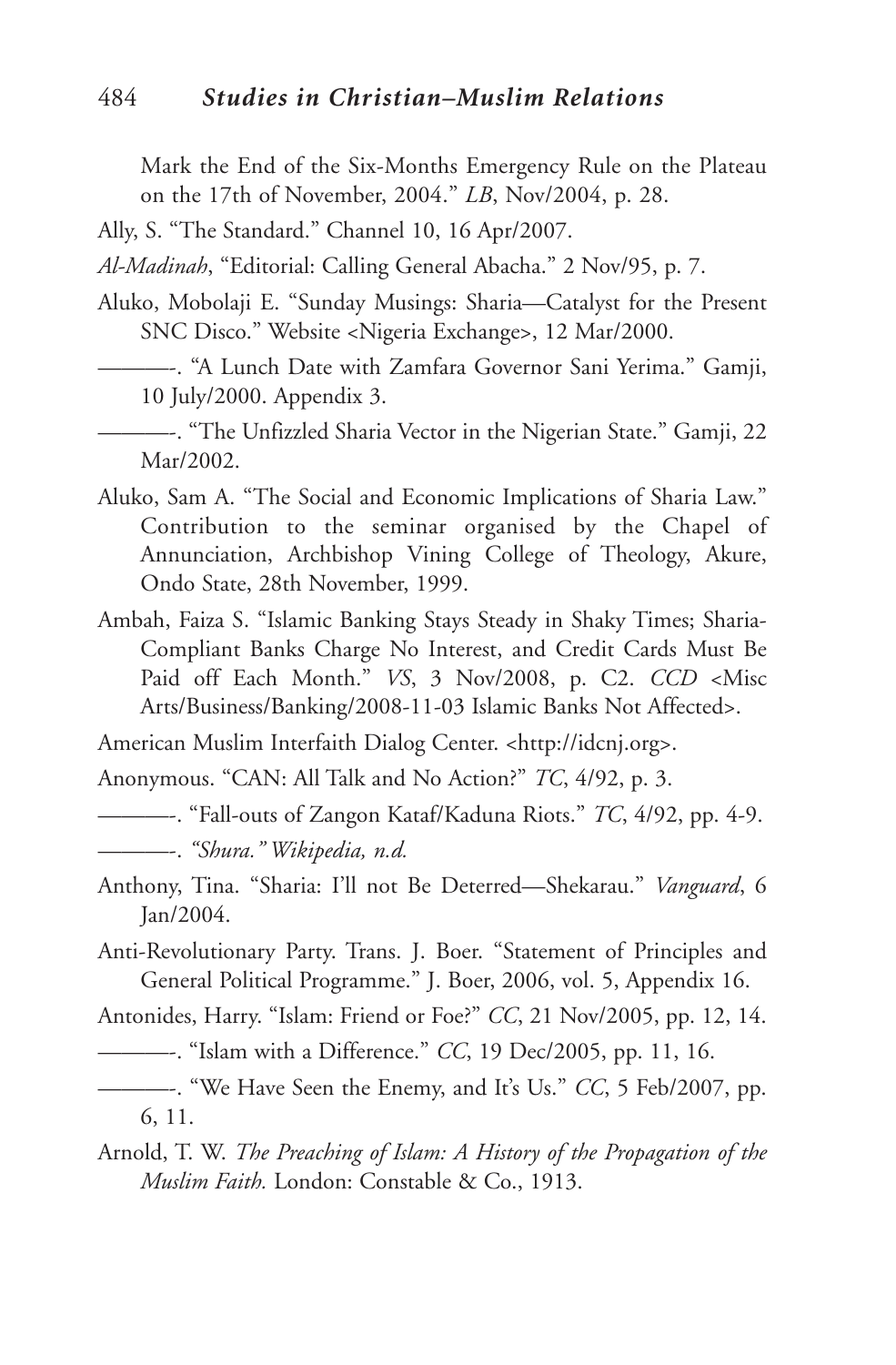Mark the End of the Six-Months Emergency Rule on the Plateau on the 17th of November, 2004." *LB*, Nov/2004, p. 28.

Ally, S. "The Standard." Channel 10, 16 Apr/2007.

*Al-Madinah*, "Editorial: Calling General Abacha." 2 Nov/95, p. 7.

Aluko, Mobolaji E. "Sunday Musings: Sharia—Catalyst for the Present SNC Disco." Website <Nigeria Exchange>, 12 Mar/2000.

———. "A Lunch Date with Zamfara Governor Sani Yerima." Gamji, 10 July/2000. Appendix 3.

———. "The Unfizzled Sharia Vector in the Nigerian State." Gamji, 22 Mar/2002.

Aluko, Sam A. "The Social and Economic Implications of Sharia Law." Contribution to the seminar organised by the Chapel of Annunciation, Archbishop Vining College of Theology, Akure, Ondo State, 28th November, 1999.

Ambah, Faiza S. "Islamic Banking Stays Steady in Shaky Times; Sharia-Compliant Banks Charge No Interest, and Credit Cards Must Be Paid off Each Month." *VS*, 3 Nov/2008, p. C2. *CCD* <Misc Arts/Business/Banking/2008-11-03 Islamic Banks Not Affected>.

American Muslim Interfaith Dialog Center. <http://idcnj.org>.

Anonymous. "CAN: All Talk and No Action?" *TC*, 4/92, p. 3.

———. "Fall-outs of Zangon Kataf/Kaduna Riots." *TC*, 4/92, pp. 4-9.

———. *"Shura." Wikipedia, n.d.*

Anthony, Tina. "Sharia: I'll not Be Deterred—Shekarau." *Vanguard*, 6 Jan/2004.

Anti-Revolutionary Party. Trans. J. Boer. "Statement of Principles and General Political Programme." J. Boer, 2006, vol. 5, Appendix 16.

Antonides, Harry. "Islam: Friend or Foe?" *CC*, 21 Nov/2005, pp. 12, 14.

———. "Islam with a Difference." *CC*, 19 Dec/2005, pp. 11, 16.

———. "We Have Seen the Enemy, and It's Us." *CC*, 5 Feb/2007, pp. 6, 11.

Arnold, T. W. *The Preaching of Islam: A History of the Propagation of the Muslim Faith.* London: Constable & Co., 1913.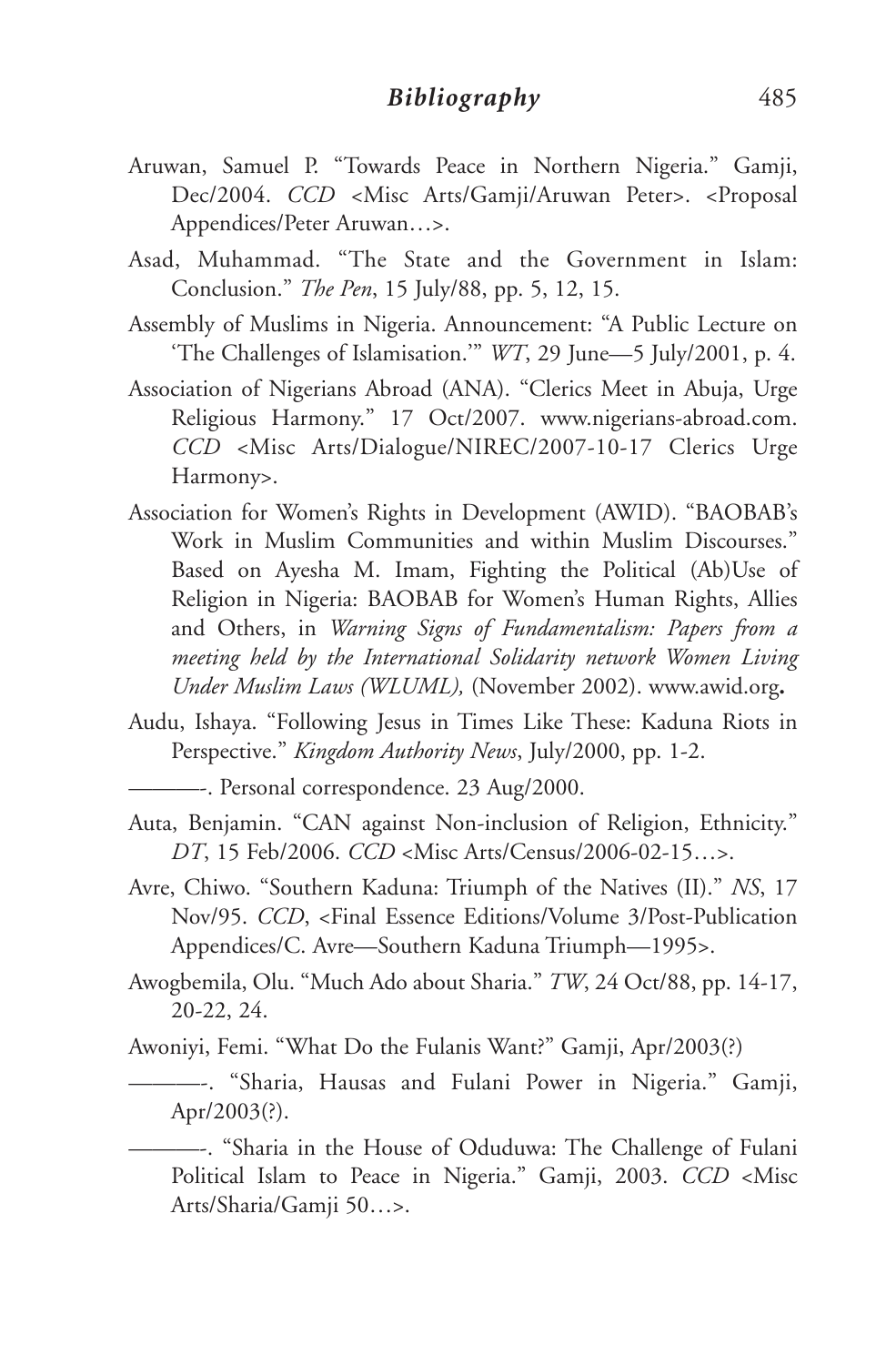Aruwan, Samuel P. "Towards Peace in Northern Nigeria." Gamji, Dec/2004. *CCD* <Misc Arts/Gamji/Aruwan Peter>. <Proposal Appendices/Peter Aruwan…>.

Asad, Muhammad. "The State and the Government in Islam: Conclusion." *The Pen*, 15 July/88, pp. 5, 12, 15.

Assembly of Muslims in Nigeria. Announcement: "A Public Lecture on 'The Challenges of Islamisation.'" *WT*, 29 June—5 July/2001, p. 4.

Association of Nigerians Abroad (ANA). "Clerics Meet in Abuja, Urge Religious Harmony." 17 Oct/2007. www.nigerians-abroad.com. *CCD* <Misc Arts/Dialogue/NIREC/2007-10-17 Clerics Urge Harmony>.

Association for Women's Rights in Development (AWID). "BAOBAB's Work in Muslim Communities and within Muslim Discourses." Based on Ayesha M. Imam, Fighting the Political (Ab)Use of Religion in Nigeria: BAOBAB for Women's Human Rights, Allies and Others, in *Warning Signs of Fundamentalism: Papers from a meeting held by the International Solidarity network Women Living Under Muslim Laws (WLUML),* (November 2002). www.awid.org**.**

Audu, Ishaya. "Following Jesus in Times Like These: Kaduna Riots in Perspective." *Kingdom Authority News*, July/2000, pp. 1-2.

———-. Personal correspondence. 23 Aug/2000.

Auta, Benjamin. "CAN against Non-inclusion of Religion, Ethnicity." *DT*, 15 Feb/2006. *CCD* <Misc Arts/Census/2006-02-15…>.

Avre, Chiwo. "Southern Kaduna: Triumph of the Natives (II)." *NS*, 17 Nov/95. *CCD*, <Final Essence Editions/Volume 3/Post-Publication Appendices/C. Avre—Southern Kaduna Triumph—1995>.

Awogbemila, Olu. "Much Ado about Sharia." *TW*, 24 Oct/88, pp. 14-17, 20-22, 24.

Awoniyi, Femi. "What Do the Fulanis Want?" Gamji, Apr/2003(?)

———-. "Sharia, Hausas and Fulani Power in Nigeria." Gamji, Apr/2003(?).

———-. "Sharia in the House of Oduduwa: The Challenge of Fulani Political Islam to Peace in Nigeria." Gamji, 2003. *CCD* <Misc Arts/Sharia/Gamji 50…>.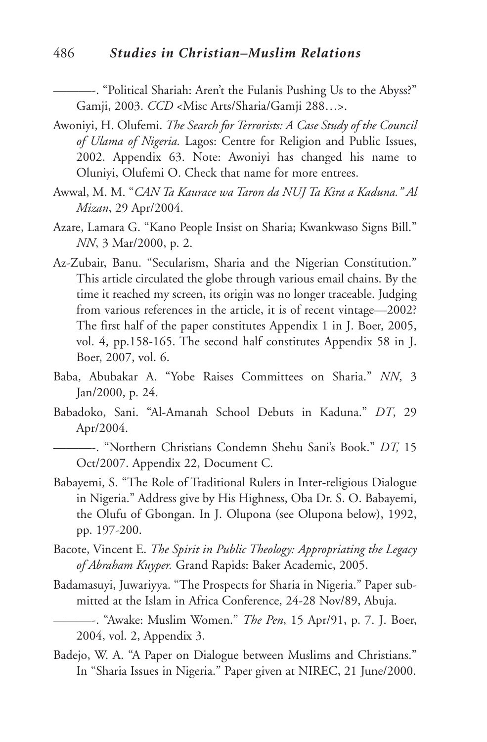———. "Political Shariah: Aren't the Fulanis Pushing Us to the Abyss?" Gamji, 2003. *CCD* <Misc Arts/Sharia/Gamji 288…>.

Awoniyi, H. Olufemi. *The Search for Terrorists: A Case Study of the Council of Ulama of Nigeria.* Lagos: Centre for Religion and Public Issues, 2002. Appendix 63. Note: Awoniyi has changed his name to Oluniyi, Olufemi O. Check that name for more entrees.

Awwal, M. M. "*CAN Ta Kaurace wa Taron da NUJ Ta Kira a Kaduna." Al Mizan*, 29 Apr/2004.

Azare, Lamara G. "Kano People Insist on Sharia; Kwankwaso Signs Bill." *NN*, 3 Mar/2000, p. 2.

Az-Zubair, Banu. "Secularism, Sharia and the Nigerian Constitution." This article circulated the globe through various email chains. By the time it reached my screen, its origin was no longer traceable. Judging from various references in the article, it is of recent vintage—2002? The first half of the paper constitutes Appendix 1 in J. Boer, 2005, vol. 4, pp.158-165. The second half constitutes Appendix 58 in J. Boer, 2007, vol. 6.

Baba, Abubakar A. "Yobe Raises Committees on Sharia." *NN*, 3 Jan/2000, p. 24.

Babadoko, Sani. "Al-Amanah School Debuts in Kaduna." *DT*, 29 Apr/2004.

———. "Northern Christians Condemn Shehu Sani's Book." *DT,* 15 Oct/2007. Appendix 22, Document C.

Babayemi, S. "The Role of Traditional Rulers in Inter-religious Dialogue in Nigeria." Address give by His Highness, Oba Dr. S. O. Babayemi, the Olufu of Gbongan. In J. Olupona (see Olupona below), 1992, pp. 197-200.

Bacote, Vincent E. *The Spirit in Public Theology: Appropriating the Legacy of Abraham Kuyper.* Grand Rapids: Baker Academic, 2005.

Badamasuyi, Juwariyya. "The Prospects for Sharia in Nigeria." Paper submitted at the Islam in Africa Conference, 24-28 Nov/89, Abuja.

———. "Awake: Muslim Women." *The Pen*, 15 Apr/91, p. 7. J. Boer, 2004, vol. 2, Appendix 3.

Badejo, W. A. "A Paper on Dialogue between Muslims and Christians." In "Sharia Issues in Nigeria." Paper given at NIREC, 21 June/2000.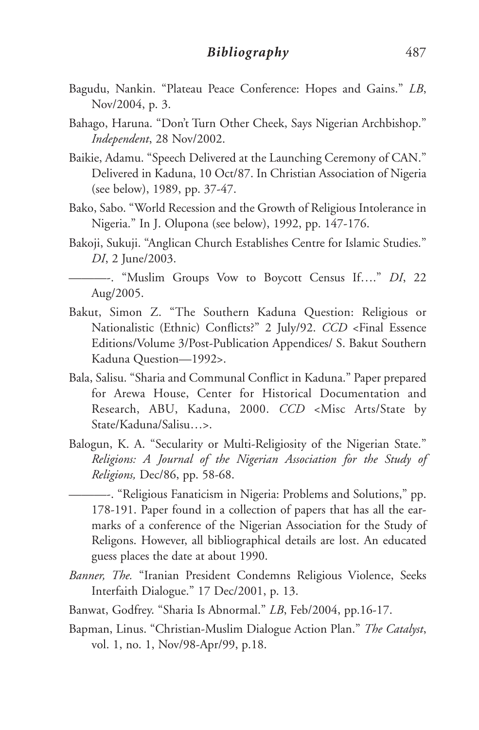Bagudu, Nankin. "Plateau Peace Conference: Hopes and Gains." *LB*, Nov/2004, p. 3.

Bahago, Haruna. "Don't Turn Other Cheek, Says Nigerian Archbishop." *Independent*, 28 Nov/2002.

Baikie, Adamu. "Speech Delivered at the Launching Ceremony of CAN." Delivered in Kaduna, 10 Oct/87. In Christian Association of Nigeria (see below), 1989, pp. 37-47.

Bako, Sabo. "World Recession and the Growth of Religious Intolerance in Nigeria." In J. Olupona (see below), 1992, pp. 147-176.

Bakoji, Sukuji. "Anglican Church Establishes Centre for Islamic Studies." *DI*, 2 June/2003.

———-. "Muslim Groups Vow to Boycott Census If…." *DI*, 22 Aug/2005.

Bakut, Simon Z. "The Southern Kaduna Question: Religious or Nationalistic (Ethnic) Conflicts?" 2 July/92. *CCD* <Final Essence Editions/Volume 3/Post-Publication Appendices/ S. Bakut Southern Kaduna Question—1992>.

Bala, Salisu. "Sharia and Communal Conflict in Kaduna." Paper prepared for Arewa House, Center for Historical Documentation and Research, ABU, Kaduna, 2000. *CCD* <Misc Arts/State by State/Kaduna/Salisu…>.

Balogun, K. A. "Secularity or Multi-Religiosity of the Nigerian State." *Religions: A Journal of the Nigerian Association for the Study of Religions,* Dec/86, pp. 58-68.

———-. "Religious Fanaticism in Nigeria: Problems and Solutions," pp. 178-191. Paper found in a collection of papers that has all the earmarks of a conference of the Nigerian Association for the Study of Religons. However, all bibliographical details are lost. An educated guess places the date at about 1990.

*Banner, The.* "Iranian President Condemns Religious Violence, Seeks Interfaith Dialogue." 17 Dec/2001, p. 13.

Banwat, Godfrey. "Sharia Is Abnormal." *LB*, Feb/2004, pp.16-17.

Bapman, Linus. "Christian-Muslim Dialogue Action Plan." *The Catalyst*, vol. 1, no. 1, Nov/98-Apr/99, p.18.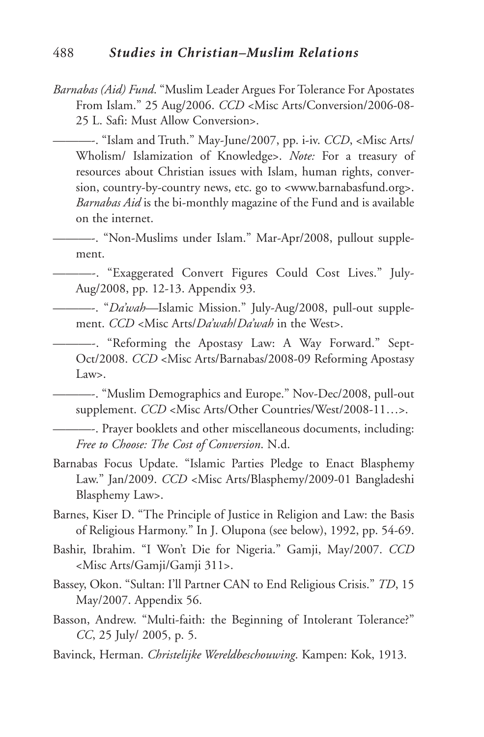*Barnabas (Aid) Fund*. "Muslim Leader Argues For Tolerance For Apostates From Islam." 25 Aug/2006. *CCD* <Misc Arts/Conversion/2006-08-25 L. Safi: Must Allow Conversion>.

———-. "Islam and Truth." May-June/2007, pp. i-iv. *CCD*, <Misc Arts/ Wholism/ Islamization of Knowledge>. *Note:* For a treasury of resources about Christian issues with Islam, human rights, conversion, country-by-country news, etc. go to <www.barnabasfund.org>. *Barnabas Aid* is the bi-monthly magazine of the Fund and is available on the internet.

———-. "Non-Muslims under Islam." Mar-Apr/2008, pullout supplement.

———-. "Exaggerated Convert Figures Could Cost Lives." July-Aug/2008, pp. 12-13. Appendix 93.

———-. "*Da'wah*—Islamic Mission." July-Aug/2008, pull-out supplement. *CCD* <Misc Arts/*Da'wah*/*Da'wah* in the West>.

———-. "Reforming the Apostasy Law: A Way Forward." Sept-Oct/2008. *CCD* <Misc Arts/Barnabas/2008-09 Reforming Apostasy Law>.

———-. "Muslim Demographics and Europe." Nov-Dec/2008, pull-out supplement. *CCD* <Misc Arts/Other Countries/West/2008-11…>.

———-. Prayer booklets and other miscellaneous documents, including: *Free to Choose: The Cost of Conversion*. N.d.

Barnabas Focus Update. "Islamic Parties Pledge to Enact Blasphemy Law." Jan/2009. *CCD* <Misc Arts/Blasphemy/2009-01 Bangladeshi Blasphemy Law>.

Barnes, Kiser D. "The Principle of Justice in Religion and Law: the Basis of Religious Harmony." In J. Olupona (see below), 1992, pp. 54-69.

Bashir, Ibrahim. "I Won't Die for Nigeria." Gamji, May/2007. *CCD* <Misc Arts/Gamji/Gamji 311>.

Bassey, Okon. "Sultan: I'll Partner CAN to End Religious Crisis." *TD*, 15 May/2007. Appendix 56.

Basson, Andrew. "Multi-faith: the Beginning of Intolerant Tolerance?" *CC*, 25 July/ 2005, p. 5.

Bavinck, Herman. *Christelijke Wereldbeschouwing*. Kampen: Kok, 1913.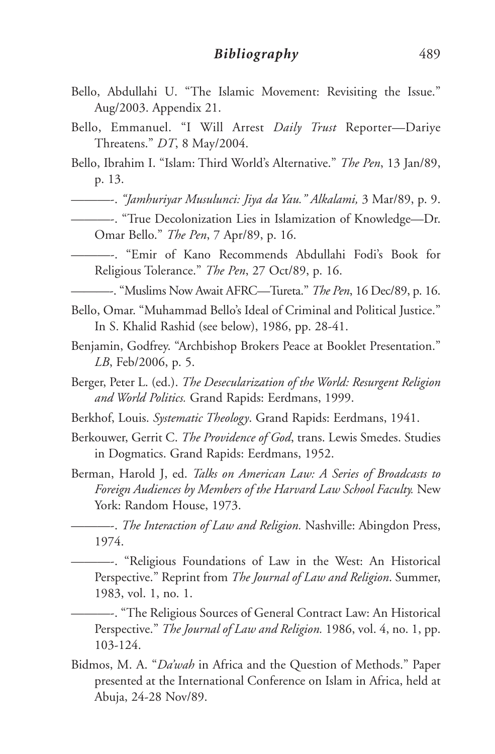Bello, Abdullahi U. "The Islamic Movement: Revisiting the Issue." Aug/2003. Appendix 21.

Bello, Emmanuel. "I Will Arrest *Daily Trust* Reporter—Dariye Threatens." *DT*, 8 May/2004.

Bello, Ibrahim I. "Islam: Third World's Alternative." *The Pen*, 13 Jan/89, p. 13.

———-. *"Jamhuriyar Musulunci: Jiya da Yau." Alkalami,* 3 Mar/89, p. 9.

———-. "True Decolonization Lies in Islamization of Knowledge—Dr. Omar Bello." *The Pen*, 7 Apr/89, p. 16.

———-. "Emir of Kano Recommends Abdullahi Fodi's Book for Religious Tolerance." *The Pen*, 27 Oct/89, p. 16.

———-. "Muslims Now Await AFRC—Tureta." *The Pen*, 16 Dec/89, p. 16.

Bello, Omar. "Muhammad Bello's Ideal of Criminal and Political Justice." In S. Khalid Rashid (see below), 1986, pp. 28-41.

Benjamin, Godfrey. "Archbishop Brokers Peace at Booklet Presentation." *LB*, Feb/2006, p. 5.

Berger, Peter L. (ed.). *The Desecularization of the World: Resurgent Religion and World Politics.* Grand Rapids: Eerdmans, 1999.

Berkhof, Louis. *Systematic Theology*. Grand Rapids: Eerdmans, 1941.

Berkouwer, Gerrit C. *The Providence of God*, trans. Lewis Smedes. Studies in Dogmatics. Grand Rapids: Eerdmans, 1952.

Berman, Harold J, ed. *Talks on American Law: A Series of Broadcasts to Foreign Audiences by Members of the Harvard Law School Faculty.* New York: Random House, 1973.

———-. *The Interaction of Law and Religion.* Nashville: Abingdon Press, 1974.

———-. "Religious Foundations of Law in the West: An Historical Perspective." Reprint from *The Journal of Law and Religion*. Summer, 1983, vol. 1, no. 1.

———-. "The Religious Sources of General Contract Law: An Historical Perspective." *The Journal of Law and Religion.* 1986, vol. 4, no. 1, pp. 103-124.

Bidmos, M. A. "*Da'wah* in Africa and the Question of Methods." Paper presented at the International Conference on Islam in Africa, held at Abuja, 24-28 Nov/89.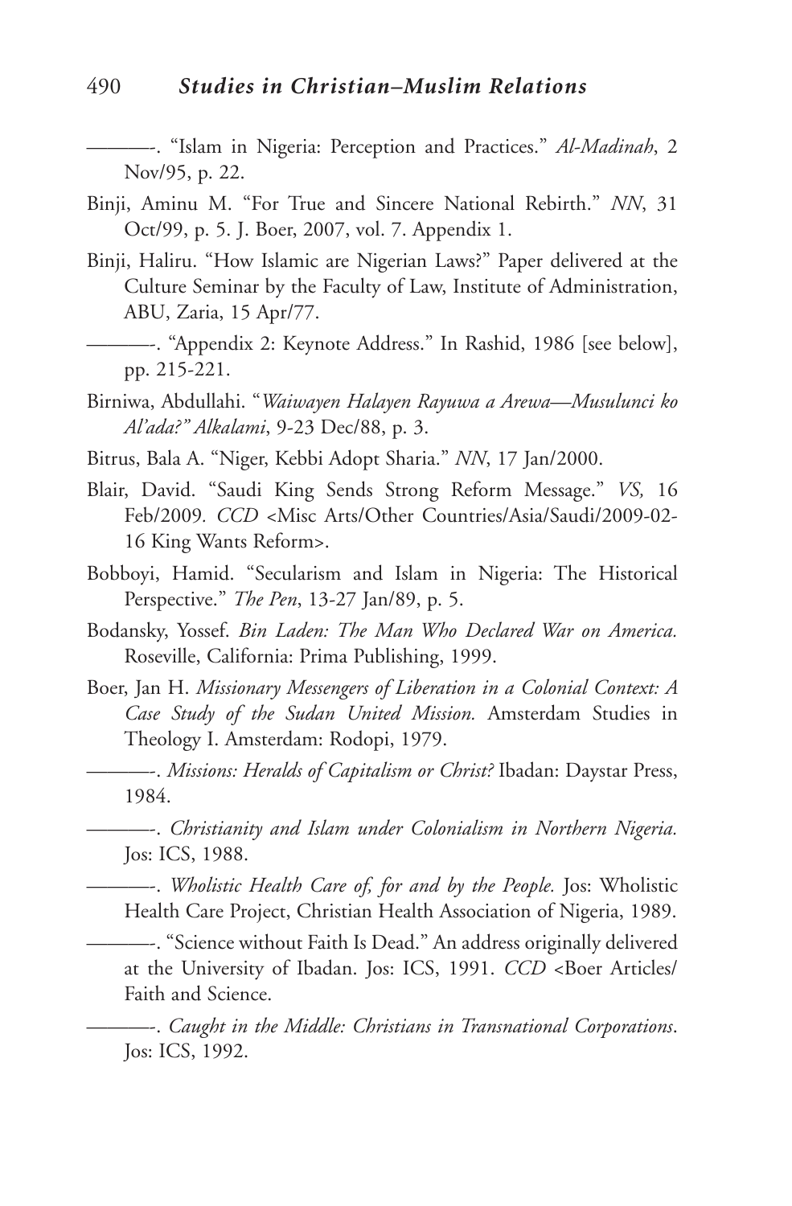———-. "Islam in Nigeria: Perception and Practices." *Al-Madinah*, 2 Nov/95, p. 22.

Binji, Aminu M. "For True and Sincere National Rebirth." *NN*, 31 Oct/99, p. 5. J. Boer, 2007, vol. 7. Appendix 1.

Binji, Haliru. "How Islamic are Nigerian Laws?" Paper delivered at the Culture Seminar by the Faculty of Law, Institute of Administration, ABU, Zaria, 15 Apr/77.

———-. "Appendix 2: Keynote Address." In Rashid, 1986 [see below], pp. 215-221.

Birniwa, Abdullahi. "*Waiwayen Halayen Rayuwa a Arewa—Musulunci ko Al'ada?" Alkalami*, 9-23 Dec/88, p. 3.

Bitrus, Bala A. "Niger, Kebbi Adopt Sharia." *NN*, 17 Jan/2000.

Blair, David. "Saudi King Sends Strong Reform Message." *VS,* 16 Feb/2009*. CCD* <Misc Arts/Other Countries/Asia/Saudi/2009-02-16 King Wants Reform>.

Bobboyi, Hamid. "Secularism and Islam in Nigeria: The Historical Perspective." *The Pen*, 13-27 Jan/89, p. 5.

Bodansky, Yossef. *Bin Laden: The Man Who Declared War on America.* Roseville, California: Prima Publishing, 1999.

Boer, Jan H. *Missionary Messengers of Liberation in a Colonial Context: A Case Study of the Sudan United Mission.* Amsterdam Studies in Theology I. Amsterdam: Rodopi, 1979.

———-. *Missions: Heralds of Capitalism or Christ?* Ibadan: Daystar Press, 1984.

———-. *Christianity and Islam under Colonialism in Northern Nigeria.* Jos: ICS, 1988.

———-. *Wholistic Health Care of, for and by the People.* Jos: Wholistic Health Care Project, Christian Health Association of Nigeria, 1989.

———-. "Science without Faith Is Dead." An address originally delivered at the University of Ibadan. Jos: ICS, 1991. *CCD* <Boer Articles/ Faith and Science.

———-. *Caught in the Middle: Christians in Transnational Corporations*. Jos: ICS, 1992.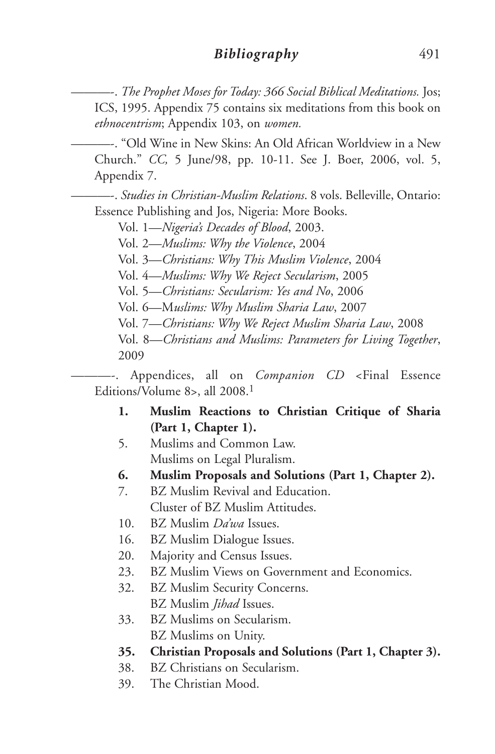———-. *The Prophet Moses for Today: 366 Social Biblical Meditations.* Jos; ICS, 1995. Appendix 75 contains six meditations from this book on *ethnocentrism*; Appendix 103, on *women.*

———-. "Old Wine in New Skins: An Old African Worldview in a New Church." *CC,* 5 June/98, pp. 10-11. See J. Boer, 2006, vol. 5, Appendix 7.

———-. *Studies in Christian-Muslim Relations*. 8 vols. Belleville, Ontario: Essence Publishing and Jos, Nigeria: More Books.

Vol. 1—*Nigeria's Decades of Blood*, 2003.
Vol. 2—*Muslims: Why the Violence*, 2004
Vol. 3—*Christians: Why This Muslim Violence*, 2004
Vol. 4—*Muslims: Why We Reject Secularism*, 2005
Vol. 5—*Christians: Secularism: Yes and No*, 2006
Vol. 6—M*uslims: Why Muslim Sharia Law*, 2007
Vol. 7—*Christians: Why We Reject Muslim Sharia Law*, 2008
Vol. 8—*Christians and Muslims: Parameters for Living Together*, 2009

———-. Appendices, all on *Companion CD* <Final Essence Editions/Volume 8>, all 2008.[1]

**1. Muslim Reactions to Christian Critique of Sharia (Part 1, Chapter 1).**
5. Muslims and Common Law.
Muslims on Legal Pluralism.
**6. Muslim Proposals and Solutions (Part 1, Chapter 2).**
7. BZ Muslim Revival and Education.
Cluster of BZ Muslim Attitudes.
10. BZ Muslim *Da'wa* Issues.
16. BZ Muslim Dialogue Issues.
20. Majority and Census Issues.
23. BZ Muslim Views on Government and Economics.
32. BZ Muslim Security Concerns.
BZ Muslim *Jihad* Issues.
33. BZ Muslims on Secularism.
BZ Muslims on Unity.
**35. Christian Proposals and Solutions (Part 1, Chapter 3).**
38. BZ Christians on Secularism.
39. The Christian Mood.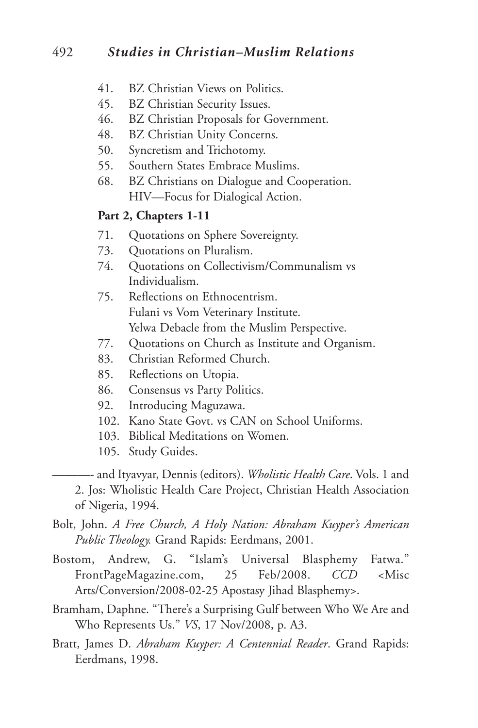41. BZ Christian Views on Politics.
45. BZ Christian Security Issues.
46. BZ Christian Proposals for Government.
48. BZ Christian Unity Concerns.
50. Syncretism and Trichotomy.
55. Southern States Embrace Muslims.
68. BZ Christians on Dialogue and Cooperation.
    HIV—Focus for Dialogical Action.

**Part 2, Chapters 1-11**

71. Quotations on Sphere Sovereignty.
73. Quotations on Pluralism.
74. Quotations on Collectivism/Communalism vs Individualism.
75. Reflections on Ethnocentrism.
    Fulani vs Vom Veterinary Institute.
    Yelwa Debacle from the Muslim Perspective.
77. Quotations on Church as Institute and Organism.
83. Christian Reformed Church.
85. Reflections on Utopia.
86. Consensus vs Party Politics.
92. Introducing Maguzawa.
102. Kano State Govt. vs CAN on School Uniforms.
103. Biblical Meditations on Women.
105. Study Guides.

———- and Ityavyar, Dennis (editors). *Wholistic Health Care*. Vols. 1 and 2. Jos: Wholistic Health Care Project, Christian Health Association of Nigeria, 1994.

Bolt, John. *A Free Church, A Holy Nation: Abraham Kuyper's American Public Theology.* Grand Rapids: Eerdmans, 2001.

Bostom, Andrew, G. "Islam's Universal Blasphemy Fatwa." FrontPageMagazine.com, 25 Feb/2008. *CCD* <Misc Arts/Conversion/2008-02-25 Apostasy Jihad Blasphemy>.

Bramham, Daphne. "There's a Surprising Gulf between Who We Are and Who Represents Us." *VS*, 17 Nov/2008, p. A3.

Bratt, James D. *Abraham Kuyper: A Centennial Reader*. Grand Rapids: Eerdmans, 1998.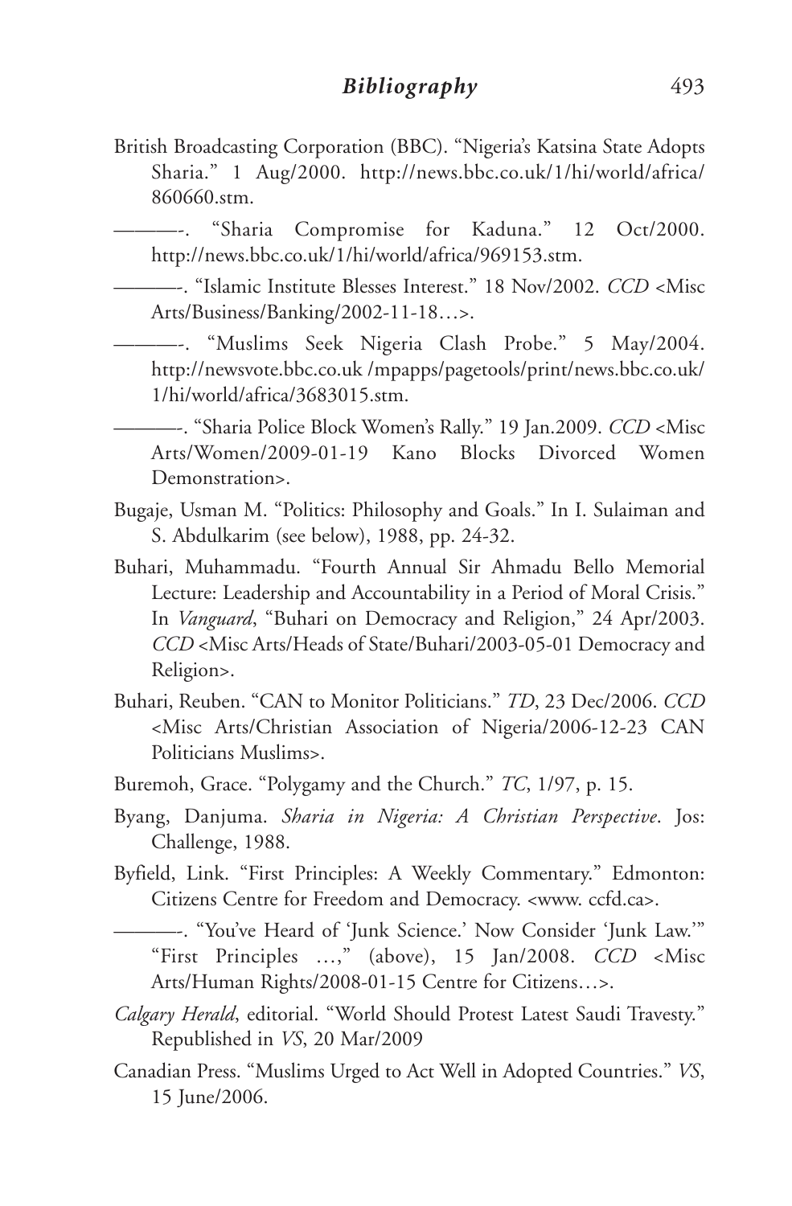British Broadcasting Corporation (BBC). "Nigeria's Katsina State Adopts Sharia." 1 Aug/2000. http://news.bbc.co.uk/1/hi/world/africa/860660.stm.

———-. "Sharia Compromise for Kaduna." 12 Oct/2000. http://news.bbc.co.uk/1/hi/world/africa/969153.stm.

———-. "Islamic Institute Blesses Interest." 18 Nov/2002. *CCD* <Misc Arts/Business/Banking/2002-11-18…>.

———-. "Muslims Seek Nigeria Clash Probe." 5 May/2004. http://newsvote.bbc.co.uk /mpapps/pagetools/print/news.bbc.co.uk/1/hi/world/africa/3683015.stm.

———-. "Sharia Police Block Women's Rally." 19 Jan.2009. *CCD* <Misc Arts/Women/2009-01-19 Kano Blocks Divorced Women Demonstration>.

Bugaje, Usman M. "Politics: Philosophy and Goals." In I. Sulaiman and S. Abdulkarim (see below), 1988, pp. 24-32.

Buhari, Muhammadu. "Fourth Annual Sir Ahmadu Bello Memorial Lecture: Leadership and Accountability in a Period of Moral Crisis." In *Vanguard*, "Buhari on Democracy and Religion," 24 Apr/2003. *CCD* <Misc Arts/Heads of State/Buhari/2003-05-01 Democracy and Religion>.

Buhari, Reuben. "CAN to Monitor Politicians." *TD*, 23 Dec/2006. *CCD* <Misc Arts/Christian Association of Nigeria/2006-12-23 CAN Politicians Muslims>.

Buremoh, Grace. "Polygamy and the Church." *TC*, 1/97, p. 15.

Byang, Danjuma. *Sharia in Nigeria: A Christian Perspective*. Jos: Challenge, 1988.

Byfield, Link. "First Principles: A Weekly Commentary." Edmonton: Citizens Centre for Freedom and Democracy. <www. ccfd.ca>.

———-. "You've Heard of 'Junk Science.' Now Consider 'Junk Law.'" "First Principles …," (above), 15 Jan/2008. *CCD* <Misc Arts/Human Rights/2008-01-15 Centre for Citizens…>.

*Calgary Herald*, editorial. "World Should Protest Latest Saudi Travesty." Republished in *VS*, 20 Mar/2009

Canadian Press. "Muslims Urged to Act Well in Adopted Countries." *VS*, 15 June/2006.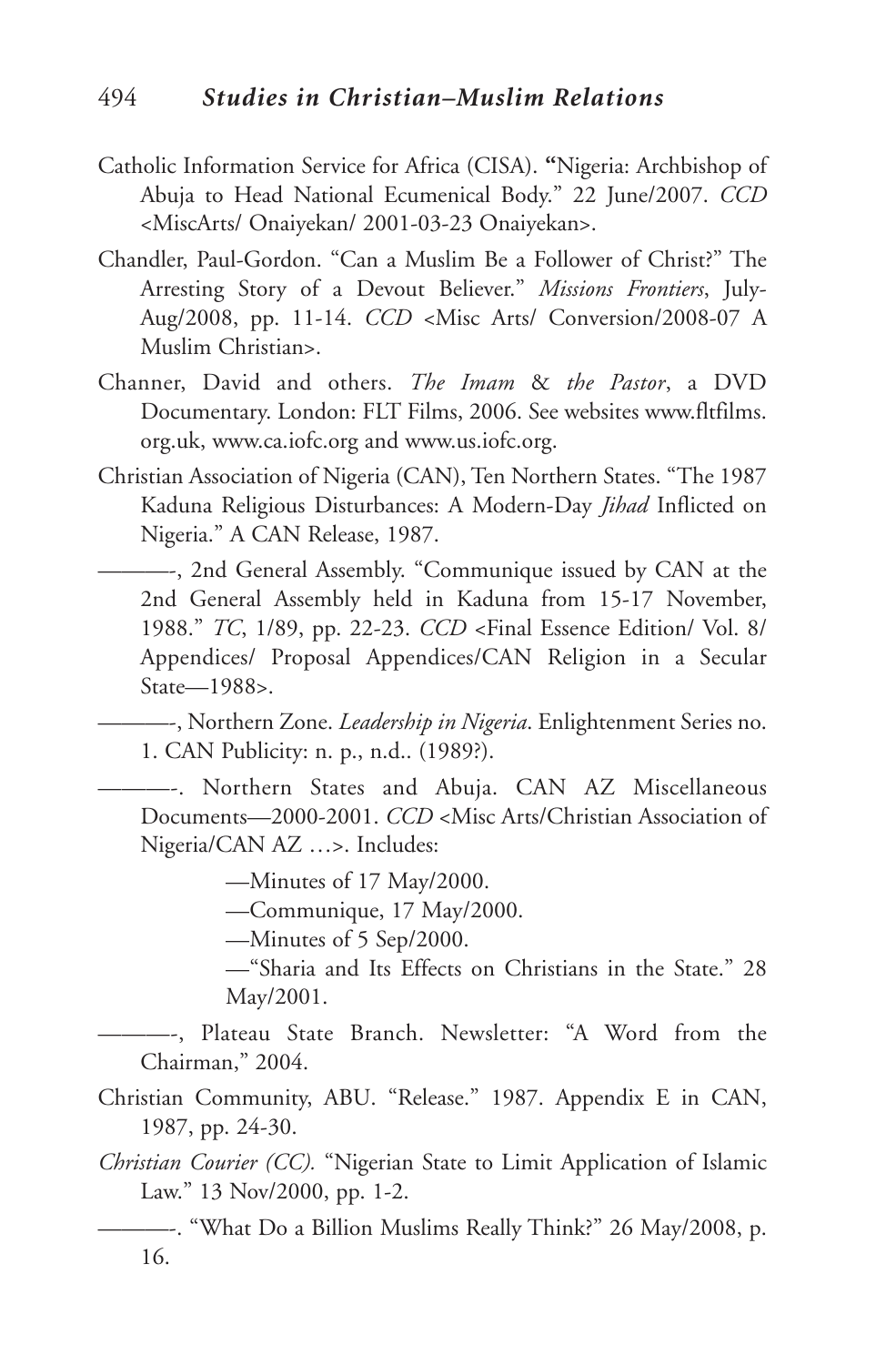Catholic Information Service for Africa (CISA). "Nigeria: Archbishop of Abuja to Head National Ecumenical Body." 22 June/2007. *CCD* <MiscArts/ Onaiyekan/ 2001-03-23 Onaiyekan>.

Chandler, Paul-Gordon. "Can a Muslim Be a Follower of Christ?" The Arresting Story of a Devout Believer." *Missions Frontiers*, July-Aug/2008, pp. 11-14. *CCD* <Misc Arts/ Conversion/2008-07 A Muslim Christian>.

Channer, David and others. *The Imam & the Pastor*, a DVD Documentary. London: FLT Films, 2006. See websites www.fltfilms.org.uk, www.ca.iofc.org and www.us.iofc.org.

Christian Association of Nigeria (CAN), Ten Northern States. "The 1987 Kaduna Religious Disturbances: A Modern-Day *Jihad* Inflicted on Nigeria." A CAN Release, 1987.

———-, 2nd General Assembly. "Communique issued by CAN at the 2nd General Assembly held in Kaduna from 15-17 November, 1988." *TC*, 1/89, pp. 22-23. *CCD* <Final Essence Edition/ Vol. 8/ Appendices/ Proposal Appendices/CAN Religion in a Secular State—1988>.

———-, Northern Zone. *Leadership in Nigeria*. Enlightenment Series no. 1. CAN Publicity: n. p., n.d.. (1989?).

———-. Northern States and Abuja. CAN AZ Miscellaneous Documents—2000-2001. *CCD* <Misc Arts/Christian Association of Nigeria/CAN AZ …>. Includes:

—Minutes of 17 May/2000.

—Communique, 17 May/2000.

—Minutes of 5 Sep/2000.

—"Sharia and Its Effects on Christians in the State." 28 May/2001.

———-, Plateau State Branch. Newsletter: "A Word from the Chairman," 2004.

Christian Community, ABU. "Release." 1987. Appendix E in CAN, 1987, pp. 24-30.

*Christian Courier (CC).* "Nigerian State to Limit Application of Islamic Law." 13 Nov/2000, pp. 1-2.

———-. "What Do a Billion Muslims Really Think?" 26 May/2008, p. 16.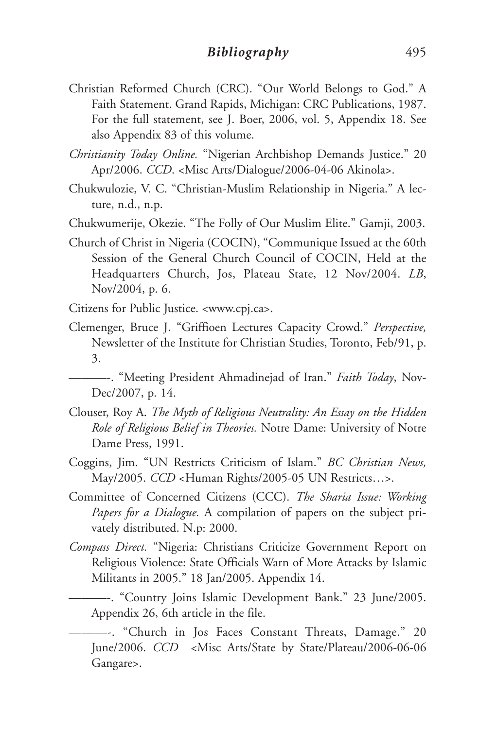Christian Reformed Church (CRC). "Our World Belongs to God." A Faith Statement. Grand Rapids, Michigan: CRC Publications, 1987. For the full statement, see J. Boer, 2006, vol. 5, Appendix 18. See also Appendix 83 of this volume.

*Christianity Today Online.* "Nigerian Archbishop Demands Justice." 20 Apr/2006. *CCD*. <Misc Arts/Dialogue/2006-04-06 Akinola>.

Chukwulozie, V. C. "Christian-Muslim Relationship in Nigeria." A lecture, n.d., n.p.

Chukwumerije, Okezie. "The Folly of Our Muslim Elite." Gamji, 2003.

Church of Christ in Nigeria (COCIN), "Communique Issued at the 60th Session of the General Church Council of COCIN, Held at the Headquarters Church, Jos, Plateau State, 12 Nov/2004. *LB*, Nov/2004, p. 6.

Citizens for Public Justice. <www.cpj.ca>.

Clemenger, Bruce J. "Griffioen Lectures Capacity Crowd." *Perspective,* Newsletter of the Institute for Christian Studies, Toronto, Feb/91, p. 3.

———-. "Meeting President Ahmadinejad of Iran." *Faith Today*, Nov-Dec/2007, p. 14.

Clouser, Roy A. *The Myth of Religious Neutrality: An Essay on the Hidden Role of Religious Belief in Theories.* Notre Dame: University of Notre Dame Press, 1991.

Coggins, Jim. "UN Restricts Criticism of Islam." *BC Christian News,* May/2005. *CCD* <Human Rights/2005-05 UN Restricts…>.

Committee of Concerned Citizens (CCC). *The Sharia Issue: Working Papers for a Dialogue.* A compilation of papers on the subject privately distributed. N.p: 2000.

*Compass Direct.* "Nigeria: Christians Criticize Government Report on Religious Violence: State Officials Warn of More Attacks by Islamic Militants in 2005." 18 Jan/2005. Appendix 14.

———-. "Country Joins Islamic Development Bank." 23 June/2005. Appendix 26, 6th article in the file.

———-. "Church in Jos Faces Constant Threats, Damage." 20 June/2006. *CCD* <Misc Arts/State by State/Plateau/2006-06-06 Gangare>.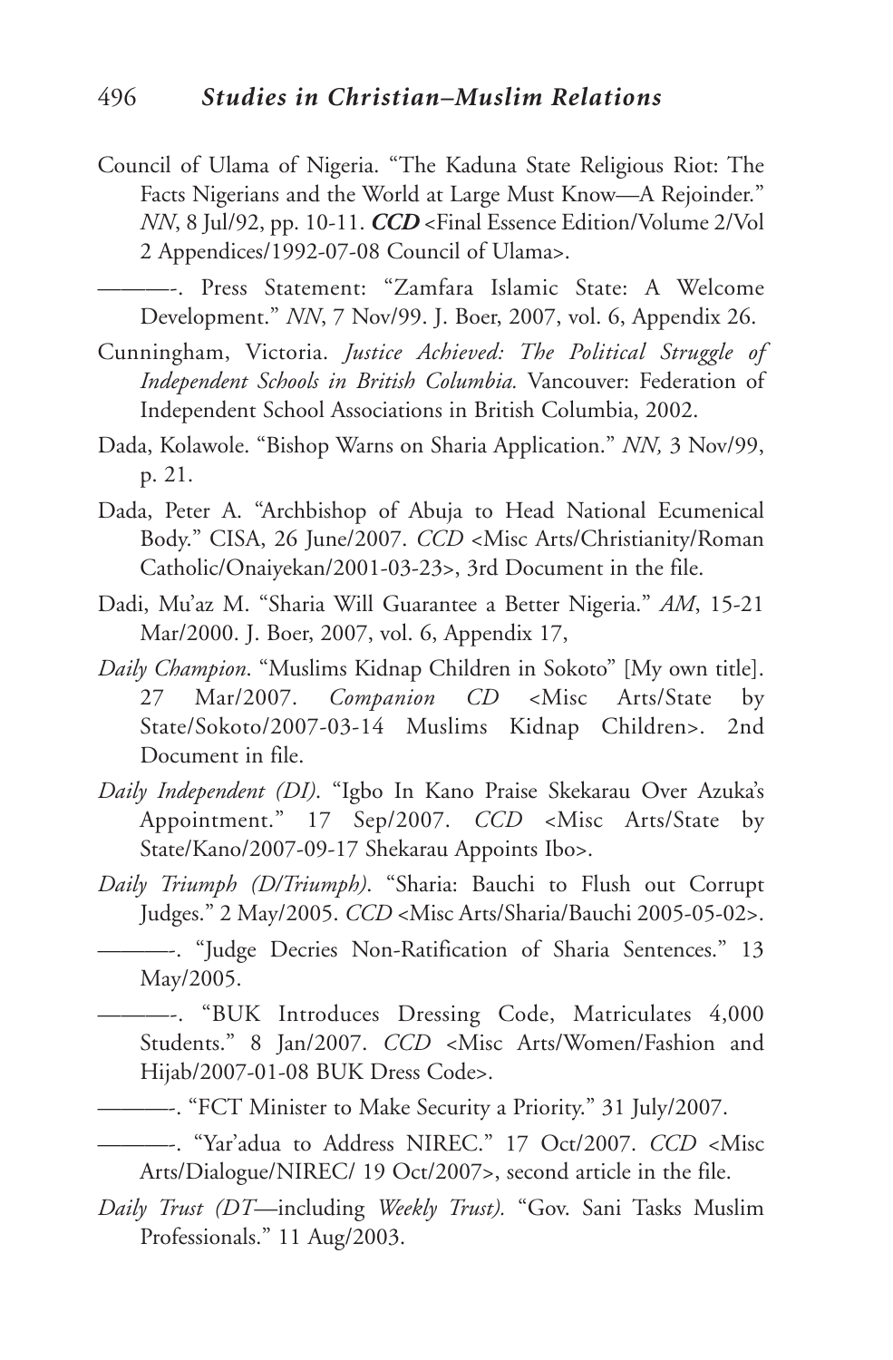Council of Ulama of Nigeria. "The Kaduna State Religious Riot: The Facts Nigerians and the World at Large Must Know—A Rejoinder." *NN*, 8 Jul/92, pp. 10-11. ***CCD*** <Final Essence Edition/Volume 2/Vol 2 Appendices/1992-07-08 Council of Ulama>.

———-. Press Statement: "Zamfara Islamic State: A Welcome Development." *NN*, 7 Nov/99. J. Boer, 2007, vol. 6, Appendix 26.

Cunningham, Victoria. *Justice Achieved: The Political Struggle of Independent Schools in British Columbia.* Vancouver: Federation of Independent School Associations in British Columbia, 2002.

Dada, Kolawole. "Bishop Warns on Sharia Application." *NN,* 3 Nov/99, p. 21.

Dada, Peter A. "Archbishop of Abuja to Head National Ecumenical Body." CISA, 26 June/2007. *CCD* <Misc Arts/Christianity/Roman Catholic/Onaiyekan/2001-03-23>, 3rd Document in the file.

Dadi, Mu'az M. "Sharia Will Guarantee a Better Nigeria." *AM*, 15-21 Mar/2000. J. Boer, 2007, vol. 6, Appendix 17,

*Daily Champion*. "Muslims Kidnap Children in Sokoto" [My own title]. 27 Mar/2007. *Companion CD* <Misc Arts/State by State/Sokoto/2007-03-14 Muslims Kidnap Children>. 2nd Document in file.

*Daily Independent (DI)*. "Igbo In Kano Praise Skekarau Over Azuka's Appointment." 17 Sep/2007. *CCD* <Misc Arts/State by State/Kano/2007-09-17 Shekarau Appoints Ibo>.

*Daily Triumph (D/Triumph)*. "Sharia: Bauchi to Flush out Corrupt Judges." 2 May/2005. *CCD* <Misc Arts/Sharia/Bauchi 2005-05-02>.

———-. "Judge Decries Non-Ratification of Sharia Sentences." 13 May/2005.

———-. "BUK Introduces Dressing Code, Matriculates 4,000 Students." 8 Jan/2007. *CCD* <Misc Arts/Women/Fashion and Hijab/2007-01-08 BUK Dress Code>.

———-. "FCT Minister to Make Security a Priority." 31 July/2007.

———-. "Yar'adua to Address NIREC." 17 Oct/2007. *CCD* <Misc Arts/Dialogue/NIREC/ 19 Oct/2007>, second article in the file.

*Daily Trust (DT*—including *Weekly Trust).* "Gov. Sani Tasks Muslim Professionals." 11 Aug/2003.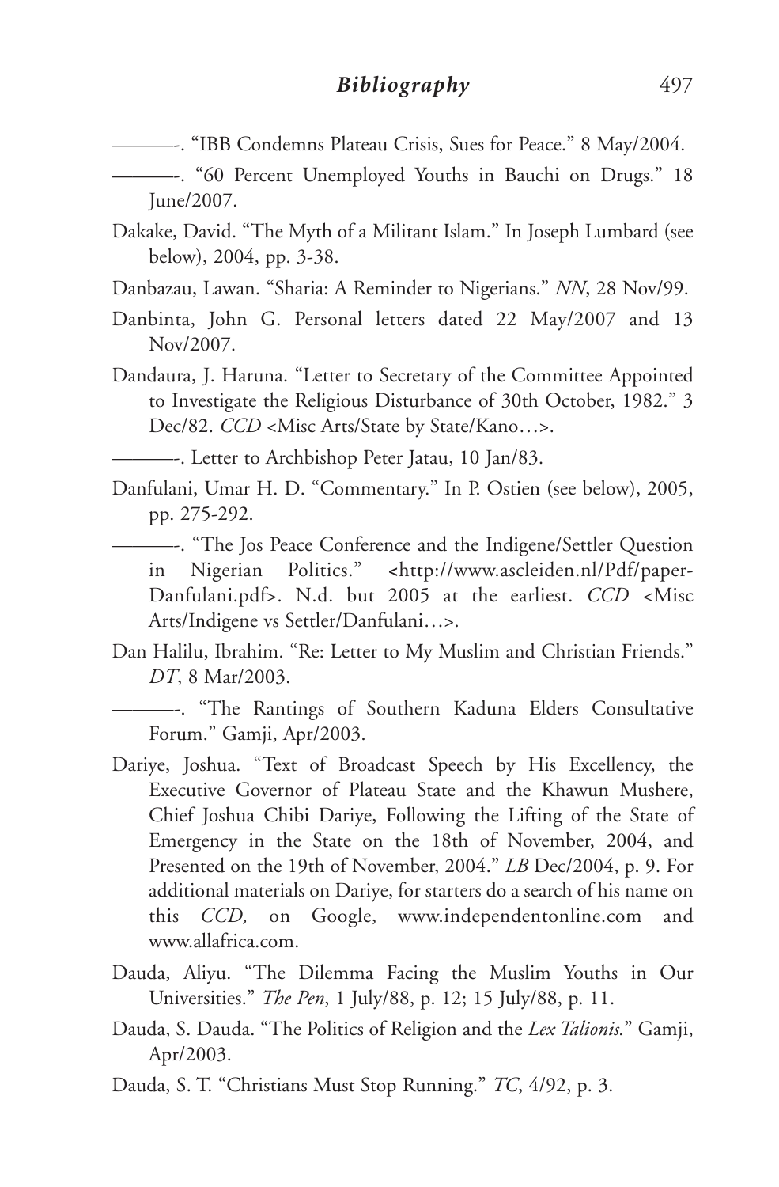———-. "IBB Condemns Plateau Crisis, Sues for Peace." 8 May/2004.

———-. "60 Percent Unemployed Youths in Bauchi on Drugs." 18 June/2007.

Dakake, David. "The Myth of a Militant Islam." In Joseph Lumbard (see below), 2004, pp. 3-38.

Danbazau, Lawan. "Sharia: A Reminder to Nigerians." *NN*, 28 Nov/99.

Danbinta, John G. Personal letters dated 22 May/2007 and 13 Nov/2007.

Dandaura, J. Haruna. "Letter to Secretary of the Committee Appointed to Investigate the Religious Disturbance of 30th October, 1982." 3 Dec/82. *CCD* <Misc Arts/State by State/Kano…>.

———-. Letter to Archbishop Peter Jatau, 10 Jan/83.

Danfulani, Umar H. D. "Commentary." In P. Ostien (see below), 2005, pp. 275-292.

———-. "The Jos Peace Conference and the Indigene/Settler Question in Nigerian Politics." <http://www.ascleiden.nl/Pdf/paper-Danfulani.pdf>. N.d. but 2005 at the earliest. *CCD* <Misc Arts/Indigene vs Settler/Danfulani…>.

Dan Halilu, Ibrahim. "Re: Letter to My Muslim and Christian Friends." *DT*, 8 Mar/2003.

———-. "The Rantings of Southern Kaduna Elders Consultative Forum." Gamji, Apr/2003.

Dariye, Joshua. "Text of Broadcast Speech by His Excellency, the Executive Governor of Plateau State and the Khawun Mushere, Chief Joshua Chibi Dariye, Following the Lifting of the State of Emergency in the State on the 18th of November, 2004, and Presented on the 19th of November, 2004." *LB* Dec/2004, p. 9. For additional materials on Dariye, for starters do a search of his name on this *CCD,* on Google, www.independentonline.com and www.allafrica.com.

Dauda, Aliyu. "The Dilemma Facing the Muslim Youths in Our Universities." *The Pen*, 1 July/88, p. 12; 15 July/88, p. 11.

Dauda, S. Dauda. "The Politics of Religion and the *Lex Talionis.*" Gamji, Apr/2003.

Dauda, S. T. "Christians Must Stop Running." *TC*, 4/92, p. 3.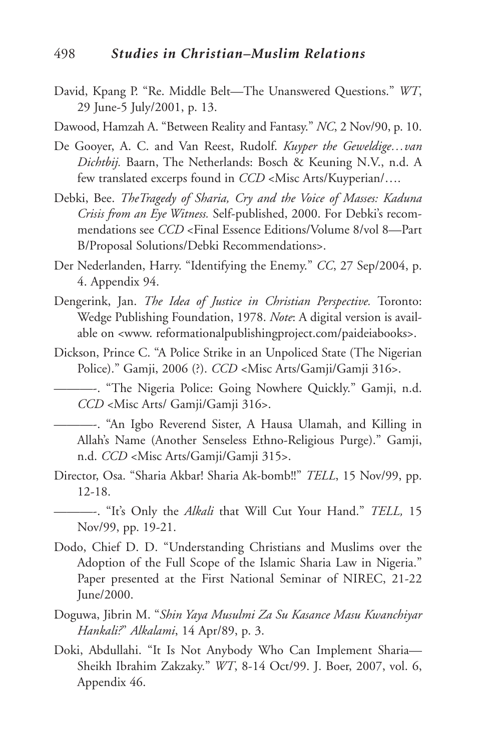David, Kpang P. "Re. Middle Belt—The Unanswered Questions." *WT*, 29 June-5 July/2001, p. 13.

Dawood, Hamzah A. "Between Reality and Fantasy." *NC*, 2 Nov/90, p. 10.

De Gooyer, A. C. and Van Reest, Rudolf. *Kuyper the Geweldige…van Dichtbij.* Baarn, The Netherlands: Bosch & Keuning N.V., n.d. A few translated excerps found in *CCD* <Misc Arts/Kuyperian/….

Debki, Bee. *TheTragedy of Sharia, Cry and the Voice of Masses: Kaduna Crisis from an Eye Witness.* Self-published, 2000. For Debki's recommendations see *CCD* <Final Essence Editions/Volume 8/vol 8—Part B/Proposal Solutions/Debki Recommendations>.

Der Nederlanden, Harry. "Identifying the Enemy." *CC*, 27 Sep/2004, p. 4. Appendix 94.

Dengerink, Jan. *The Idea of Justice in Christian Perspective.* Toronto: Wedge Publishing Foundation, 1978. *Note*: A digital version is available on <www. reformationalpublishingproject.com/paideiabooks>.

Dickson, Prince C. "A Police Strike in an Unpoliced State (The Nigerian Police)." Gamji, 2006 (?). *CCD* <Misc Arts/Gamji/Gamji 316>.

———-. "The Nigeria Police: Going Nowhere Quickly." Gamji, n.d. *CCD* <Misc Arts/ Gamji/Gamji 316>.

———-. "An Igbo Reverend Sister, A Hausa Ulamah, and Killing in Allah's Name (Another Senseless Ethno-Religious Purge)." Gamji, n.d. *CCD* <Misc Arts/Gamji/Gamji 315>.

Director, Osa. "Sharia Akbar! Sharia Ak-bomb!!" *TELL*, 15 Nov/99, pp. 12-18.

———-. "It's Only the *Alkali* that Will Cut Your Hand." *TELL,* 15 Nov/99, pp. 19-21.

Dodo, Chief D. D. "Understanding Christians and Muslims over the Adoption of the Full Scope of the Islamic Sharia Law in Nigeria." Paper presented at the First National Seminar of NIREC, 21-22 June/2000.

Doguwa, Jibrin M. "*Shin Yaya Musulmi Za Su Kasance Masu Kwanchiyar Hankali?*" *Alkalami*, 14 Apr/89, p. 3.

Doki, Abdullahi. "It Is Not Anybody Who Can Implement Sharia—Sheikh Ibrahim Zakzaky." *WT*, 8-14 Oct/99. J. Boer, 2007, vol. 6, Appendix 46.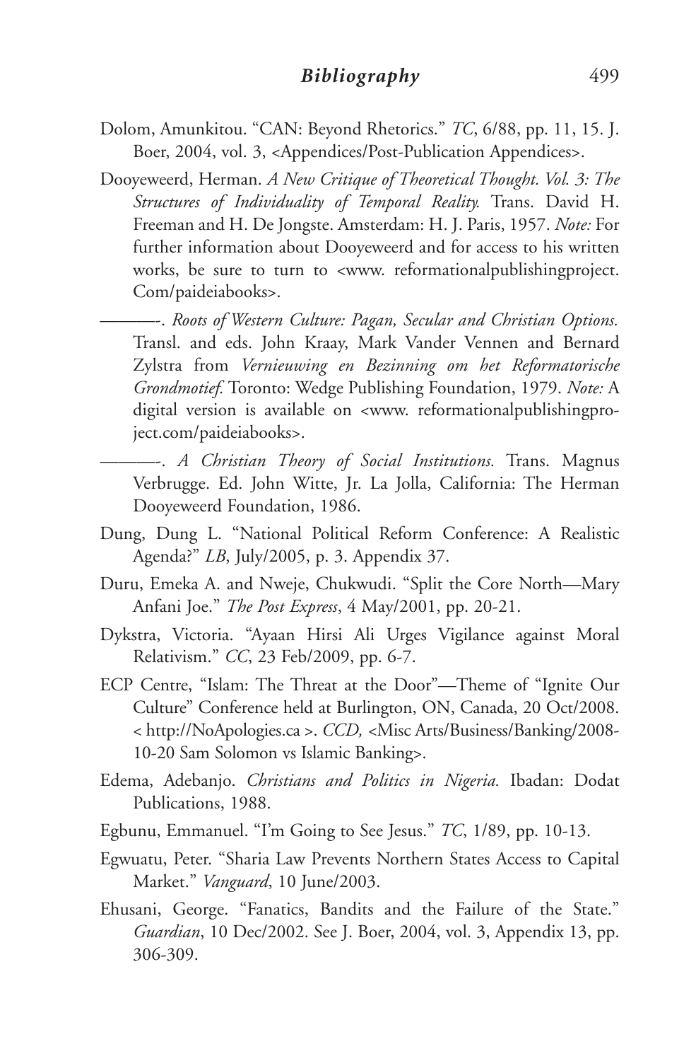Dolom, Amunkitou. "CAN: Beyond Rhetorics." *TC*, 6/88, pp. 11, 15. J. Boer, 2004, vol. 3, <Appendices/Post-Publication Appendices>.

Dooyeweerd, Herman. *A New Critique of Theoretical Thought. Vol. 3: The Structures of Individuality of Temporal Reality.* Trans. David H. Freeman and H. De Jongste. Amsterdam: H. J. Paris, 1957. *Note:* For further information about Dooyeweerd and for access to his written works, be sure to turn to <www. reformationalpublishingproject. Com/paideiabooks>.

———-. *Roots of Western Culture: Pagan, Secular and Christian Options.* Transl. and eds. John Kraay, Mark Vander Vennen and Bernard Zylstra from *Vernieuwing en Bezinning om het Reformatorische Grondmotief.* Toronto: Wedge Publishing Foundation, 1979. *Note:* A digital version is available on <www. reformationalpublishingproject.com/paideiabooks>.

———-. *A Christian Theory of Social Institutions.* Trans. Magnus Verbrugge. Ed. John Witte, Jr. La Jolla, California: The Herman Dooyeweerd Foundation, 1986.

Dung, Dung L. "National Political Reform Conference: A Realistic Agenda?" *LB*, July/2005, p. 3. Appendix 37.

Duru, Emeka A. and Nweje, Chukwudi. "Split the Core North—Mary Anfani Joe." *The Post Express*, 4 May/2001, pp. 20-21.

Dykstra, Victoria. "Ayaan Hirsi Ali Urges Vigilance against Moral Relativism." *CC*, 23 Feb/2009, pp. 6-7.

ECP Centre, "Islam: The Threat at the Door"—Theme of "Ignite Our Culture" Conference held at Burlington, ON, Canada, 20 Oct/2008. < http://NoApologies.ca >. *CCD,* <Misc Arts/Business/Banking/2008-10-20 Sam Solomon vs Islamic Banking>.

Edema, Adebanjo. *Christians and Politics in Nigeria.* Ibadan: Dodat Publications, 1988.

Egbunu, Emmanuel. "I'm Going to See Jesus." *TC*, 1/89, pp. 10-13.

Egwuatu, Peter. "Sharia Law Prevents Northern States Access to Capital Market." *Vanguard*, 10 June/2003.

Ehusani, George. "Fanatics, Bandits and the Failure of the State." *Guardian*, 10 Dec/2002. See J. Boer, 2004, vol. 3, Appendix 13, pp. 306-309.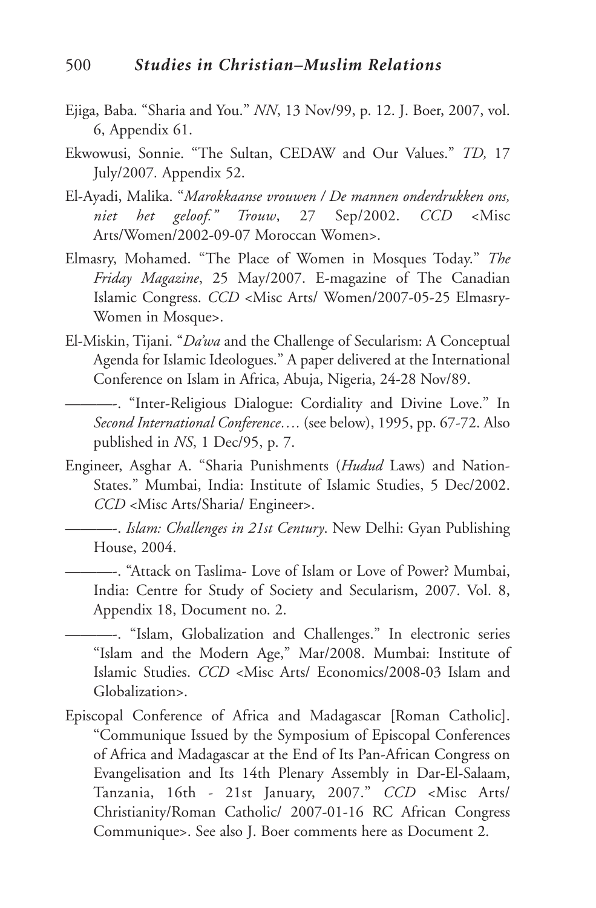Ejiga, Baba. "Sharia and You." *NN*, 13 Nov/99, p. 12. J. Boer, 2007, vol. 6, Appendix 61.

Ekwowusi, Sonnie. "The Sultan, CEDAW and Our Values." *TD,* 17 July/2007. Appendix 52.

El-Ayadi, Malika. "*Marokkaanse vrouwen / De mannen onderdrukken ons, niet het geloof." Trouw*, 27 Sep/2002. *CCD* <Misc Arts/Women/2002-09-07 Moroccan Women>.

Elmasry, Mohamed. "The Place of Women in Mosques Today." *The Friday Magazine*, 25 May/2007. E-magazine of The Canadian Islamic Congress. *CCD* <Misc Arts/ Women/2007-05-25 Elmasry-Women in Mosque>.

El-Miskin, Tijani. "*Da'wa* and the Challenge of Secularism: A Conceptual Agenda for Islamic Ideologues." A paper delivered at the International Conference on Islam in Africa, Abuja, Nigeria, 24-28 Nov/89.

———-. "Inter-Religious Dialogue: Cordiality and Divine Love." In *Second International Conference….* (see below), 1995, pp. 67-72. Also published in *NS*, 1 Dec/95, p. 7.

Engineer, Asghar A. "Sharia Punishments (*Hudud* Laws) and Nation-States." Mumbai, India: Institute of Islamic Studies, 5 Dec/2002. *CCD* <Misc Arts/Sharia/ Engineer>.

———-. *Islam: Challenges in 21st Century*. New Delhi: Gyan Publishing House, 2004.

———-. "Attack on Taslima- Love of Islam or Love of Power? Mumbai, India: Centre for Study of Society and Secularism, 2007. Vol. 8, Appendix 18, Document no. 2.

———-. "Islam, Globalization and Challenges." In electronic series "Islam and the Modern Age," Mar/2008. Mumbai: Institute of Islamic Studies. *CCD* <Misc Arts/ Economics/2008-03 Islam and Globalization>.

Episcopal Conference of Africa and Madagascar [Roman Catholic]. "Communique Issued by the Symposium of Episcopal Conferences of Africa and Madagascar at the End of Its Pan-African Congress on Evangelisation and Its 14th Plenary Assembly in Dar-El-Salaam, Tanzania, 16th - 21st January, 2007." *CCD* <Misc Arts/ Christianity/Roman Catholic/ 2007-01-16 RC African Congress Communique>. See also J. Boer comments here as Document 2.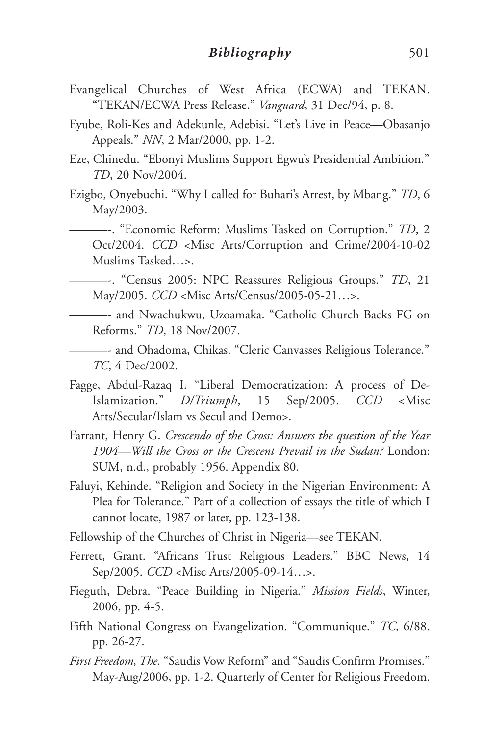Evangelical Churches of West Africa (ECWA) and TEKAN. "TEKAN/ECWA Press Release." *Vanguard*, 31 Dec/94, p. 8.

Eyube, Roli-Kes and Adekunle, Adebisi. "Let's Live in Peace—Obasanjo Appeals." *NN*, 2 Mar/2000, pp. 1-2.

Eze, Chinedu. "Ebonyi Muslims Support Egwu's Presidential Ambition." *TD*, 20 Nov/2004.

Ezigbo, Onyebuchi. "Why I called for Buhari's Arrest, by Mbang." *TD*, 6 May/2003.

———-. "Economic Reform: Muslims Tasked on Corruption." *TD*, 2 Oct/2004. *CCD* <Misc Arts/Corruption and Crime/2004-10-02 Muslims Tasked…>.

———-. "Census 2005: NPC Reassures Religious Groups." *TD*, 21 May/2005. *CCD* <Misc Arts/Census/2005-05-21…>.

———- and Nwachukwu, Uzoamaka. "Catholic Church Backs FG on Reforms." *TD*, 18 Nov/2007.

———- and Ohadoma, Chikas. "Cleric Canvasses Religious Tolerance." *TC*, 4 Dec/2002.

Fagge, Abdul-Razaq I. "Liberal Democratization: A process of De-Islamization." *D/Triumph*, 15 Sep/2005. *CCD* <Misc Arts/Secular/Islam vs Secul and Demo>.

Farrant, Henry G. *Crescendo of the Cross: Answers the question of the Year 1904—Will the Cross or the Crescent Prevail in the Sudan?* London: SUM, n.d., probably 1956. Appendix 80.

Faluyi, Kehinde. "Religion and Society in the Nigerian Environment: A Plea for Tolerance." Part of a collection of essays the title of which I cannot locate, 1987 or later, pp. 123-138.

Fellowship of the Churches of Christ in Nigeria—see TEKAN.

Ferrett, Grant. "Africans Trust Religious Leaders." BBC News, 14 Sep/2005. *CCD* <Misc Arts/2005-09-14…>.

Fieguth, Debra. "Peace Building in Nigeria." *Mission Fields*, Winter, 2006, pp. 4-5.

Fifth National Congress on Evangelization. "Communique." *TC*, 6/88, pp. 26-27.

*First Freedom, The.* "Saudis Vow Reform" and "Saudis Confirm Promises." May-Aug/2006, pp. 1-2. Quarterly of Center for Religious Freedom.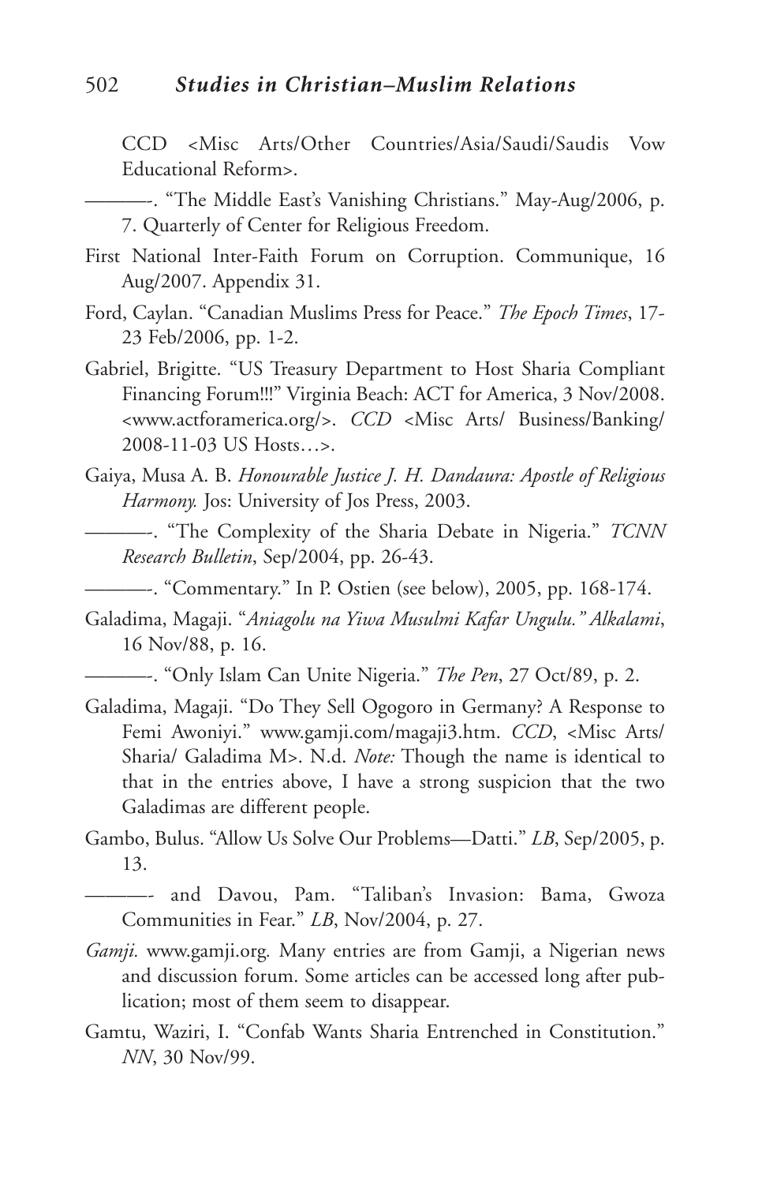CCD <Misc Arts/Other Countries/Asia/Saudi/Saudis Vow Educational Reform>.

———-. "The Middle East's Vanishing Christians." May-Aug/2006, p. 7. Quarterly of Center for Religious Freedom.

First National Inter-Faith Forum on Corruption. Communique, 16 Aug/2007. Appendix 31.

Ford, Caylan. "Canadian Muslims Press for Peace." *The Epoch Times*, 17-23 Feb/2006, pp. 1-2.

Gabriel, Brigitte. "US Treasury Department to Host Sharia Compliant Financing Forum!!!" Virginia Beach: ACT for America, 3 Nov/2008. <www.actforamerica.org/>. *CCD* <Misc Arts/ Business/Banking/ 2008-11-03 US Hosts…>.

Gaiya, Musa A. B. *Honourable Justice J. H. Dandaura: Apostle of Religious Harmony.* Jos: University of Jos Press, 2003.

———-. "The Complexity of the Sharia Debate in Nigeria." *TCNN Research Bulletin*, Sep/2004, pp. 26-43.

———-. "Commentary." In P. Ostien (see below), 2005, pp. 168-174.

Galadima, Magaji. "*Aniagolu na Yiwa Musulmi Kafar Ungulu.*" *Alkalami*, 16 Nov/88, p. 16.

———-. "Only Islam Can Unite Nigeria." *The Pen*, 27 Oct/89, p. 2.

Galadima, Magaji. "Do They Sell Ogogoro in Germany? A Response to Femi Awoniyi." www.gamji.com/magaji3.htm. *CCD*, <Misc Arts/ Sharia/ Galadima M>. N.d. *Note:* Though the name is identical to that in the entries above, I have a strong suspicion that the two Galadimas are different people.

Gambo, Bulus. "Allow Us Solve Our Problems—Datti." *LB*, Sep/2005, p. 13.

———- and Davou, Pam. "Taliban's Invasion: Bama, Gwoza Communities in Fear." *LB*, Nov/2004, p. 27.

*Gamji.* www.gamji.org. Many entries are from Gamji, a Nigerian news and discussion forum. Some articles can be accessed long after publication; most of them seem to disappear.

Gamtu, Waziri, I. "Confab Wants Sharia Entrenched in Constitution." *NN*, 30 Nov/99.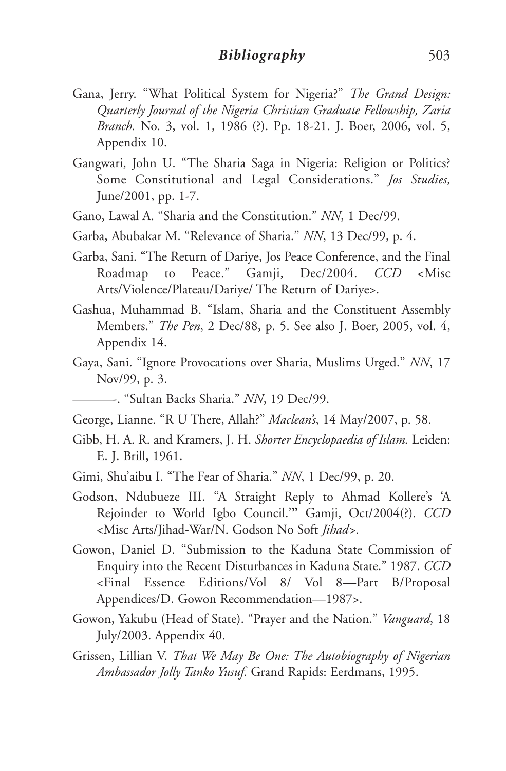Gana, Jerry. "What Political System for Nigeria?" *The Grand Design: Quarterly Journal of the Nigeria Christian Graduate Fellowship, Zaria Branch.* No. 3, vol. 1, 1986 (?). Pp. 18-21. J. Boer, 2006, vol. 5, Appendix 10.

Gangwari, John U. "The Sharia Saga in Nigeria: Religion or Politics? Some Constitutional and Legal Considerations." *Jos Studies,* June/2001, pp. 1-7.

Gano, Lawal A. "Sharia and the Constitution." *NN*, 1 Dec/99.

Garba, Abubakar M. "Relevance of Sharia." *NN*, 13 Dec/99, p. 4.

Garba, Sani. "The Return of Dariye, Jos Peace Conference, and the Final Roadmap to Peace." Gamji, Dec/2004. *CCD* <Misc Arts/Violence/Plateau/Dariye/ The Return of Dariye>.

Gashua, Muhammad B. "Islam, Sharia and the Constituent Assembly Members." *The Pen*, 2 Dec/88, p. 5. See also J. Boer, 2005, vol. 4, Appendix 14.

Gaya, Sani. "Ignore Provocations over Sharia, Muslims Urged." *NN*, 17 Nov/99, p. 3.

———-. "Sultan Backs Sharia." *NN*, 19 Dec/99.

George, Lianne. "R U There, Allah?" *Maclean's*, 14 May/2007, p. 58.

Gibb, H. A. R. and Kramers, J. H. *Shorter Encyclopaedia of Islam.* Leiden: E. J. Brill, 1961.

Gimi, Shu'aibu I. "The Fear of Sharia." *NN*, 1 Dec/99, p. 20.

Godson, Ndubueze III. "A Straight Reply to Ahmad Kollere's 'A Rejoinder to World Igbo Council.'**"** Gamji, Oct/2004(?). *CCD* <Misc Arts/Jihad-War/N. Godson No Soft *Jihad*>.

Gowon, Daniel D. "Submission to the Kaduna State Commission of Enquiry into the Recent Disturbances in Kaduna State." 1987. *CCD* <Final Essence Editions/Vol 8/ Vol 8—Part B/Proposal Appendices/D. Gowon Recommendation—1987>.

Gowon, Yakubu (Head of State). "Prayer and the Nation." *Vanguard*, 18 July/2003. Appendix 40.

Grissen, Lillian V. *That We May Be One: The Autobiography of Nigerian Ambassador Jolly Tanko Yusuf.* Grand Rapids: Eerdmans, 1995.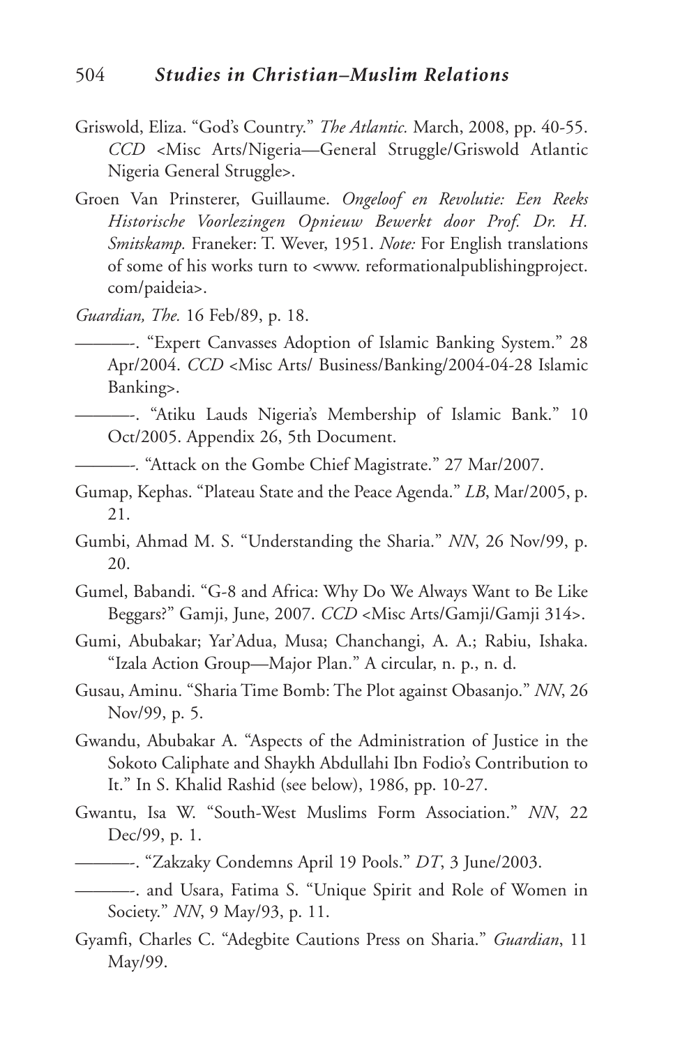Griswold, Eliza. "God's Country." *The Atlantic.* March, 2008, pp. 40-55. *CCD* <Misc Arts/Nigeria—General Struggle/Griswold Atlantic Nigeria General Struggle>.

Groen Van Prinsterer, Guillaume. *Ongeloof en Revolutie: Een Reeks Historische Voorlezingen Opnieuw Bewerkt door Prof. Dr. H. Smitskamp.* Franeker: T. Wever, 1951. *Note:* For English translations of some of his works turn to <www. reformationalpublishingproject. com/paideia>.

*Guardian, The.* 16 Feb/89, p. 18.

———. "Expert Canvasses Adoption of Islamic Banking System." 28 Apr/2004. *CCD* <Misc Arts/ Business/Banking/2004-04-28 Islamic Banking>.

———. "Atiku Lauds Nigeria's Membership of Islamic Bank." 10 Oct/2005. Appendix 26, 5th Document.

———. "Attack on the Gombe Chief Magistrate." 27 Mar/2007.

Gumap, Kephas. "Plateau State and the Peace Agenda." *LB*, Mar/2005, p. 21.

Gumbi, Ahmad M. S. "Understanding the Sharia." *NN*, 26 Nov/99, p. 20.

Gumel, Babandi. "G-8 and Africa: Why Do We Always Want to Be Like Beggars?" Gamji, June, 2007. *CCD* <Misc Arts/Gamji/Gamji 314>.

Gumi, Abubakar; Yar'Adua, Musa; Chanchangi, A. A.; Rabiu, Ishaka. "Izala Action Group—Major Plan." A circular, n. p., n. d.

Gusau, Aminu. "Sharia Time Bomb: The Plot against Obasanjo." *NN*, 26 Nov/99, p. 5.

Gwandu, Abubakar A. "Aspects of the Administration of Justice in the Sokoto Caliphate and Shaykh Abdullahi Ibn Fodio's Contribution to It." In S. Khalid Rashid (see below), 1986, pp. 10-27.

Gwantu, Isa W. "South-West Muslims Form Association." *NN*, 22 Dec/99, p. 1.

———. "Zakzaky Condemns April 19 Pools." *DT*, 3 June/2003.

———. and Usara, Fatima S. "Unique Spirit and Role of Women in Society." *NN*, 9 May/93, p. 11.

Gyamfi, Charles C. "Adegbite Cautions Press on Sharia." *Guardian*, 11 May/99.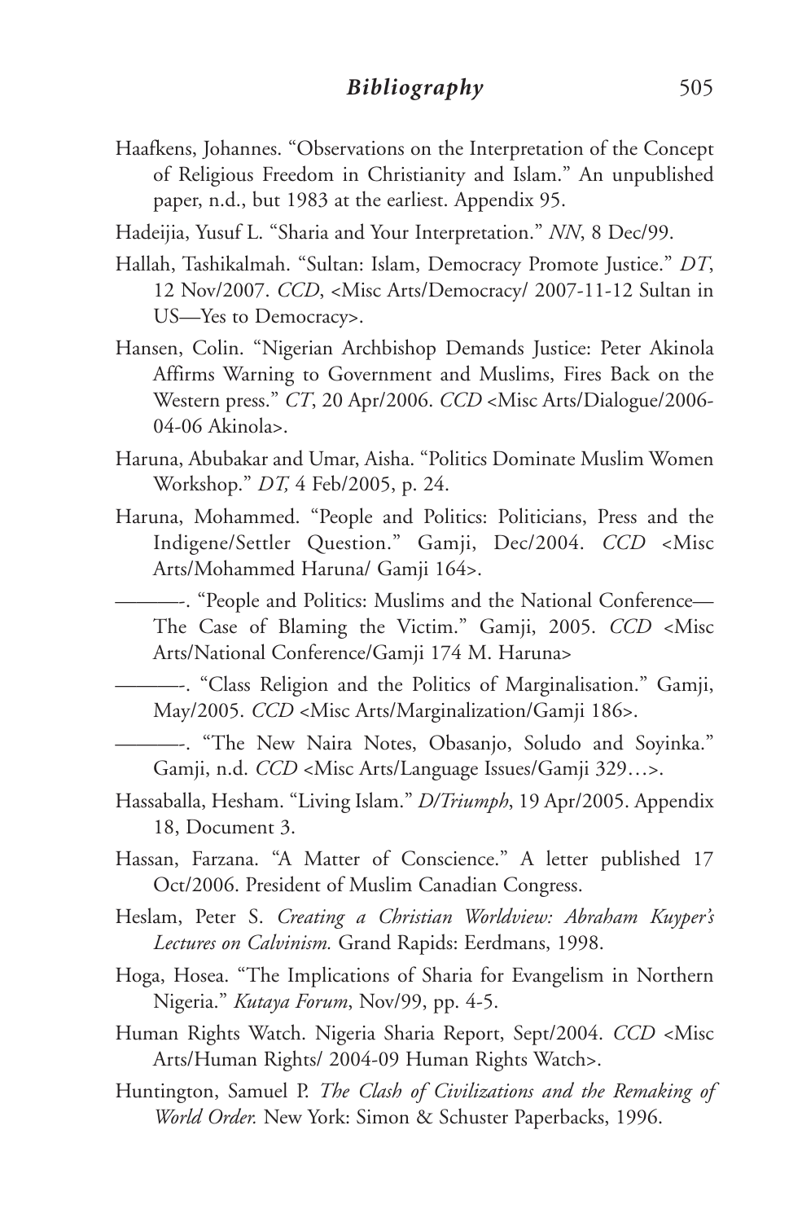Haafkens, Johannes. "Observations on the Interpretation of the Concept of Religious Freedom in Christianity and Islam." An unpublished paper, n.d., but 1983 at the earliest. Appendix 95.

Hadeijia, Yusuf L. "Sharia and Your Interpretation." *NN*, 8 Dec/99.

Hallah, Tashikalmah. "Sultan: Islam, Democracy Promote Justice." *DT*, 12 Nov/2007. *CCD*, <Misc Arts/Democracy/ 2007-11-12 Sultan in US—Yes to Democracy>.

Hansen, Colin. "Nigerian Archbishop Demands Justice: Peter Akinola Affirms Warning to Government and Muslims, Fires Back on the Western press." *CT*, 20 Apr/2006. *CCD* <Misc Arts/Dialogue/2006-04-06 Akinola>.

Haruna, Abubakar and Umar, Aisha. "Politics Dominate Muslim Women Workshop." *DT,* 4 Feb/2005, p. 24.

Haruna, Mohammed. "People and Politics: Politicians, Press and the Indigene/Settler Question." Gamji, Dec/2004. *CCD* <Misc Arts/Mohammed Haruna/ Gamji 164>.

———-. "People and Politics: Muslims and the National Conference—The Case of Blaming the Victim." Gamji, 2005. *CCD* <Misc Arts/National Conference/Gamji 174 M. Haruna>

———-. "Class Religion and the Politics of Marginalisation." Gamji, May/2005. *CCD* <Misc Arts/Marginalization/Gamji 186>.

———-. "The New Naira Notes, Obasanjo, Soludo and Soyinka." Gamji, n.d. *CCD* <Misc Arts/Language Issues/Gamji 329…>.

Hassaballa, Hesham. "Living Islam." *D/Triumph*, 19 Apr/2005. Appendix 18, Document 3.

Hassan, Farzana. "A Matter of Conscience." A letter published 17 Oct/2006. President of Muslim Canadian Congress.

Heslam, Peter S. *Creating a Christian Worldview: Abraham Kuyper's Lectures on Calvinism.* Grand Rapids: Eerdmans, 1998.

Hoga, Hosea. "The Implications of Sharia for Evangelism in Northern Nigeria." *Kutaya Forum*, Nov/99, pp. 4-5.

Human Rights Watch. Nigeria Sharia Report, Sept/2004. *CCD* <Misc Arts/Human Rights/ 2004-09 Human Rights Watch>.

Huntington, Samuel P. *The Clash of Civilizations and the Remaking of World Order.* New York: Simon & Schuster Paperbacks, 1996.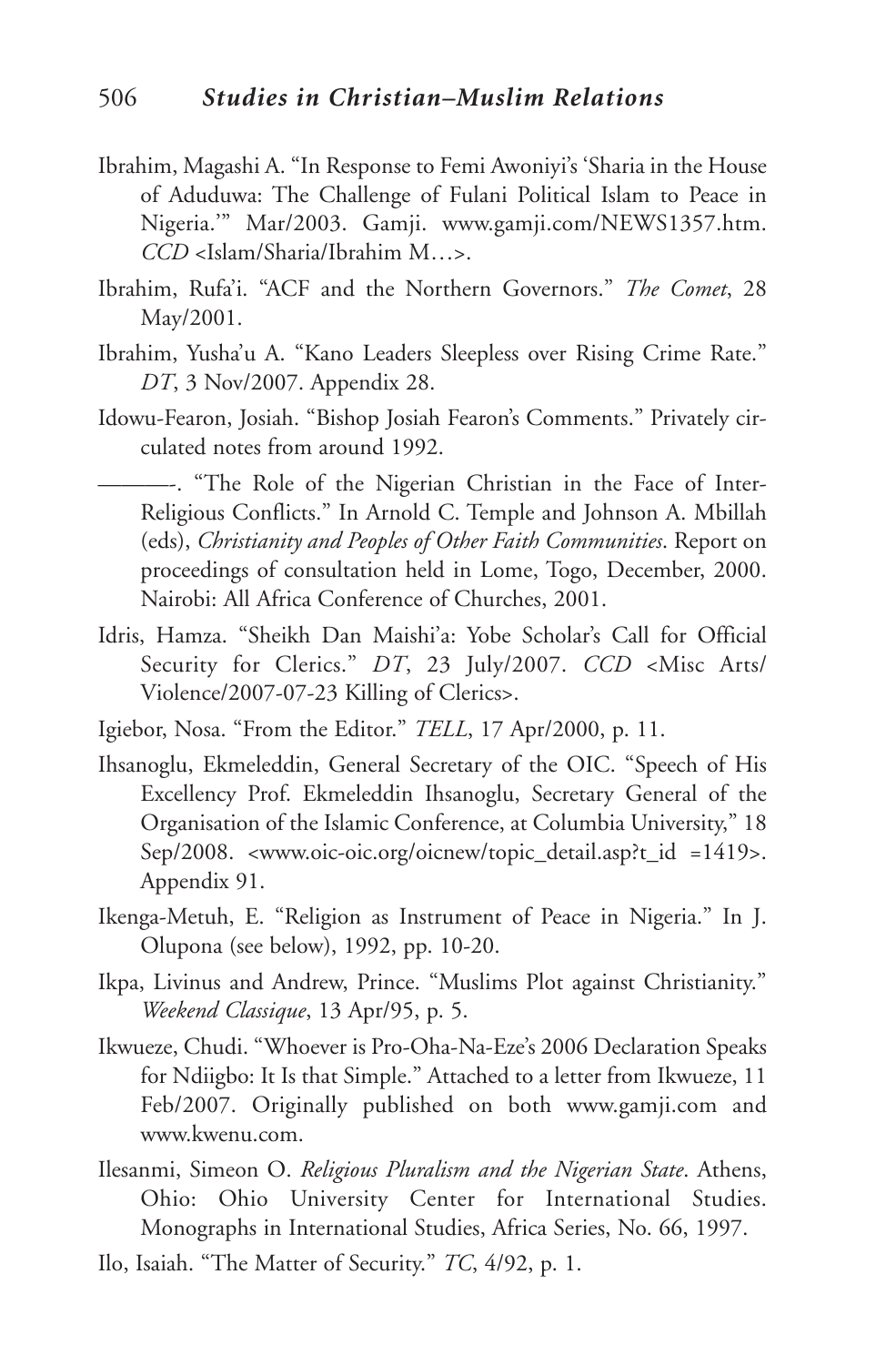Ibrahim, Magashi A. "In Response to Femi Awoniyi's 'Sharia in the House of Aduduwa: The Challenge of Fulani Political Islam to Peace in Nigeria.'" Mar/2003. Gamji. www.gamji.com/NEWS1357.htm. *CCD* <Islam/Sharia/Ibrahim M…>.

Ibrahim, Rufa'i. "ACF and the Northern Governors." *The Comet*, 28 May/2001.

Ibrahim, Yusha'u A. "Kano Leaders Sleepless over Rising Crime Rate." *DT*, 3 Nov/2007. Appendix 28.

Idowu-Fearon, Josiah. "Bishop Josiah Fearon's Comments." Privately circulated notes from around 1992.

———-. "The Role of the Nigerian Christian in the Face of Inter-Religious Conflicts." In Arnold C. Temple and Johnson A. Mbillah (eds), *Christianity and Peoples of Other Faith Communities*. Report on proceedings of consultation held in Lome, Togo, December, 2000. Nairobi: All Africa Conference of Churches, 2001.

Idris, Hamza. "Sheikh Dan Maishi'a: Yobe Scholar's Call for Official Security for Clerics." *DT*, 23 July/2007. *CCD* <Misc Arts/Violence/2007-07-23 Killing of Clerics>.

Igiebor, Nosa. "From the Editor." *TELL*, 17 Apr/2000, p. 11.

Ihsanoglu, Ekmeleddin, General Secretary of the OIC. "Speech of His Excellency Prof. Ekmeleddin Ihsanoglu, Secretary General of the Organisation of the Islamic Conference, at Columbia University," 18 Sep/2008. <www.oic-oic.org/oicnew/topic_detail.asp?t_id =1419>. Appendix 91.

Ikenga-Metuh, E. "Religion as Instrument of Peace in Nigeria." In J. Olupona (see below), 1992, pp. 10-20.

Ikpa, Livinus and Andrew, Prince. "Muslims Plot against Christianity." *Weekend Classique*, 13 Apr/95, p. 5.

Ikwueze, Chudi. "Whoever is Pro-Oha-Na-Eze's 2006 Declaration Speaks for Ndiigbo: It Is that Simple." Attached to a letter from Ikwueze, 11 Feb/2007. Originally published on both www.gamji.com and www.kwenu.com.

Ilesanmi, Simeon O. *Religious Pluralism and the Nigerian State*. Athens, Ohio: Ohio University Center for International Studies. Monographs in International Studies, Africa Series, No. 66, 1997.

Ilo, Isaiah. "The Matter of Security." *TC*, 4/92, p. 1.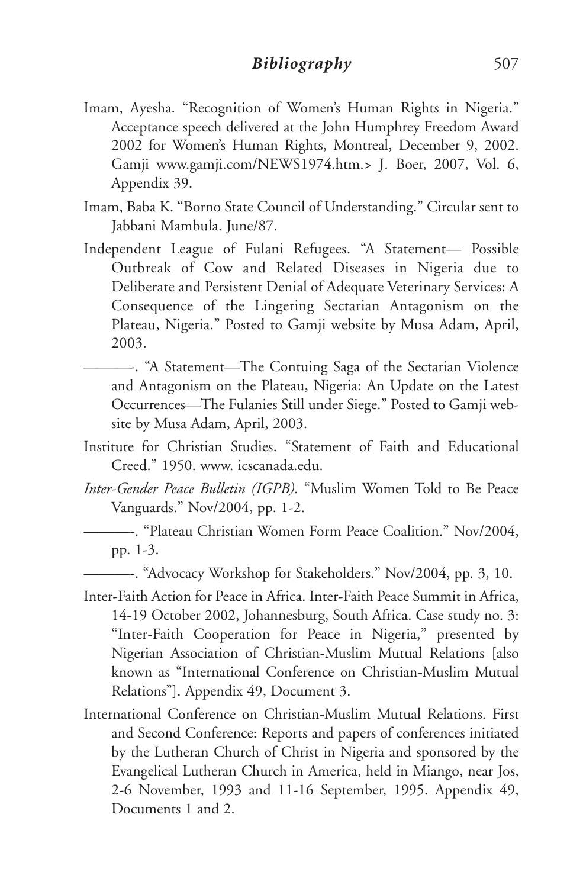Imam, Ayesha. "Recognition of Women's Human Rights in Nigeria." Acceptance speech delivered at the John Humphrey Freedom Award 2002 for Women's Human Rights, Montreal, December 9, 2002. Gamji www.gamji.com/NEWS1974.htm.> J. Boer, 2007, Vol. 6, Appendix 39.

Imam, Baba K. "Borno State Council of Understanding." Circular sent to Jabbani Mambula. June/87.

Independent League of Fulani Refugees. "A Statement— Possible Outbreak of Cow and Related Diseases in Nigeria due to Deliberate and Persistent Denial of Adequate Veterinary Services: A Consequence of the Lingering Sectarian Antagonism on the Plateau, Nigeria." Posted to Gamji website by Musa Adam, April, 2003.

———-. "A Statement—The Contuing Saga of the Sectarian Violence and Antagonism on the Plateau, Nigeria: An Update on the Latest Occurrences—The Fulanies Still under Siege." Posted to Gamji website by Musa Adam, April, 2003.

Institute for Christian Studies. "Statement of Faith and Educational Creed." 1950. www. icscanada.edu.

*Inter-Gender Peace Bulletin (IGPB).* "Muslim Women Told to Be Peace Vanguards." Nov/2004, pp. 1-2.

———-. "Plateau Christian Women Form Peace Coalition." Nov/2004, pp. 1-3.

———-. "Advocacy Workshop for Stakeholders." Nov/2004, pp. 3, 10.

Inter-Faith Action for Peace in Africa. Inter-Faith Peace Summit in Africa, 14-19 October 2002, Johannesburg, South Africa. Case study no. 3: "Inter-Faith Cooperation for Peace in Nigeria," presented by Nigerian Association of Christian-Muslim Mutual Relations [also known as "International Conference on Christian-Muslim Mutual Relations"]. Appendix 49, Document 3.

International Conference on Christian-Muslim Mutual Relations. First and Second Conference: Reports and papers of conferences initiated by the Lutheran Church of Christ in Nigeria and sponsored by the Evangelical Lutheran Church in America, held in Miango, near Jos, 2-6 November, 1993 and 11-16 September, 1995. Appendix 49, Documents 1 and 2.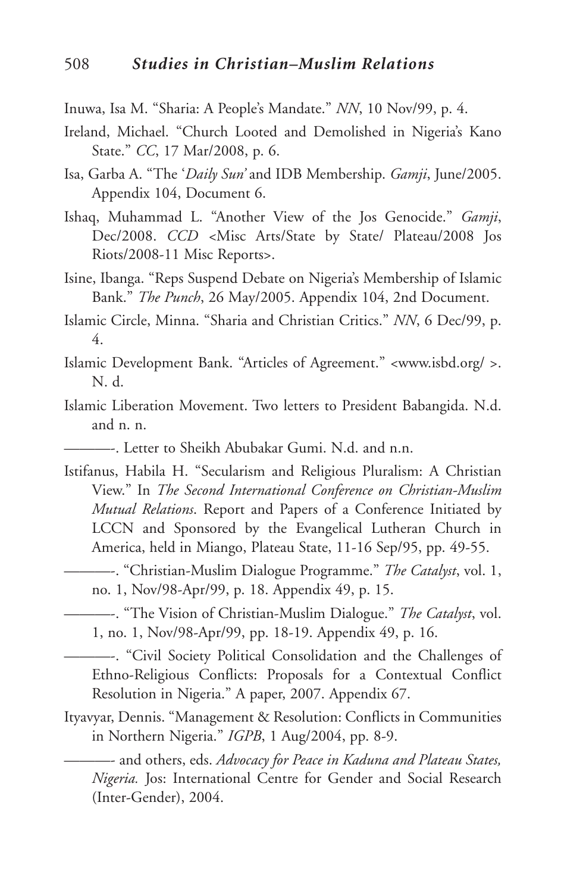Inuwa, Isa M. "Sharia: A People's Mandate." *NN*, 10 Nov/99, p. 4.

Ireland, Michael. "Church Looted and Demolished in Nigeria's Kano State." *CC*, 17 Mar/2008, p. 6.

Isa, Garba A. "The '*Daily Sun*' and IDB Membership. *Gamji*, June/2005. Appendix 104, Document 6.

Ishaq, Muhammad L. "Another View of the Jos Genocide." *Gamji*, Dec/2008. *CCD* <Misc Arts/State by State/ Plateau/2008 Jos Riots/2008-11 Misc Reports>.

Isine, Ibanga. "Reps Suspend Debate on Nigeria's Membership of Islamic Bank." *The Punch*, 26 May/2005. Appendix 104, 2nd Document.

Islamic Circle, Minna. "Sharia and Christian Critics." *NN*, 6 Dec/99, p. 4.

Islamic Development Bank. "Articles of Agreement." <www.isbd.org/ >. N. d.

Islamic Liberation Movement. Two letters to President Babangida. N.d. and n. n.

———-. Letter to Sheikh Abubakar Gumi. N.d. and n.n.

Istifanus, Habila H. "Secularism and Religious Pluralism: A Christian View." In *The Second International Conference on Christian-Muslim Mutual Relations*. Report and Papers of a Conference Initiated by LCCN and Sponsored by the Evangelical Lutheran Church in America, held in Miango, Plateau State, 11-16 Sep/95, pp. 49-55.

———-. "Christian-Muslim Dialogue Programme." *The Catalyst*, vol. 1, no. 1, Nov/98-Apr/99, p. 18. Appendix 49, p. 15.

———-. "The Vision of Christian-Muslim Dialogue." *The Catalyst*, vol. 1, no. 1, Nov/98-Apr/99, pp. 18-19. Appendix 49, p. 16.

———-. "Civil Society Political Consolidation and the Challenges of Ethno-Religious Conflicts: Proposals for a Contextual Conflict Resolution in Nigeria." A paper, 2007. Appendix 67.

Ityavyar, Dennis. "Management & Resolution: Conflicts in Communities in Northern Nigeria." *IGPB*, 1 Aug/2004, pp. 8-9.

———- and others, eds. *Advocacy for Peace in Kaduna and Plateau States, Nigeria.* Jos: International Centre for Gender and Social Research (Inter-Gender), 2004.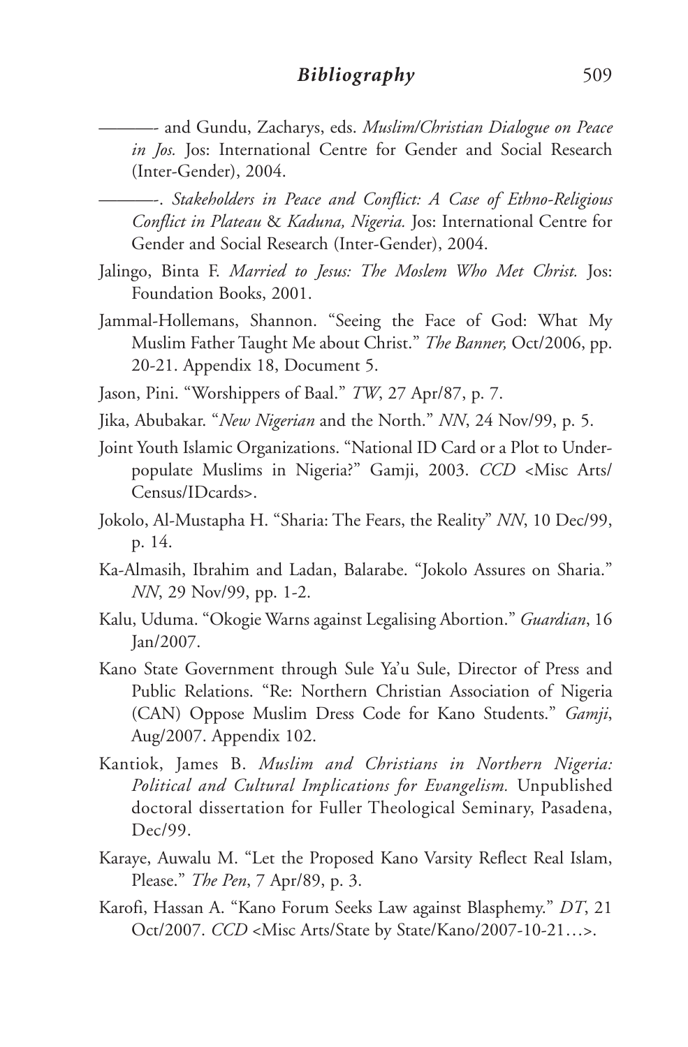———- and Gundu, Zacharys, eds. *Muslim/Christian Dialogue on Peace in Jos.* Jos: International Centre for Gender and Social Research (Inter-Gender), 2004.

———-. *Stakeholders in Peace and Conflict: A Case of Ethno-Religious Conflict in Plateau* & *Kaduna, Nigeria.* Jos: International Centre for Gender and Social Research (Inter-Gender), 2004.

Jalingo, Binta F. *Married to Jesus: The Moslem Who Met Christ.* Jos: Foundation Books, 2001.

Jammal-Hollemans, Shannon. "Seeing the Face of God: What My Muslim Father Taught Me about Christ." *The Banner,* Oct/2006, pp. 20-21. Appendix 18, Document 5.

Jason, Pini. "Worshippers of Baal." *TW*, 27 Apr/87, p. 7.

Jika, Abubakar. "*New Nigerian* and the North." *NN*, 24 Nov/99, p. 5.

Joint Youth Islamic Organizations. "National ID Card or a Plot to Under-populate Muslims in Nigeria?" Gamji, 2003. *CCD* <Misc Arts/Census/IDcards>.

Jokolo, Al-Mustapha H. "Sharia: The Fears, the Reality" *NN*, 10 Dec/99, p. 14.

Ka-Almasih, Ibrahim and Ladan, Balarabe. "Jokolo Assures on Sharia." *NN*, 29 Nov/99, pp. 1-2.

Kalu, Uduma. "Okogie Warns against Legalising Abortion." *Guardian*, 16 Jan/2007.

Kano State Government through Sule Ya'u Sule, Director of Press and Public Relations. "Re: Northern Christian Association of Nigeria (CAN) Oppose Muslim Dress Code for Kano Students." *Gamji*, Aug/2007. Appendix 102.

Kantiok, James B. *Muslim and Christians in Northern Nigeria: Political and Cultural Implications for Evangelism.* Unpublished doctoral dissertation for Fuller Theological Seminary, Pasadena, Dec/99.

Karaye, Auwalu M. "Let the Proposed Kano Varsity Reflect Real Islam, Please." *The Pen*, 7 Apr/89, p. 3.

Karofi, Hassan A. "Kano Forum Seeks Law against Blasphemy." *DT*, 21 Oct/2007. *CCD* <Misc Arts/State by State/Kano/2007-10-21…>.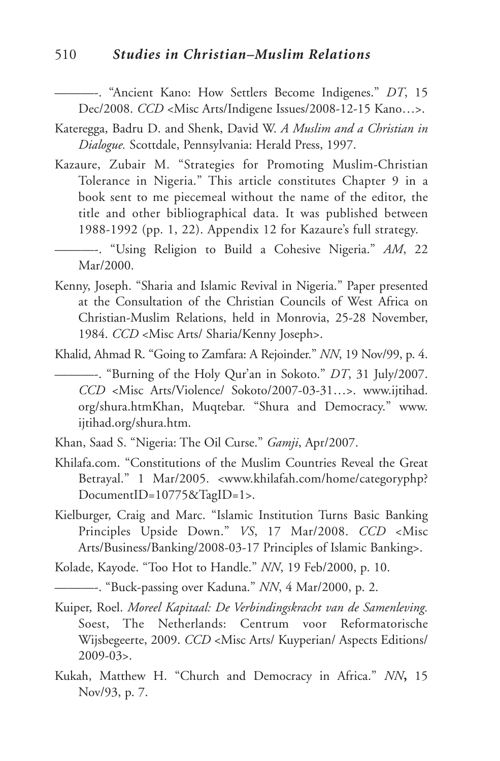———. "Ancient Kano: How Settlers Become Indigenes." *DT*, 15 Dec/2008. *CCD* <Misc Arts/Indigene Issues/2008-12-15 Kano…>.

Kateregga, Badru D. and Shenk, David W. *A Muslim and a Christian in Dialogue.* Scottdale, Pennsylvania: Herald Press, 1997.

Kazaure, Zubair M. "Strategies for Promoting Muslim-Christian Tolerance in Nigeria." This article constitutes Chapter 9 in a book sent to me piecemeal without the name of the editor, the title and other bibliographical data. It was published between 1988-1992 (pp. 1, 22). Appendix 12 for Kazaure's full strategy.

———. "Using Religion to Build a Cohesive Nigeria." *AM*, 22 Mar/2000.

Kenny, Joseph. "Sharia and Islamic Revival in Nigeria." Paper presented at the Consultation of the Christian Councils of West Africa on Christian-Muslim Relations, held in Monrovia, 25-28 November, 1984. *CCD* <Misc Arts/ Sharia/Kenny Joseph>.

Khalid, Ahmad R. "Going to Zamfara: A Rejoinder." *NN*, 19 Nov/99, p. 4.

———. "Burning of the Holy Qur'an in Sokoto." *DT*, 31 July/2007. *CCD* <Misc Arts/Violence/ Sokoto/2007-03-31…>. www.ijtihad.org/shura.htmKhan, Muqtebar. "Shura and Democracy." www.ijtihad.org/shura.htm.

Khan, Saad S. "Nigeria: The Oil Curse." *Gamji*, Apr/2007.

Khilafa.com. "Constitutions of the Muslim Countries Reveal the Great Betrayal." 1 Mar/2005. <www.khilafah.com/home/categoryphp?DocumentID=10775&TagID=1>.

Kielburger, Craig and Marc. "Islamic Institution Turns Basic Banking Principles Upside Down." *VS*, 17 Mar/2008. *CCD* <Misc Arts/Business/Banking/2008-03-17 Principles of Islamic Banking>.

Kolade, Kayode. "Too Hot to Handle." *NN*, 19 Feb/2000, p. 10.

———. "Buck-passing over Kaduna." *NN*, 4 Mar/2000, p. 2.

Kuiper, Roel. *Moreel Kapitaal: De Verbindingskracht van de Samenleving.* Soest, The Netherlands: Centrum voor Reformatorische Wijsbegeerte, 2009. *CCD* <Misc Arts/ Kuyperian/ Aspects Editions/ 2009-03>.

Kukah, Matthew H. "Church and Democracy in Africa." *NN***,** 15 Nov/93, p. 7.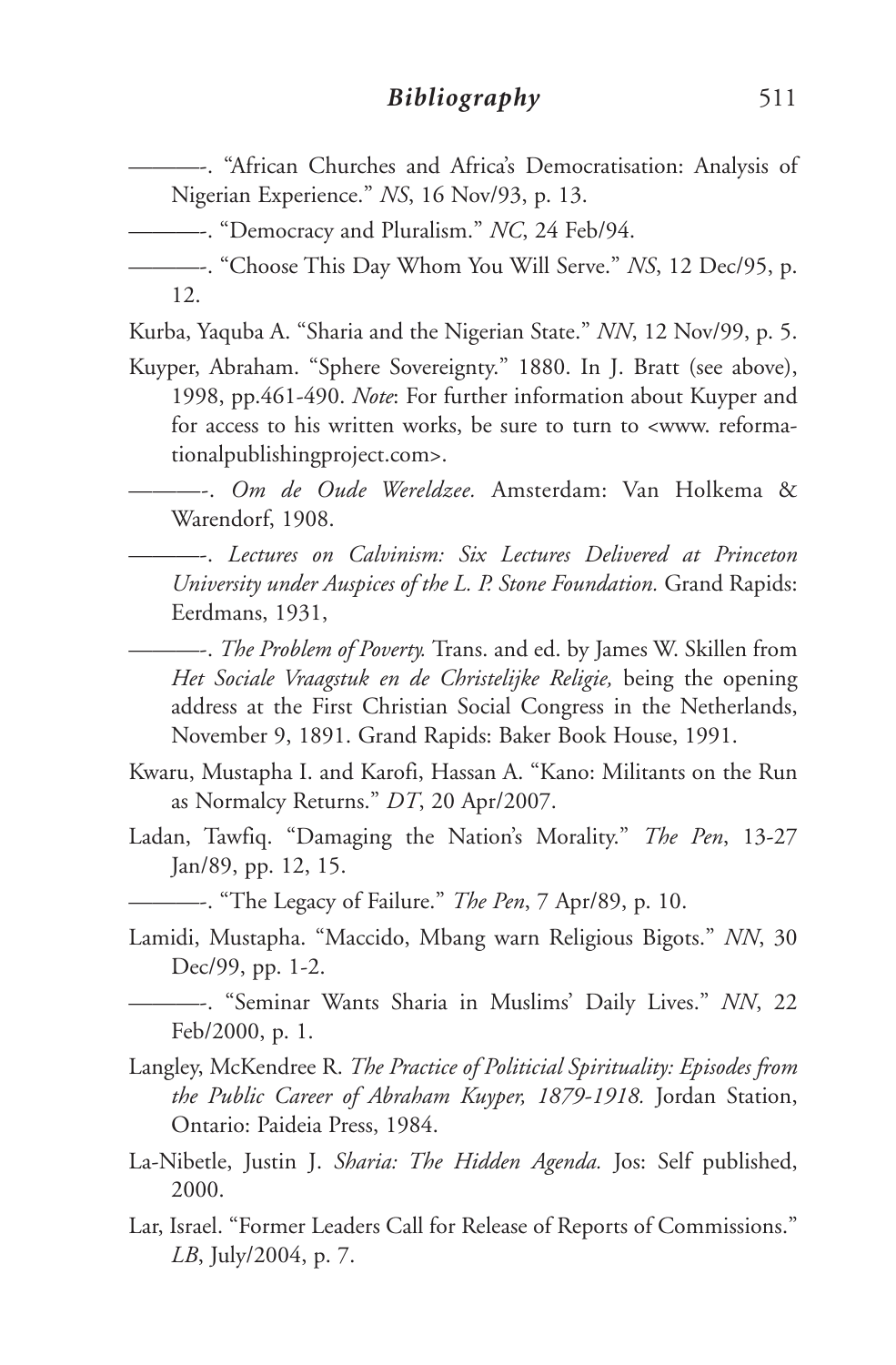———-. "African Churches and Africa's Democratisation: Analysis of Nigerian Experience." *NS*, 16 Nov/93, p. 13.

———-. "Democracy and Pluralism." *NC*, 24 Feb/94.

———-. "Choose This Day Whom You Will Serve." *NS*, 12 Dec/95, p. 12.

Kurba, Yaquba A. "Sharia and the Nigerian State." *NN*, 12 Nov/99, p. 5.

Kuyper, Abraham. "Sphere Sovereignty." 1880. In J. Bratt (see above), 1998, pp.461-490. *Note*: For further information about Kuyper and for access to his written works, be sure to turn to <www. reformationalpublishingproject.com>.

———-. *Om de Oude Wereldzee.* Amsterdam: Van Holkema & Warendorf, 1908.

———-. *Lectures on Calvinism: Six Lectures Delivered at Princeton University under Auspices of the L. P. Stone Foundation.* Grand Rapids: Eerdmans, 1931,

———-. *The Problem of Poverty.* Trans. and ed. by James W. Skillen from *Het Sociale Vraagstuk en de Christelijke Religie,* being the opening address at the First Christian Social Congress in the Netherlands, November 9, 1891. Grand Rapids: Baker Book House, 1991.

Kwaru, Mustapha I. and Karofi, Hassan A. "Kano: Militants on the Run as Normalcy Returns." *DT*, 20 Apr/2007.

Ladan, Tawfiq. "Damaging the Nation's Morality." *The Pen*, 13-27 Jan/89, pp. 12, 15.

———-. "The Legacy of Failure." *The Pen*, 7 Apr/89, p. 10.

Lamidi, Mustapha. "Maccido, Mbang warn Religious Bigots." *NN*, 30 Dec/99, pp. 1-2.

———-. "Seminar Wants Sharia in Muslims' Daily Lives." *NN*, 22 Feb/2000, p. 1.

Langley, McKendree R. *The Practice of Politicial Spirituality: Episodes from the Public Career of Abraham Kuyper, 1879-1918.* Jordan Station, Ontario: Paideia Press, 1984.

La-Nibetle, Justin J. *Sharia: The Hidden Agenda.* Jos: Self published, 2000.

Lar, Israel. "Former Leaders Call for Release of Reports of Commissions." *LB*, July/2004, p. 7.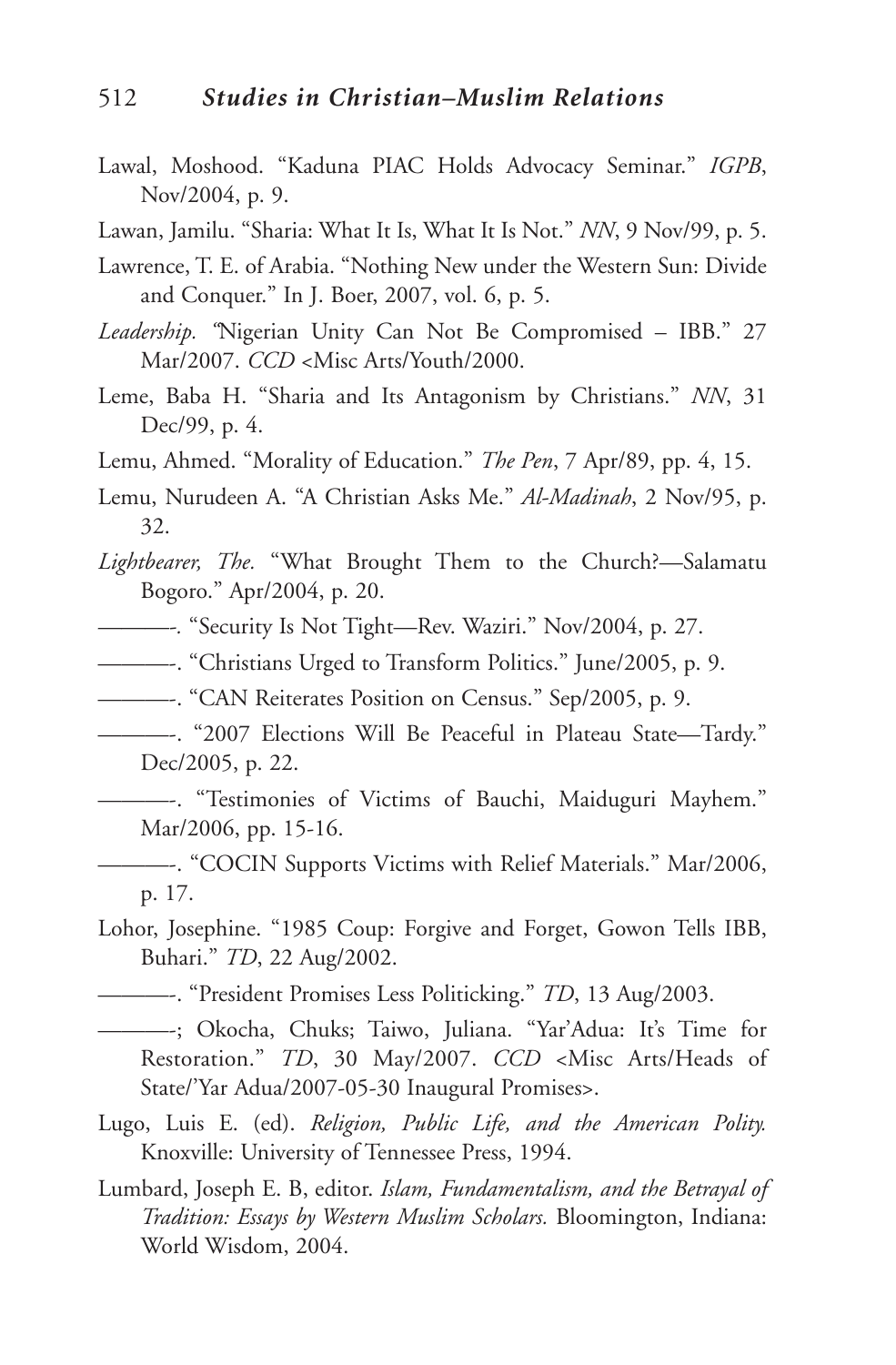Lawal, Moshood. "Kaduna PIAC Holds Advocacy Seminar." *IGPB*, Nov/2004, p. 9.

Lawan, Jamilu. "Sharia: What It Is, What It Is Not." *NN*, 9 Nov/99, p. 5.

Lawrence, T. E. of Arabia. "Nothing New under the Western Sun: Divide and Conquer." In J. Boer, 2007, vol. 6, p. 5.

*Leadership.* "Nigerian Unity Can Not Be Compromised – IBB." 27 Mar/2007. *CCD* <Misc Arts/Youth/2000.

Leme, Baba H. "Sharia and Its Antagonism by Christians." *NN*, 31 Dec/99, p. 4.

Lemu, Ahmed. "Morality of Education." *The Pen*, 7 Apr/89, pp. 4, 15.

Lemu, Nurudeen A. "A Christian Asks Me." *Al-Madinah*, 2 Nov/95, p. 32.

*Lightbearer, The.* "What Brought Them to the Church?—Salamatu Bogoro." Apr/2004, p. 20.

———. "Security Is Not Tight—Rev. Waziri." Nov/2004, p. 27.

———. "Christians Urged to Transform Politics." June/2005, p. 9.

———. "CAN Reiterates Position on Census." Sep/2005, p. 9.

———. "2007 Elections Will Be Peaceful in Plateau State—Tardy." Dec/2005, p. 22.

———. "Testimonies of Victims of Bauchi, Maiduguri Mayhem." Mar/2006, pp. 15-16.

———. "COCIN Supports Victims with Relief Materials." Mar/2006, p. 17.

Lohor, Josephine. "1985 Coup: Forgive and Forget, Gowon Tells IBB, Buhari." *TD*, 22 Aug/2002.

———. "President Promises Less Politicking." *TD*, 13 Aug/2003.

———; Okocha, Chuks; Taiwo, Juliana. "Yar'Adua: It's Time for Restoration." *TD*, 30 May/2007. *CCD* <Misc Arts/Heads of State/'Yar Adua/2007-05-30 Inaugural Promises>.

Lugo, Luis E. (ed). *Religion, Public Life, and the American Polity.* Knoxville: University of Tennessee Press, 1994.

Lumbard, Joseph E. B, editor. *Islam, Fundamentalism, and the Betrayal of Tradition: Essays by Western Muslim Scholars.* Bloomington, Indiana: World Wisdom, 2004.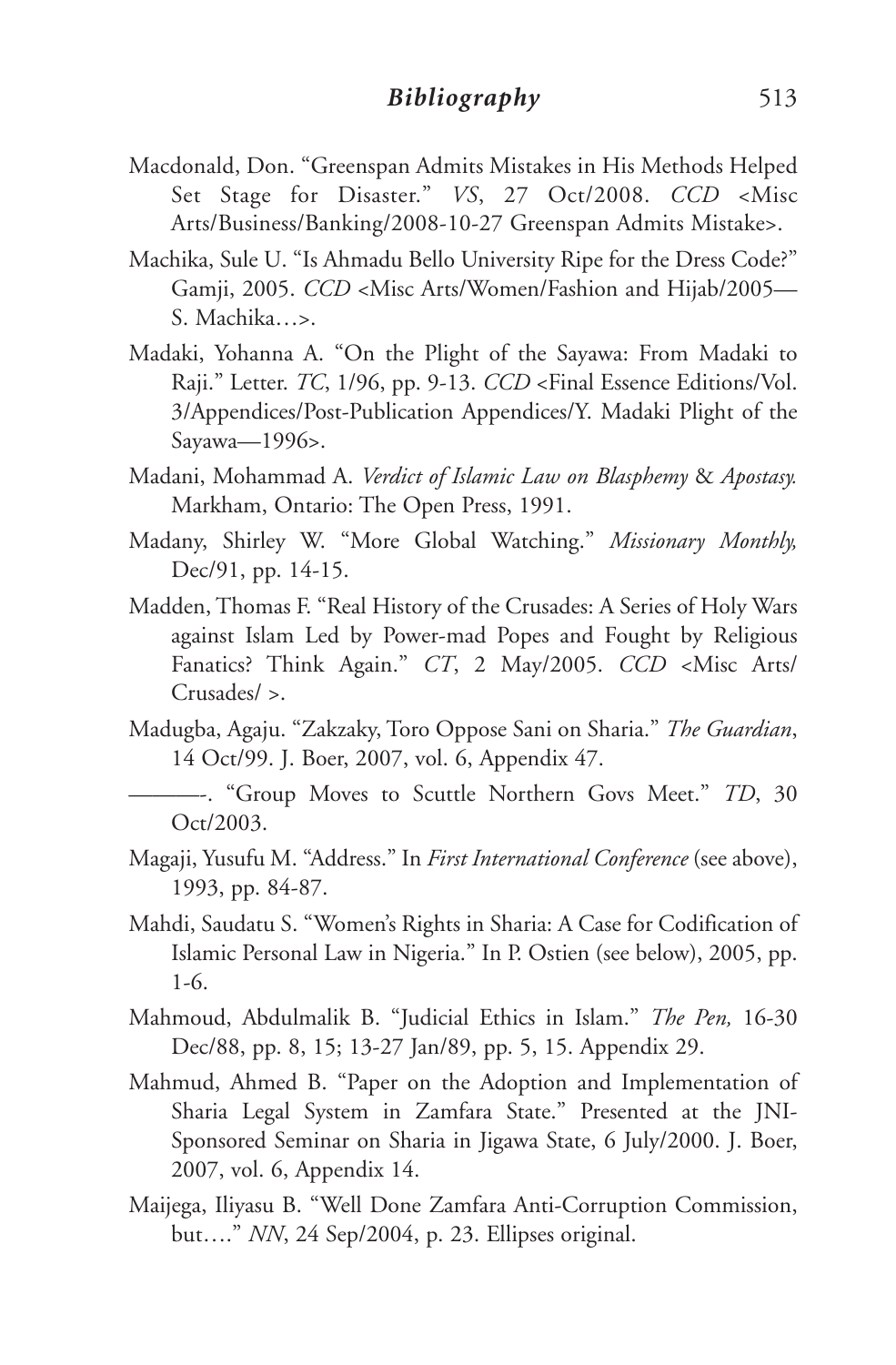Macdonald, Don. "Greenspan Admits Mistakes in His Methods Helped Set Stage for Disaster." *VS*, 27 Oct/2008. *CCD* <Misc Arts/Business/Banking/2008-10-27 Greenspan Admits Mistake>.

Machika, Sule U. "Is Ahmadu Bello University Ripe for the Dress Code?" Gamji, 2005. *CCD* <Misc Arts/Women/Fashion and Hijab/2005—S. Machika…>.

Madaki, Yohanna A. "On the Plight of the Sayawa: From Madaki to Raji." Letter. *TC*, 1/96, pp. 9-13. *CCD* <Final Essence Editions/Vol. 3/Appendices/Post-Publication Appendices/Y. Madaki Plight of the Sayawa—1996>.

Madani, Mohammad A. *Verdict of Islamic Law on Blasphemy* & *Apostasy.* Markham, Ontario: The Open Press, 1991.

Madany, Shirley W. "More Global Watching." *Missionary Monthly,* Dec/91, pp. 14-15.

Madden, Thomas F. "Real History of the Crusades: A Series of Holy Wars against Islam Led by Power-mad Popes and Fought by Religious Fanatics? Think Again." *CT*, 2 May/2005. *CCD* <Misc Arts/ Crusades/ >.

Madugba, Agaju. "Zakzaky, Toro Oppose Sani on Sharia." *The Guardian*, 14 Oct/99. J. Boer, 2007, vol. 6, Appendix 47.

———-. "Group Moves to Scuttle Northern Govs Meet." *TD*, 30 Oct/2003.

Magaji, Yusufu M. "Address." In *First International Conference* (see above), 1993, pp. 84-87.

Mahdi, Saudatu S. "Women's Rights in Sharia: A Case for Codification of Islamic Personal Law in Nigeria." In P. Ostien (see below), 2005, pp. 1-6.

Mahmoud, Abdulmalik B. "Judicial Ethics in Islam." *The Pen,* 16-30 Dec/88, pp. 8, 15; 13-27 Jan/89, pp. 5, 15. Appendix 29.

Mahmud, Ahmed B. "Paper on the Adoption and Implementation of Sharia Legal System in Zamfara State." Presented at the JNI-Sponsored Seminar on Sharia in Jigawa State, 6 July/2000. J. Boer, 2007, vol. 6, Appendix 14.

Maijega, Iliyasu B. "Well Done Zamfara Anti-Corruption Commission, but…." *NN*, 24 Sep/2004, p. 23. Ellipses original.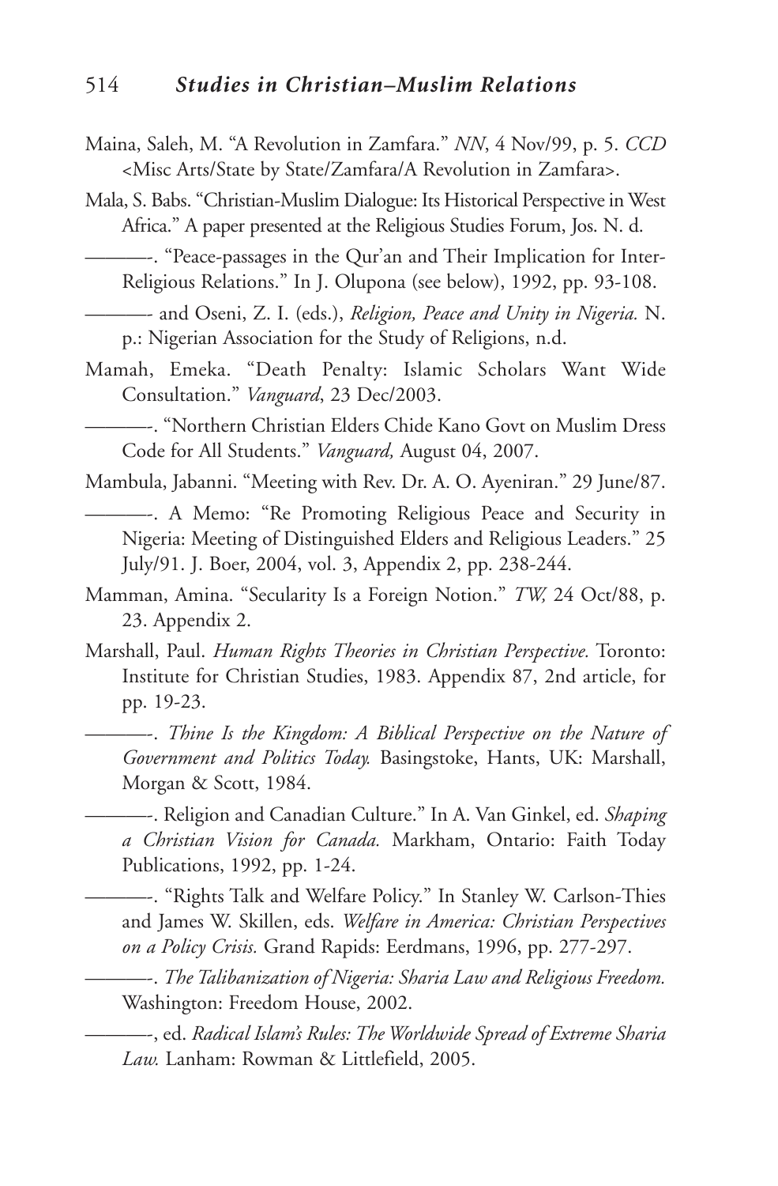Maina, Saleh, M. "A Revolution in Zamfara." *NN*, 4 Nov/99, p. 5. *CCD* <Misc Arts/State by State/Zamfara/A Revolution in Zamfara>.

Mala, S. Babs. "Christian-Muslim Dialogue: Its Historical Perspective in West Africa." A paper presented at the Religious Studies Forum, Jos. N. d.

———-. "Peace-passages in the Qur'an and Their Implication for Inter-Religious Relations." In J. Olupona (see below), 1992, pp. 93-108.

———- and Oseni, Z. I. (eds.), *Religion, Peace and Unity in Nigeria.* N. p.: Nigerian Association for the Study of Religions, n.d.

Mamah, Emeka. "Death Penalty: Islamic Scholars Want Wide Consultation." *Vanguard*, 23 Dec/2003.

———-. "Northern Christian Elders Chide Kano Govt on Muslim Dress Code for All Students." *Vanguard,* August 04, 2007.

Mambula, Jabanni. "Meeting with Rev. Dr. A. O. Ayeniran." 29 June/87.

———-. A Memo: "Re Promoting Religious Peace and Security in Nigeria: Meeting of Distinguished Elders and Religious Leaders." 25 July/91. J. Boer, 2004, vol. 3, Appendix 2, pp. 238-244.

Mamman, Amina. "Secularity Is a Foreign Notion." *TW,* 24 Oct/88, p. 23. Appendix 2.

Marshall, Paul. *Human Rights Theories in Christian Perspective.* Toronto: Institute for Christian Studies, 1983. Appendix 87, 2nd article, for pp. 19-23.

———-. *Thine Is the Kingdom: A Biblical Perspective on the Nature of Government and Politics Today.* Basingstoke, Hants, UK: Marshall, Morgan & Scott, 1984.

———-. Religion and Canadian Culture." In A. Van Ginkel, ed. *Shaping a Christian Vision for Canada.* Markham, Ontario: Faith Today Publications, 1992, pp. 1-24.

———-. "Rights Talk and Welfare Policy." In Stanley W. Carlson-Thies and James W. Skillen, eds. *Welfare in America: Christian Perspectives on a Policy Crisis.* Grand Rapids: Eerdmans, 1996, pp. 277-297.

———-. *The Talibanization of Nigeria: Sharia Law and Religious Freedom.* Washington: Freedom House, 2002.

———-, ed. *Radical Islam's Rules: The Worldwide Spread of Extreme Sharia Law.* Lanham: Rowman & Littlefield, 2005.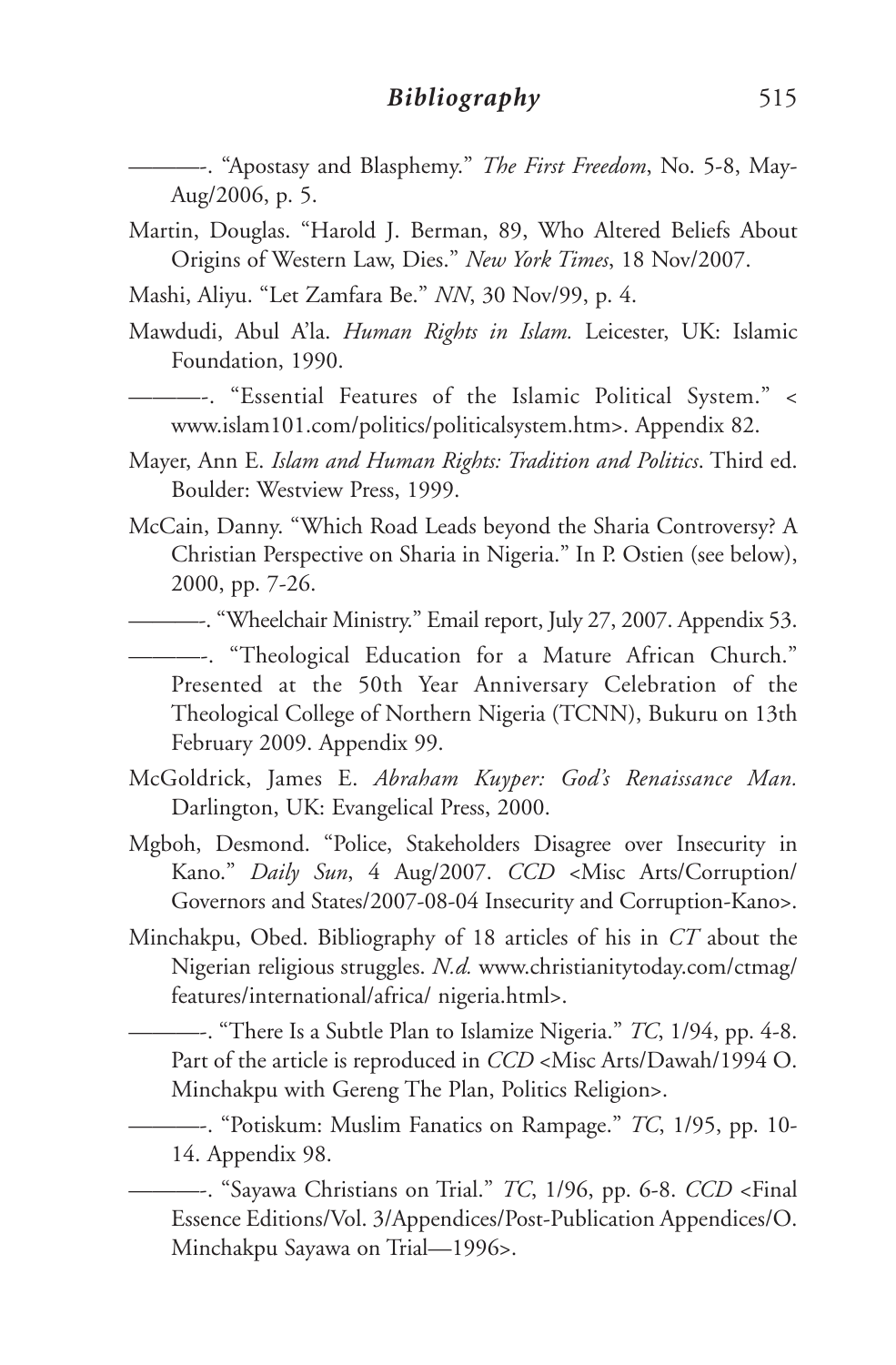———-. "Apostasy and Blasphemy." *The First Freedom*, No. 5-8, May-Aug/2006, p. 5.

Martin, Douglas. "Harold J. Berman, 89, Who Altered Beliefs About Origins of Western Law, Dies." *New York Times*, 18 Nov/2007.

Mashi, Aliyu. "Let Zamfara Be." *NN*, 30 Nov/99, p. 4.

Mawdudi, Abul A'la. *Human Rights in Islam.* Leicester, UK: Islamic Foundation, 1990.

———-. "Essential Features of the Islamic Political System." < www.islam101.com/politics/politicalsystem.htm>. Appendix 82.

Mayer, Ann E. *Islam and Human Rights: Tradition and Politics*. Third ed. Boulder: Westview Press, 1999.

McCain, Danny. "Which Road Leads beyond the Sharia Controversy? A Christian Perspective on Sharia in Nigeria." In P. Ostien (see below), 2000, pp. 7-26.

———-. "Wheelchair Ministry." Email report, July 27, 2007. Appendix 53.

———-. "Theological Education for a Mature African Church." Presented at the 50th Year Anniversary Celebration of the Theological College of Northern Nigeria (TCNN), Bukuru on 13th February 2009. Appendix 99.

McGoldrick, James E. *Abraham Kuyper: God's Renaissance Man.* Darlington, UK: Evangelical Press, 2000.

Mgboh, Desmond. "Police, Stakeholders Disagree over Insecurity in Kano." *Daily Sun*, 4 Aug/2007. *CCD* <Misc Arts/Corruption/Governors and States/2007-08-04 Insecurity and Corruption-Kano>.

Minchakpu, Obed. Bibliography of 18 articles of his in *CT* about the Nigerian religious struggles. *N.d.* www.christianitytoday.com/ctmag/features/international/africa/ nigeria.html>.

———-. "There Is a Subtle Plan to Islamize Nigeria." *TC*, 1/94, pp. 4-8. Part of the article is reproduced in *CCD* <Misc Arts/Dawah/1994 O. Minchakpu with Gereng The Plan, Politics Religion>.

———-. "Potiskum: Muslim Fanatics on Rampage." *TC*, 1/95, pp. 10-14. Appendix 98.

———-. "Sayawa Christians on Trial." *TC*, 1/96, pp. 6-8. *CCD* <Final Essence Editions/Vol. 3/Appendices/Post-Publication Appendices/O. Minchakpu Sayawa on Trial—1996>.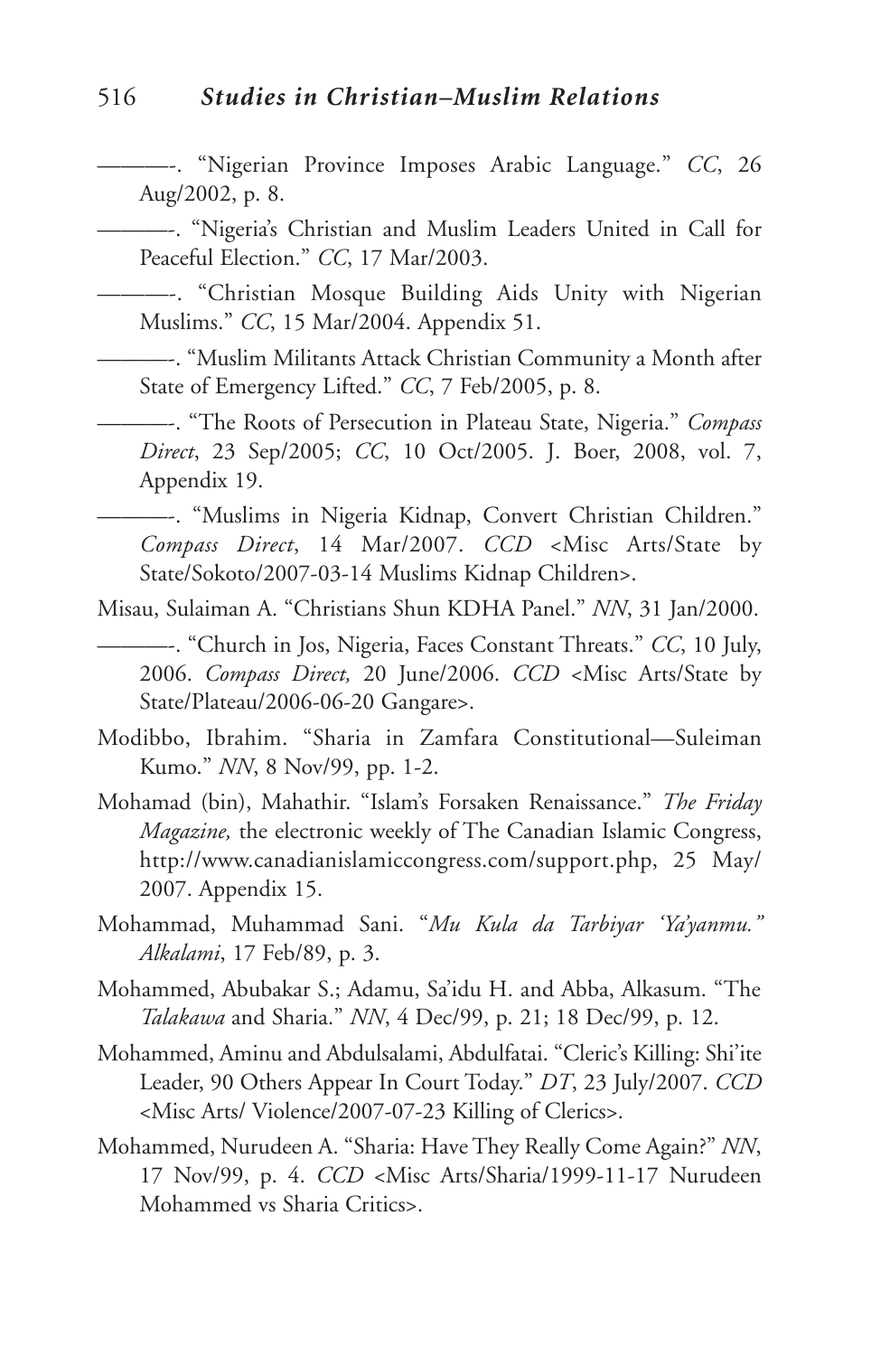———-. "Nigerian Province Imposes Arabic Language." *CC*, 26 Aug/2002, p. 8.

———-. "Nigeria's Christian and Muslim Leaders United in Call for Peaceful Election." *CC*, 17 Mar/2003.

———-. "Christian Mosque Building Aids Unity with Nigerian Muslims." *CC*, 15 Mar/2004. Appendix 51.

———-. "Muslim Militants Attack Christian Community a Month after State of Emergency Lifted." *CC*, 7 Feb/2005, p. 8.

———-. "The Roots of Persecution in Plateau State, Nigeria." *Compass Direct*, 23 Sep/2005; *CC*, 10 Oct/2005. J. Boer, 2008, vol. 7, Appendix 19.

———-. "Muslims in Nigeria Kidnap, Convert Christian Children." *Compass Direct*, 14 Mar/2007. *CCD* <Misc Arts/State by State/Sokoto/2007-03-14 Muslims Kidnap Children>.

Misau, Sulaiman A. "Christians Shun KDHA Panel." *NN*, 31 Jan/2000.

———-. "Church in Jos, Nigeria, Faces Constant Threats." *CC*, 10 July, 2006. *Compass Direct,* 20 June/2006. *CCD* <Misc Arts/State by State/Plateau/2006-06-20 Gangare>.

Modibbo, Ibrahim. "Sharia in Zamfara Constitutional—Suleiman Kumo." *NN*, 8 Nov/99, pp. 1-2.

Mohamad (bin), Mahathir. "Islam's Forsaken Renaissance." *The Friday Magazine,* the electronic weekly of The Canadian Islamic Congress, http://www.canadianislamiccongress.com/support.php, 25 May/ 2007. Appendix 15.

Mohammad, Muhammad Sani. "*Mu Kula da Tarbiyar 'Ya'yanmu.*" *Alkalami*, 17 Feb/89, p. 3.

Mohammed, Abubakar S.; Adamu, Sa'idu H. and Abba, Alkasum. "The *Talakawa* and Sharia." *NN*, 4 Dec/99, p. 21; 18 Dec/99, p. 12.

Mohammed, Aminu and Abdulsalami, Abdulfatai. "Cleric's Killing: Shi'ite Leader, 90 Others Appear In Court Today." *DT*, 23 July/2007. *CCD* <Misc Arts/ Violence/2007-07-23 Killing of Clerics>.

Mohammed, Nurudeen A. "Sharia: Have They Really Come Again?" *NN*, 17 Nov/99, p. 4. *CCD* <Misc Arts/Sharia/1999-11-17 Nurudeen Mohammed vs Sharia Critics>.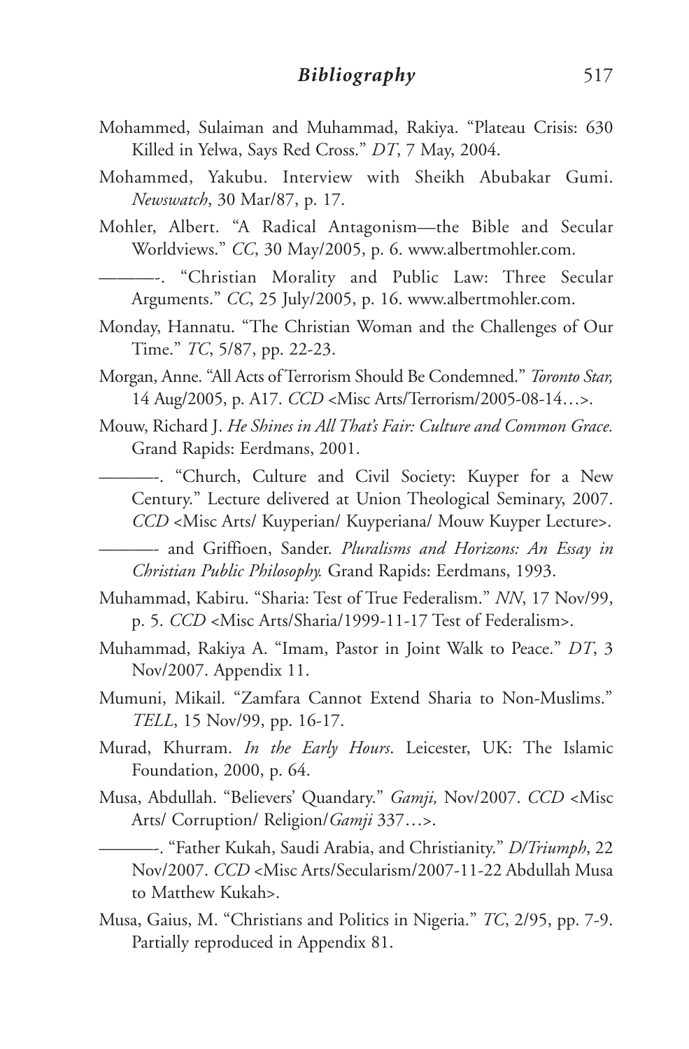Mohammed, Sulaiman and Muhammad, Rakiya. "Plateau Crisis: 630 Killed in Yelwa, Says Red Cross." *DT*, 7 May, 2004.

Mohammed, Yakubu. Interview with Sheikh Abubakar Gumi. *Newswatch*, 30 Mar/87, p. 17.

Mohler, Albert. "A Radical Antagonism—the Bible and Secular Worldviews." *CC*, 30 May/2005, p. 6. www.albertmohler.com.

———-. "Christian Morality and Public Law: Three Secular Arguments." *CC*, 25 July/2005, p. 16. www.albertmohler.com.

Monday, Hannatu. "The Christian Woman and the Challenges of Our Time." *TC*, 5/87, pp. 22-23.

Morgan, Anne. "All Acts of Terrorism Should Be Condemned." *Toronto Star,* 14 Aug/2005, p. A17. *CCD* <Misc Arts/Terrorism/2005-08-14…>.

Mouw, Richard J. *He Shines in All That's Fair: Culture and Common Grace.* Grand Rapids: Eerdmans, 2001.

———-. "Church, Culture and Civil Society: Kuyper for a New Century." Lecture delivered at Union Theological Seminary, 2007. *CCD* <Misc Arts/ Kuyperian/ Kuyperiana/ Mouw Kuyper Lecture>.

———- and Griffioen, Sander. *Pluralisms and Horizons: An Essay in Christian Public Philosophy.* Grand Rapids: Eerdmans, 1993.

Muhammad, Kabiru. "Sharia: Test of True Federalism." *NN*, 17 Nov/99, p. 5. *CCD* <Misc Arts/Sharia/1999-11-17 Test of Federalism>.

Muhammad, Rakiya A. "Imam, Pastor in Joint Walk to Peace." *DT*, 3 Nov/2007. Appendix 11.

Mumuni, Mikail. "Zamfara Cannot Extend Sharia to Non-Muslims." *TELL*, 15 Nov/99, pp. 16-17.

Murad, Khurram. *In the Early Hours*. Leicester, UK: The Islamic Foundation, 2000, p. 64.

Musa, Abdullah. "Believers' Quandary." *Gamji,* Nov/2007. *CCD* <Misc Arts/ Corruption/ Religion/*Gamji* 337…>.

———-. "Father Kukah, Saudi Arabia, and Christianity." *D/Triumph*, 22 Nov/2007. *CCD* <Misc Arts/Secularism/2007-11-22 Abdullah Musa to Matthew Kukah>.

Musa, Gaius, M. "Christians and Politics in Nigeria." *TC*, 2/95, pp. 7-9. Partially reproduced in Appendix 81.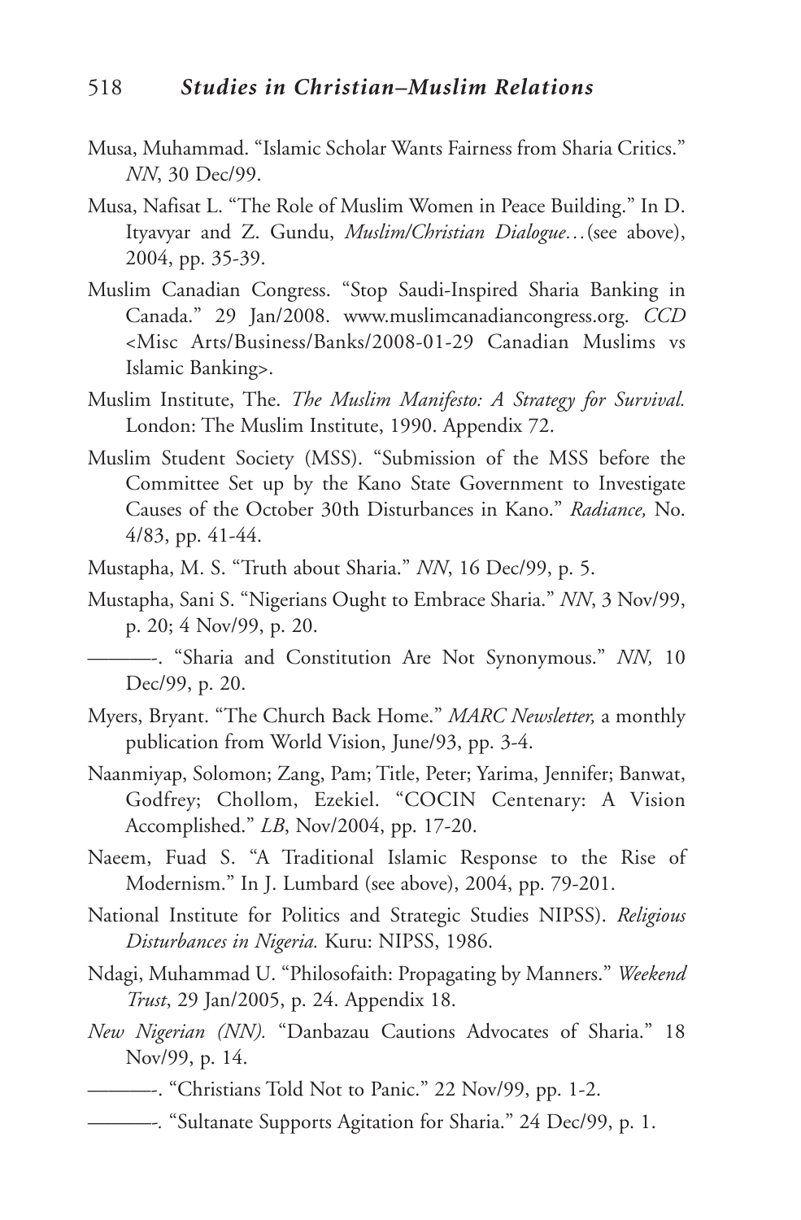Musa, Muhammad. "Islamic Scholar Wants Fairness from Sharia Critics." *NN*, 30 Dec/99.

Musa, Nafisat L. "The Role of Muslim Women in Peace Building." In D. Ityavyar and Z. Gundu, *Muslim/Christian Dialogue…*(see above), 2004, pp. 35-39.

Muslim Canadian Congress. "Stop Saudi-Inspired Sharia Banking in Canada." 29 Jan/2008. www.muslimcanadiancongress.org. *CCD* <Misc Arts/Business/Banks/2008-01-29 Canadian Muslims vs Islamic Banking>.

Muslim Institute, The. *The Muslim Manifesto: A Strategy for Survival.* London: The Muslim Institute, 1990. Appendix 72.

Muslim Student Society (MSS). "Submission of the MSS before the Committee Set up by the Kano State Government to Investigate Causes of the October 30th Disturbances in Kano." *Radiance,* No. 4/83, pp. 41-44.

Mustapha, M. S. "Truth about Sharia." *NN*, 16 Dec/99, p. 5.

Mustapha, Sani S. "Nigerians Ought to Embrace Sharia." *NN*, 3 Nov/99, p. 20; 4 Nov/99, p. 20.

———. "Sharia and Constitution Are Not Synonymous." *NN,* 10 Dec/99, p. 20.

Myers, Bryant. "The Church Back Home." *MARC Newsletter,* a monthly publication from World Vision, June/93, pp. 3-4.

Naanmiyap, Solomon; Zang, Pam; Title, Peter; Yarima, Jennifer; Banwat, Godfrey; Chollom, Ezekiel. "COCIN Centenary: A Vision Accomplished." *LB*, Nov/2004, pp. 17-20.

Naeem, Fuad S. "A Traditional Islamic Response to the Rise of Modernism." In J. Lumbard (see above), 2004, pp. 79-201.

National Institute for Politics and Strategic Studies NIPSS). *Religious Disturbances in Nigeria.* Kuru: NIPSS, 1986.

Ndagi, Muhammad U. "Philosofaith: Propagating by Manners." *Weekend Trust*, 29 Jan/2005, p. 24. Appendix 18.

*New Nigerian (NN).* "Danbazau Cautions Advocates of Sharia." 18 Nov/99, p. 14.

———. "Christians Told Not to Panic." 22 Nov/99, pp. 1-2.

———. "Sultanate Supports Agitation for Sharia." 24 Dec/99, p. 1.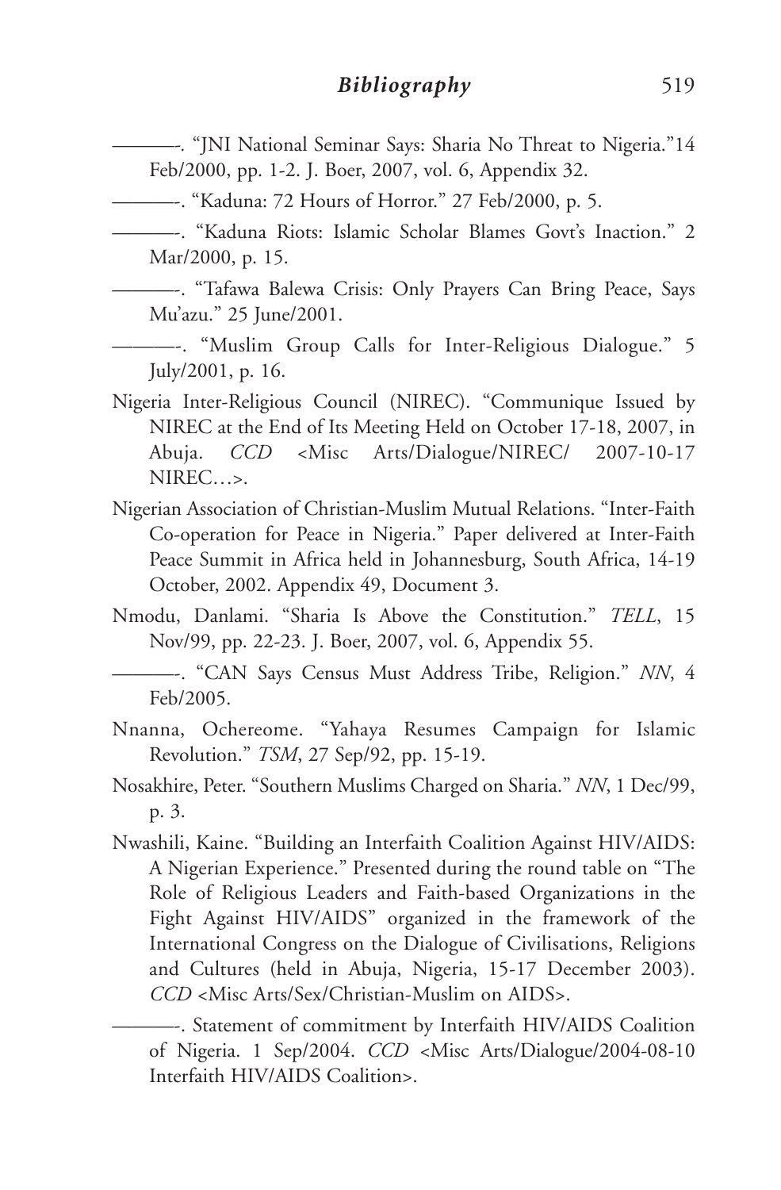———-. "JNI National Seminar Says: Sharia No Threat to Nigeria."14 Feb/2000, pp. 1-2. J. Boer, 2007, vol. 6, Appendix 32.

———-. "Kaduna: 72 Hours of Horror." 27 Feb/2000, p. 5.

———-. "Kaduna Riots: Islamic Scholar Blames Govt's Inaction." 2 Mar/2000, p. 15.

———-. "Tafawa Balewa Crisis: Only Prayers Can Bring Peace, Says Mu'azu." 25 June/2001.

———-. "Muslim Group Calls for Inter-Religious Dialogue." 5 July/2001, p. 16.

Nigeria Inter-Religious Council (NIREC). "Communique Issued by NIREC at the End of Its Meeting Held on October 17-18, 2007, in Abuja. *CCD* <Misc Arts/Dialogue/NIREC/ 2007-10-17 NIREC…>.

Nigerian Association of Christian-Muslim Mutual Relations. "Inter-Faith Co-operation for Peace in Nigeria." Paper delivered at Inter-Faith Peace Summit in Africa held in Johannesburg, South Africa, 14-19 October, 2002. Appendix 49, Document 3.

Nmodu, Danlami. "Sharia Is Above the Constitution." *TELL*, 15 Nov/99, pp. 22-23. J. Boer, 2007, vol. 6, Appendix 55.

———-. "CAN Says Census Must Address Tribe, Religion." *NN*, 4 Feb/2005.

Nnanna, Ochereome. "Yahaya Resumes Campaign for Islamic Revolution." *TSM*, 27 Sep/92, pp. 15-19.

Nosakhire, Peter. "Southern Muslims Charged on Sharia." *NN*, 1 Dec/99, p. 3.

Nwashili, Kaine. "Building an Interfaith Coalition Against HIV/AIDS: A Nigerian Experience." Presented during the round table on "The Role of Religious Leaders and Faith-based Organizations in the Fight Against HIV/AIDS" organized in the framework of the International Congress on the Dialogue of Civilisations, Religions and Cultures (held in Abuja, Nigeria, 15-17 December 2003). *CCD* <Misc Arts/Sex/Christian-Muslim on AIDS>.

———-. Statement of commitment by Interfaith HIV/AIDS Coalition of Nigeria. 1 Sep/2004. *CCD* <Misc Arts/Dialogue/2004-08-10 Interfaith HIV/AIDS Coalition>.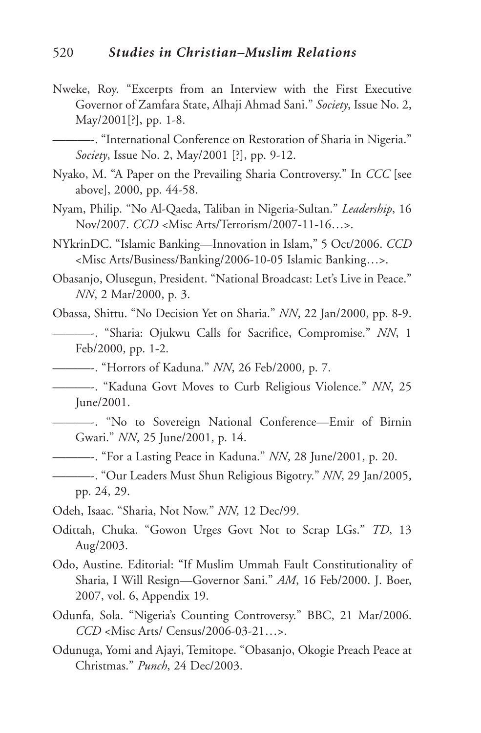Nweke, Roy. "Excerpts from an Interview with the First Executive Governor of Zamfara State, Alhaji Ahmad Sani." *Society*, Issue No. 2, May/2001[?], pp. 1-8.

———-. "International Conference on Restoration of Sharia in Nigeria." *Society*, Issue No. 2, May/2001 [?], pp. 9-12.

Nyako, M. "A Paper on the Prevailing Sharia Controversy." In *CCC* [see above], 2000, pp. 44-58.

Nyam, Philip. "No Al-Qaeda, Taliban in Nigeria-Sultan." *Leadership*, 16 Nov/2007. *CCD* <Misc Arts/Terrorism/2007-11-16…>.

NYkrinDC. "Islamic Banking—Innovation in Islam," 5 Oct/2006. *CCD* <Misc Arts/Business/Banking/2006-10-05 Islamic Banking…>.

Obasanjo, Olusegun, President. "National Broadcast: Let's Live in Peace." *NN*, 2 Mar/2000, p. 3.

Obassa, Shittu. "No Decision Yet on Sharia." *NN*, 22 Jan/2000, pp. 8-9.

———-. "Sharia: Ojukwu Calls for Sacrifice, Compromise." *NN*, 1 Feb/2000, pp. 1-2.

———-. "Horrors of Kaduna." *NN*, 26 Feb/2000, p. 7.

———-. "Kaduna Govt Moves to Curb Religious Violence." *NN*, 25 June/2001.

———-. "No to Sovereign National Conference—Emir of Birnin Gwari." *NN*, 25 June/2001, p. 14.

———-. "For a Lasting Peace in Kaduna." *NN*, 28 June/2001, p. 20.

———-. "Our Leaders Must Shun Religious Bigotry." *NN*, 29 Jan/2005, pp. 24, 29.

Odeh, Isaac. "Sharia, Not Now." *NN,* 12 Dec/99.

Odittah, Chuka. "Gowon Urges Govt Not to Scrap LGs." *TD*, 13 Aug/2003.

Odo, Austine. Editorial: "If Muslim Ummah Fault Constitutionality of Sharia, I Will Resign—Governor Sani." *AM*, 16 Feb/2000. J. Boer, 2007, vol. 6, Appendix 19.

Odunfa, Sola. "Nigeria's Counting Controversy." BBC, 21 Mar/2006. *CCD* <Misc Arts/ Census/2006-03-21…>.

Odunuga, Yomi and Ajayi, Temitope. "Obasanjo, Okogie Preach Peace at Christmas." *Punch*, 24 Dec/2003.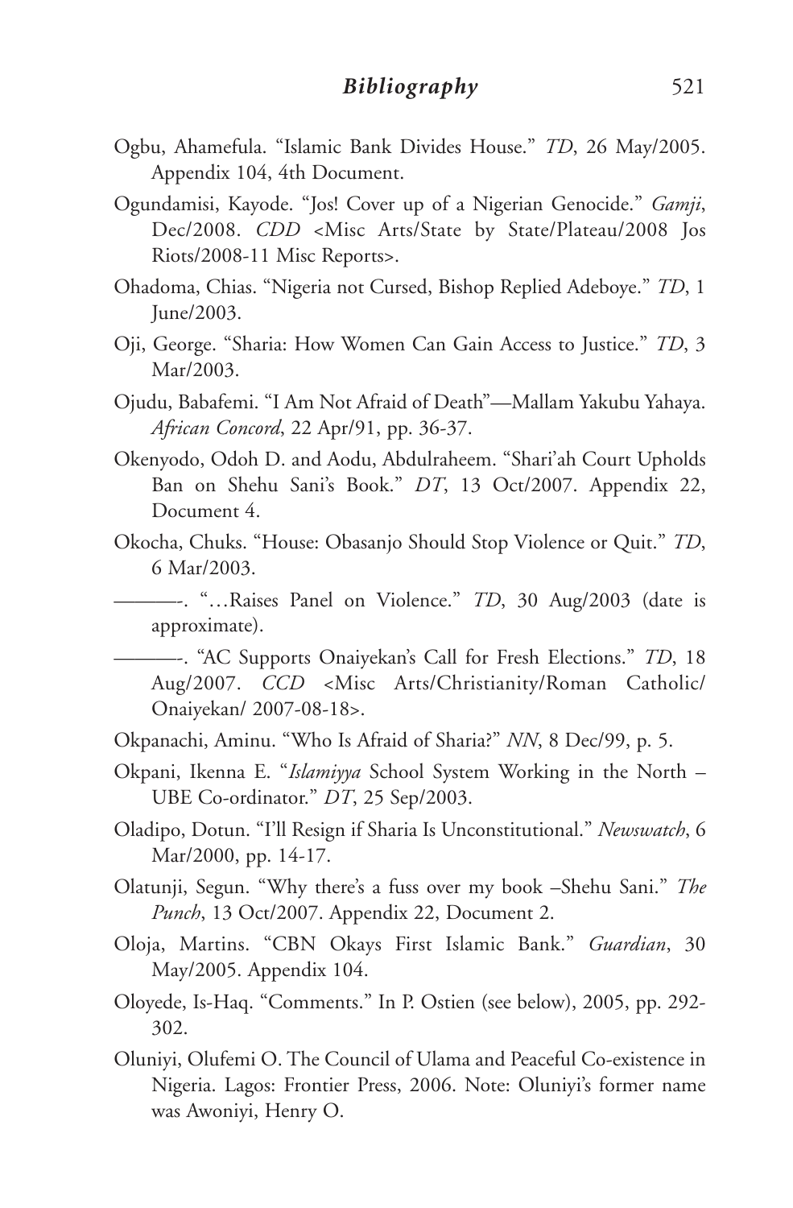Ogbu, Ahamefula. “Islamic Bank Divides House.” *TD*, 26 May/2005. Appendix 104, 4th Document.

Ogundamisi, Kayode. “Jos! Cover up of a Nigerian Genocide.” *Gamji*, Dec/2008. *CDD* <Misc Arts/State by State/Plateau/2008 Jos Riots/2008-11 Misc Reports>.

Ohadoma, Chias. “Nigeria not Cursed, Bishop Replied Adeboye.” *TD*, 1 June/2003.

Oji, George. “Sharia: How Women Can Gain Access to Justice.” *TD*, 3 Mar/2003.

Ojudu, Babafemi. “I Am Not Afraid of Death”—Mallam Yakubu Yahaya. *African Concord*, 22 Apr/91, pp. 36-37.

Okenyodo, Odoh D. and Aodu, Abdulraheem. “Shari’ah Court Upholds Ban on Shehu Sani’s Book.” *DT*, 13 Oct/2007. Appendix 22, Document 4.

Okocha, Chuks. “House: Obasanjo Should Stop Violence or Quit.” *TD*, 6 Mar/2003.

———-. “…Raises Panel on Violence.” *TD*, 30 Aug/2003 (date is approximate).

———-. “AC Supports Onaiyekan’s Call for Fresh Elections.” *TD*, 18 Aug/2007. *CCD* <Misc Arts/Christianity/Roman Catholic/ Onaiyekan/ 2007-08-18>.

Okpanachi, Aminu. “Who Is Afraid of Sharia?” *NN*, 8 Dec/99, p. 5.

Okpani, Ikenna E. “*Islamiyya* School System Working in the North – UBE Co-ordinator.” *DT*, 25 Sep/2003.

Oladipo, Dotun. “I’ll Resign if Sharia Is Unconstitutional.” *Newswatch*, 6 Mar/2000, pp. 14-17.

Olatunji, Segun. “Why there’s a fuss over my book –Shehu Sani.” *The Punch*, 13 Oct/2007. Appendix 22, Document 2.

Oloja, Martins. “CBN Okays First Islamic Bank.” *Guardian*, 30 May/2005. Appendix 104.

Oloyede, Is-Haq. “Comments.” In P. Ostien (see below), 2005, pp. 292-302.

Oluniyi, Olufemi O. The Council of Ulama and Peaceful Co-existence in Nigeria. Lagos: Frontier Press, 2006. Note: Oluniyi’s former name was Awoniyi, Henry O.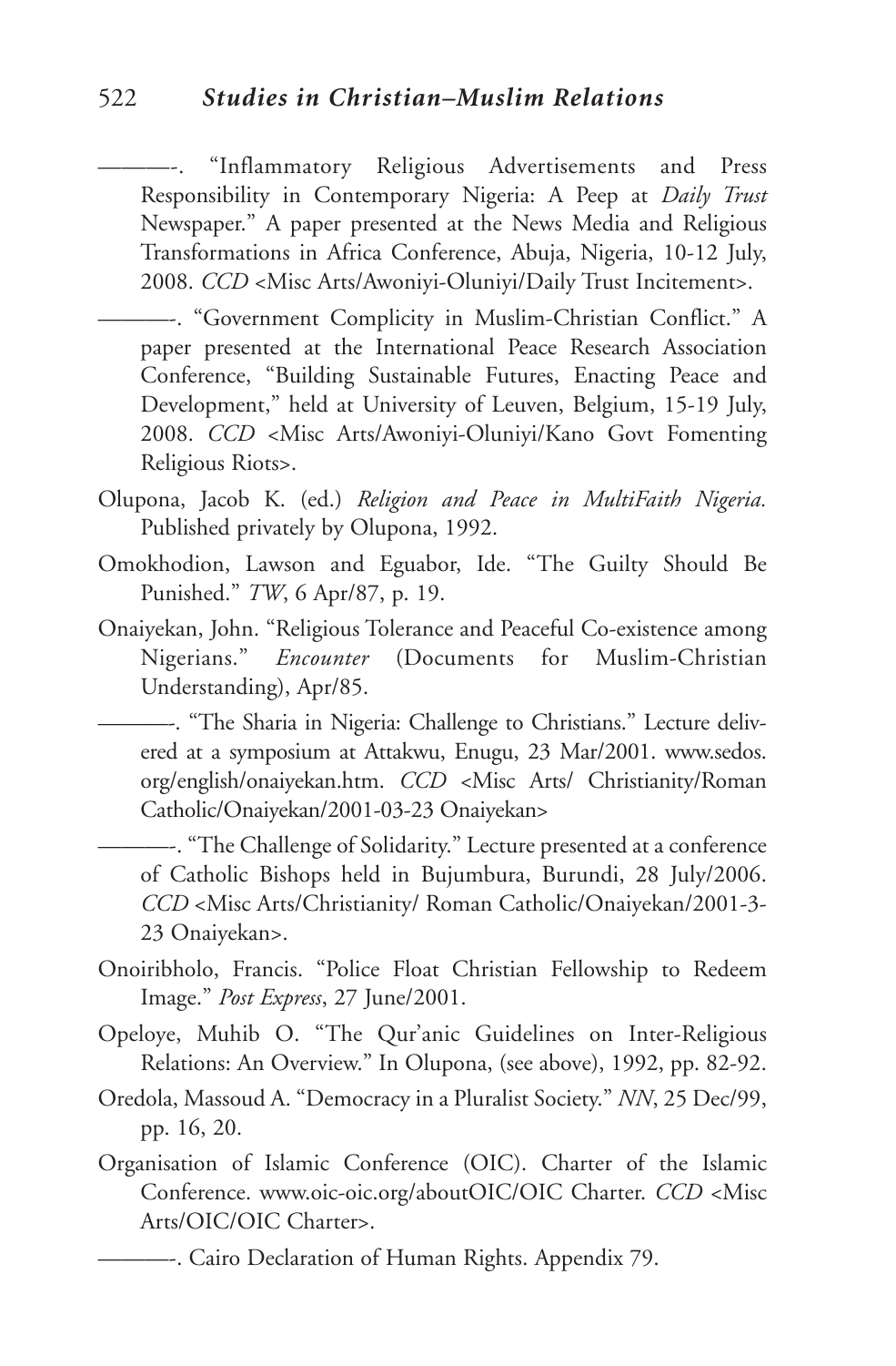———-. "Inflammatory Religious Advertisements and Press Responsibility in Contemporary Nigeria: A Peep at *Daily Trust* Newspaper." A paper presented at the News Media and Religious Transformations in Africa Conference, Abuja, Nigeria, 10-12 July, 2008. *CCD* <Misc Arts/Awoniyi-Oluniyi/Daily Trust Incitement>.

———-. "Government Complicity in Muslim-Christian Conflict." A paper presented at the International Peace Research Association Conference, "Building Sustainable Futures, Enacting Peace and Development," held at University of Leuven, Belgium, 15-19 July, 2008. *CCD* <Misc Arts/Awoniyi-Oluniyi/Kano Govt Fomenting Religious Riots>.

Olupona, Jacob K. (ed.) *Religion and Peace in MultiFaith Nigeria.* Published privately by Olupona, 1992.

Omokhodion, Lawson and Eguabor, Ide. "The Guilty Should Be Punished." *TW*, 6 Apr/87, p. 19.

Onaiyekan, John. "Religious Tolerance and Peaceful Co-existence among Nigerians." *Encounter* (Documents for Muslim-Christian Understanding), Apr/85.

———-. "The Sharia in Nigeria: Challenge to Christians." Lecture delivered at a symposium at Attakwu, Enugu, 23 Mar/2001. www.sedos.org/english/onaiyekan.htm. *CCD* <Misc Arts/ Christianity/Roman Catholic/Onaiyekan/2001-03-23 Onaiyekan>

———-. "The Challenge of Solidarity." Lecture presented at a conference of Catholic Bishops held in Bujumbura, Burundi, 28 July/2006. *CCD* <Misc Arts/Christianity/ Roman Catholic/Onaiyekan/2001-3-23 Onaiyekan>.

Onoiribholo, Francis. "Police Float Christian Fellowship to Redeem Image." *Post Express*, 27 June/2001.

Opeloye, Muhib O. "The Qur'anic Guidelines on Inter-Religious Relations: An Overview." In Olupona, (see above), 1992, pp. 82-92.

Oredola, Massoud A. "Democracy in a Pluralist Society." *NN*, 25 Dec/99, pp. 16, 20.

Organisation of Islamic Conference (OIC). Charter of the Islamic Conference. www.oic-oic.org/aboutOIC/OIC Charter. *CCD* <Misc Arts/OIC/OIC Charter>.

———-. Cairo Declaration of Human Rights. Appendix 79.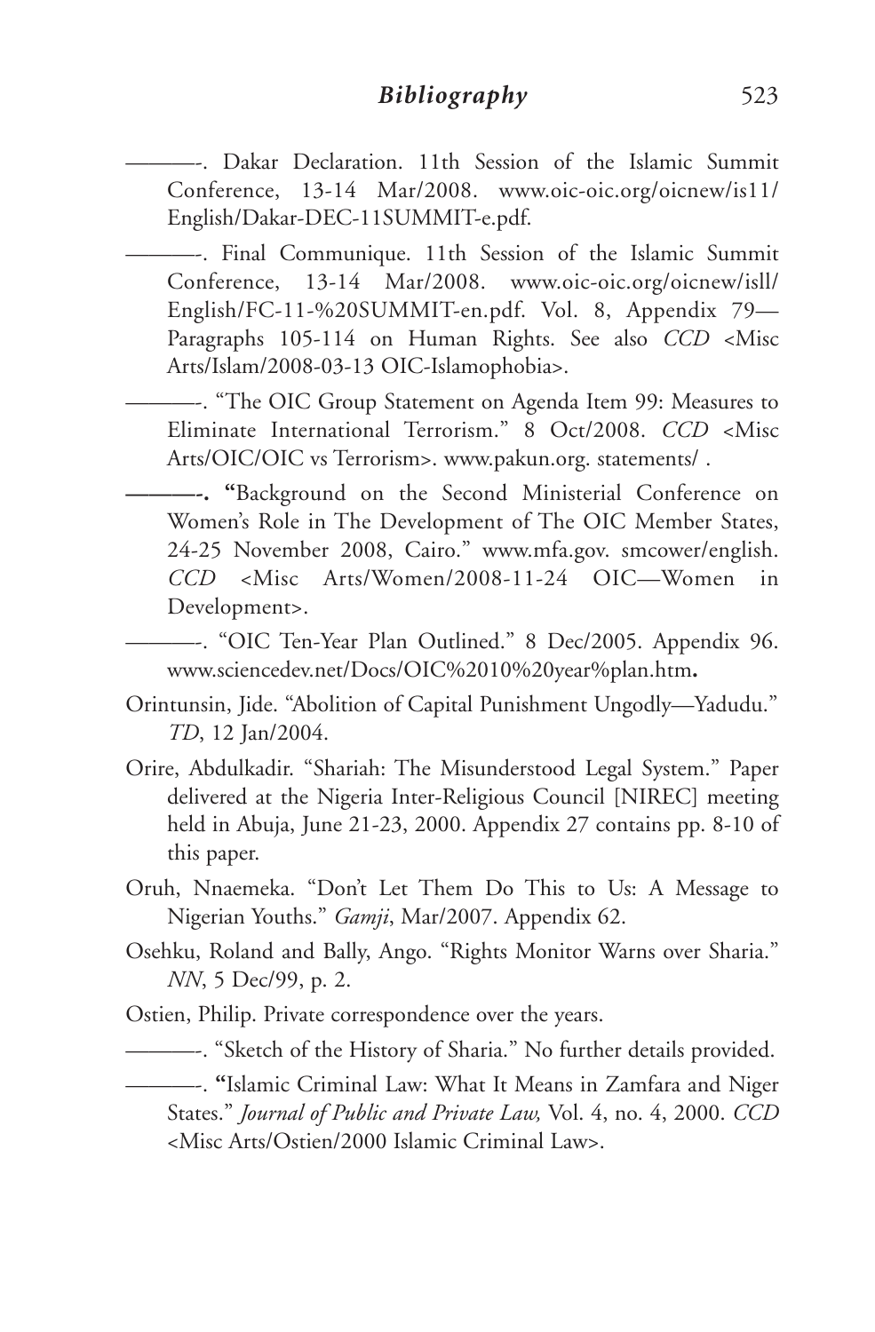———-. Dakar Declaration. 11th Session of the Islamic Summit Conference, 13-14 Mar/2008. www.oic-oic.org/oicnew/is11/English/Dakar-DEC-11SUMMIT-e.pdf.

———-. Final Communique. 11th Session of the Islamic Summit Conference, 13-14 Mar/2008. www.oic-oic.org/oicnew/isll/English/FC-11-%20SUMMIT-en.pdf. Vol. 8, Appendix 79—Paragraphs 105-114 on Human Rights. See also *CCD* <Misc Arts/Islam/2008-03-13 OIC-Islamophobia>.

———-. "The OIC Group Statement on Agenda Item 99: Measures to Eliminate International Terrorism." 8 Oct/2008. *CCD* <Misc Arts/OIC/OIC vs Terrorism>. www.pakun.org. statements/ .

**———-.** **"**Background on the Second Ministerial Conference on Women's Role in The Development of The OIC Member States, 24-25 November 2008, Cairo." www.mfa.gov. smcower/english. *CCD* <Misc Arts/Women/2008-11-24 OIC—Women in Development>.

———-. "OIC Ten-Year Plan Outlined." 8 Dec/2005. Appendix 96. www.sciencedev.net/Docs/OIC%2010%20year%plan.htm**.**

Orintunsin, Jide. "Abolition of Capital Punishment Ungodly—Yadudu." *TD*, 12 Jan/2004.

Orire, Abdulkadir. "Shariah: The Misunderstood Legal System." Paper delivered at the Nigeria Inter-Religious Council [NIREC] meeting held in Abuja, June 21-23, 2000. Appendix 27 contains pp. 8-10 of this paper.

Oruh, Nnaemeka. "Don't Let Them Do This to Us: A Message to Nigerian Youths." *Gamji*, Mar/2007. Appendix 62.

Osehku, Roland and Bally, Ango. "Rights Monitor Warns over Sharia." *NN*, 5 Dec/99, p. 2.

Ostien, Philip. Private correspondence over the years.

———-. "Sketch of the History of Sharia." No further details provided.

———-. **"**Islamic Criminal Law: What It Means in Zamfara and Niger States." *Journal of Public and Private Law,* Vol. 4, no. 4, 2000. *CCD* <Misc Arts/Ostien/2000 Islamic Criminal Law>.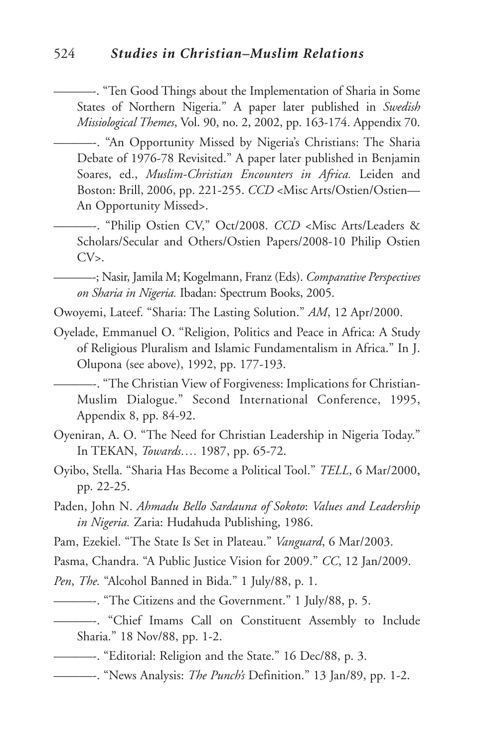———. "Ten Good Things about the Implementation of Sharia in Some States of Northern Nigeria." A paper later published in *Swedish Missiological Themes*, Vol. 90, no. 2, 2002, pp. 163-174. Appendix 70.

———. "An Opportunity Missed by Nigeria's Christians: The Sharia Debate of 1976-78 Revisited." A paper later published in Benjamin Soares, ed., *Muslim-Christian Encounters in Africa.* Leiden and Boston: Brill, 2006, pp. 221-255. *CCD* <Misc Arts/Ostien/Ostien—An Opportunity Missed>.

———. "Philip Ostien CV," Oct/2008. *CCD* <Misc Arts/Leaders & Scholars/Secular and Others/Ostien Papers/2008-10 Philip Ostien CV>.

———; Nasir, Jamila M; Kogelmann, Franz (Eds). *Comparative Perspectives on Sharia in Nigeria.* Ibadan: Spectrum Books, 2005.

Owoyemi, Lateef. "Sharia: The Lasting Solution." *AM*, 12 Apr/2000.

Oyelade, Emmanuel O. "Religion, Politics and Peace in Africa: A Study of Religious Pluralism and Islamic Fundamentalism in Africa." In J. Olupona (see above), 1992, pp. 177-193.

———. "The Christian View of Forgiveness: Implications for Christian-Muslim Dialogue." Second International Conference, 1995, Appendix 8, pp. 84-92.

Oyeniran, A. O. "The Need for Christian Leadership in Nigeria Today." In TEKAN, *Towards….* 1987, pp. 65-72.

Oyibo, Stella. "Sharia Has Become a Political Tool." *TELL*, 6 Mar/2000, pp. 22-25.

Paden, John N. *Ahmadu Bello Sardauna of Sokoto*: *Values and Leadership in Nigeria.* Zaria: Hudahuda Publishing, 1986.

Pam, Ezekiel. "The State Is Set in Plateau." *Vanguard*, 6 Mar/2003.

Pasma, Chandra. "A Public Justice Vision for 2009." *CC*, 12 Jan/2009.

*Pen*, *The.* "Alcohol Banned in Bida." 1 July/88, p. 1.

———. "The Citizens and the Government." 1 July/88, p. 5.

———. "Chief Imams Call on Constituent Assembly to Include Sharia." 18 Nov/88, pp. 1-2.

———. "Editorial: Religion and the State." 16 Dec/88, p. 3.

———. "News Analysis: *The Punch's* Definition." 13 Jan/89, pp. 1-2.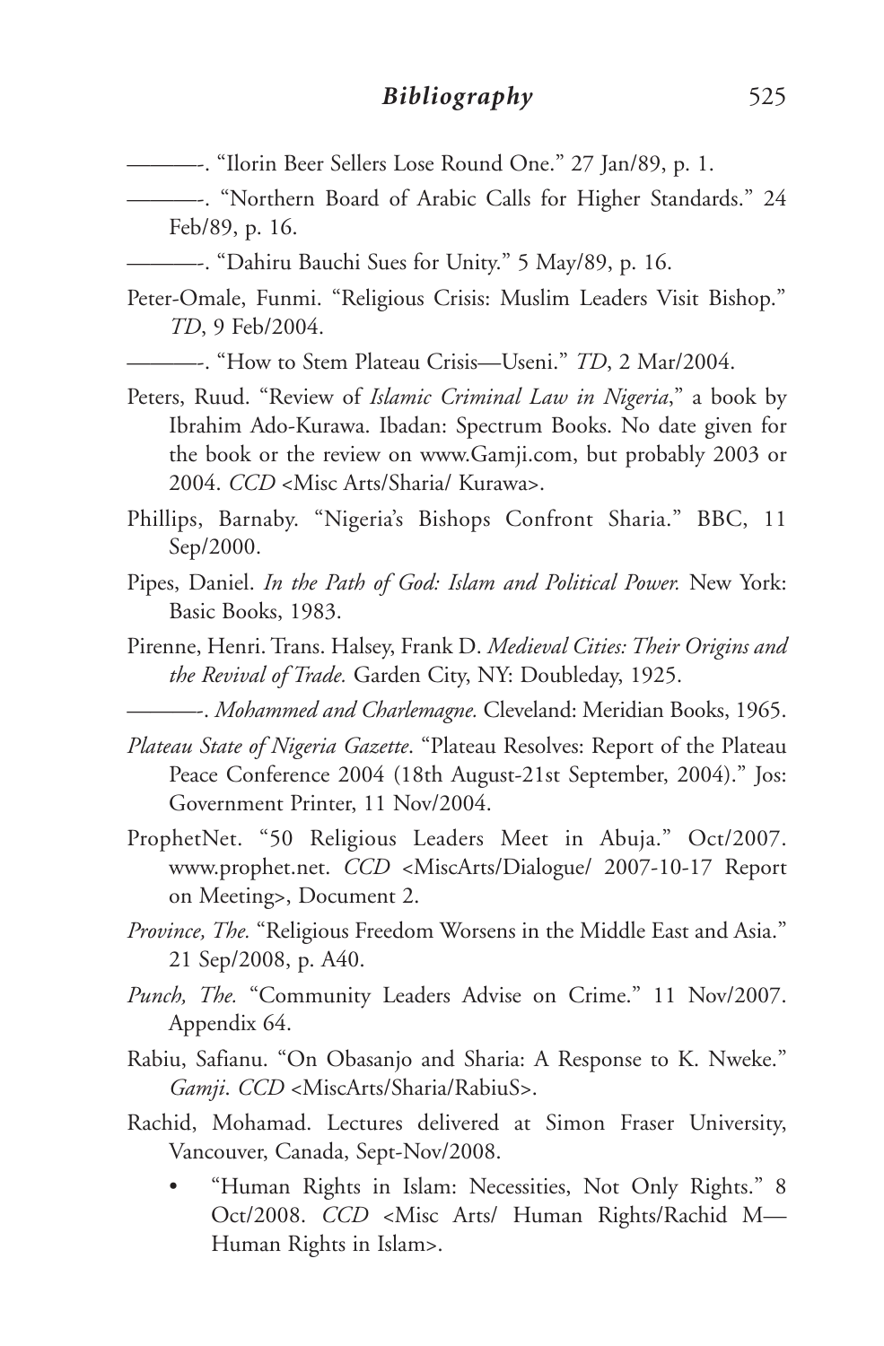———-. "Ilorin Beer Sellers Lose Round One." 27 Jan/89, p. 1.

———-. "Northern Board of Arabic Calls for Higher Standards." 24 Feb/89, p. 16.

———-. "Dahiru Bauchi Sues for Unity." 5 May/89, p. 16.

Peter-Omale, Funmi. "Religious Crisis: Muslim Leaders Visit Bishop." *TD*, 9 Feb/2004.

———-. "How to Stem Plateau Crisis—Useni." *TD*, 2 Mar/2004.

Peters, Ruud. "Review of *Islamic Criminal Law in Nigeria*," a book by Ibrahim Ado-Kurawa. Ibadan: Spectrum Books. No date given for the book or the review on www.Gamji.com, but probably 2003 or 2004. *CCD* <Misc Arts/Sharia/ Kurawa>.

Phillips, Barnaby. "Nigeria's Bishops Confront Sharia." BBC, 11 Sep/2000.

Pipes, Daniel. *In the Path of God: Islam and Political Power.* New York: Basic Books, 1983.

Pirenne, Henri. Trans. Halsey, Frank D. *Medieval Cities: Their Origins and the Revival of Trade.* Garden City, NY: Doubleday, 1925.

———-. *Mohammed and Charlemagne.* Cleveland: Meridian Books, 1965.

*Plateau State of Nigeria Gazette*. "Plateau Resolves: Report of the Plateau Peace Conference 2004 (18th August-21st September, 2004)." Jos: Government Printer, 11 Nov/2004.

ProphetNet. "50 Religious Leaders Meet in Abuja." Oct/2007. www.prophet.net. *CCD* <MiscArts/Dialogue/ 2007-10-17 Report on Meeting>, Document 2.

*Province, The.* "Religious Freedom Worsens in the Middle East and Asia." 21 Sep/2008, p. A40.

*Punch, The.* "Community Leaders Advise on Crime." 11 Nov/2007. Appendix 64.

Rabiu, Safianu. "On Obasanjo and Sharia: A Response to K. Nweke." *Gamji*. *CCD* <MiscArts/Sharia/RabiuS>.

Rachid, Mohamad. Lectures delivered at Simon Fraser University, Vancouver, Canada, Sept-Nov/2008.

- "Human Rights in Islam: Necessities, Not Only Rights." 8 Oct/2008. *CCD* <Misc Arts/ Human Rights/Rachid M—Human Rights in Islam>.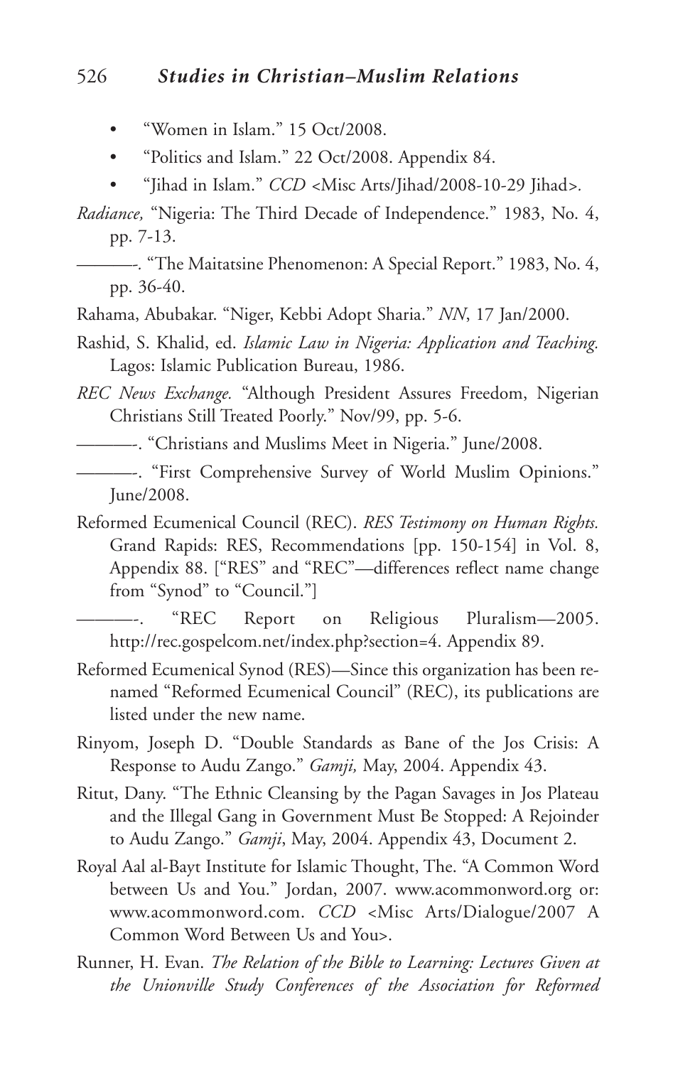- "Women in Islam." 15 Oct/2008.
- "Politics and Islam." 22 Oct/2008. Appendix 84.
- "Jihad in Islam." *CCD* <Misc Arts/Jihad/2008-10-29 Jihad>.

*Radiance,* "Nigeria: The Third Decade of Independence." 1983, No. 4, pp. 7-13.

———-. "The Maitatsine Phenomenon: A Special Report." 1983, No. 4, pp. 36-40.

Rahama, Abubakar. "Niger, Kebbi Adopt Sharia." *NN*, 17 Jan/2000.

Rashid, S. Khalid, ed. *Islamic Law in Nigeria: Application and Teaching.* Lagos: Islamic Publication Bureau, 1986.

*REC News Exchange.* "Although President Assures Freedom, Nigerian Christians Still Treated Poorly." Nov/99, pp. 5-6.

———-. "Christians and Muslims Meet in Nigeria." June/2008.

———-. "First Comprehensive Survey of World Muslim Opinions." June/2008.

Reformed Ecumenical Council (REC). *RES Testimony on Human Rights.* Grand Rapids: RES, Recommendations [pp. 150-154] in Vol. 8, Appendix 88. ["RES" and "REC"—differences reflect name change from "Synod" to "Council."]

———-. "REC Report on Religious Pluralism—2005. http://rec.gospelcom.net/index.php?section=4. Appendix 89.

Reformed Ecumenical Synod (RES)—Since this organization has been renamed "Reformed Ecumenical Council" (REC), its publications are listed under the new name.

Rinyom, Joseph D. "Double Standards as Bane of the Jos Crisis: A Response to Audu Zango." *Gamji,* May, 2004. Appendix 43.

Ritut, Dany. "The Ethnic Cleansing by the Pagan Savages in Jos Plateau and the Illegal Gang in Government Must Be Stopped: A Rejoinder to Audu Zango." *Gamji*, May, 2004. Appendix 43, Document 2.

Royal Aal al-Bayt Institute for Islamic Thought, The. "A Common Word between Us and You." Jordan, 2007. www.acommonword.org or: www.acommonword.com. *CCD* <Misc Arts/Dialogue/2007 A Common Word Between Us and You>.

Runner, H. Evan. *The Relation of the Bible to Learning: Lectures Given at the Unionville Study Conferences of the Association for Reformed*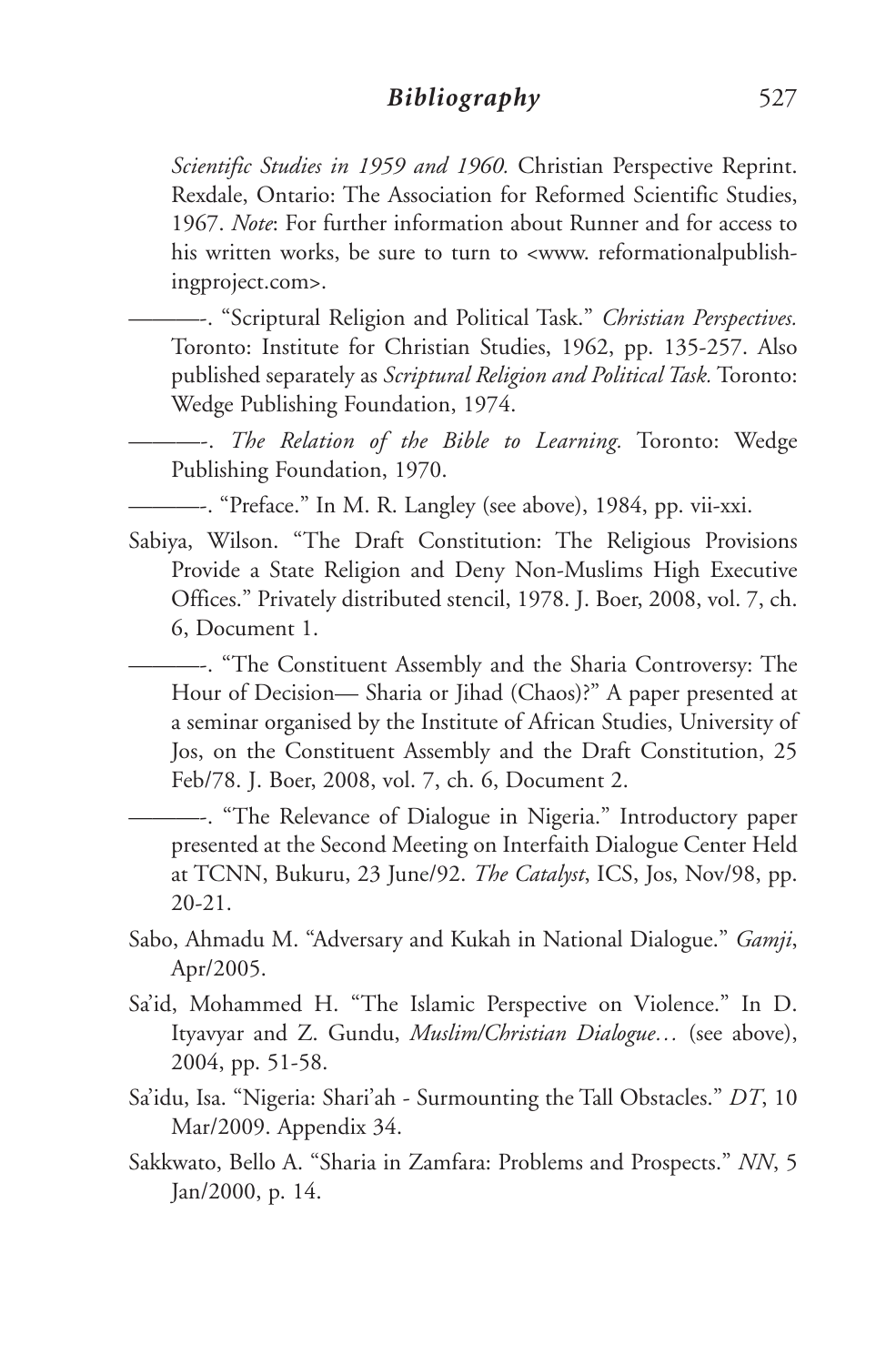*Scientific Studies in 1959 and 1960.* Christian Perspective Reprint. Rexdale, Ontario: The Association for Reformed Scientific Studies, 1967. *Note*: For further information about Runner and for access to his written works, be sure to turn to <www. reformationalpublishingproject.com>.

———-. "Scriptural Religion and Political Task." *Christian Perspectives.* Toronto: Institute for Christian Studies, 1962, pp. 135-257. Also published separately as *Scriptural Religion and Political Task.* Toronto: Wedge Publishing Foundation, 1974.

———-. *The Relation of the Bible to Learning.* Toronto: Wedge Publishing Foundation, 1970.

———-. "Preface." In M. R. Langley (see above), 1984, pp. vii-xxi.

Sabiya, Wilson. "The Draft Constitution: The Religious Provisions Provide a State Religion and Deny Non-Muslims High Executive Offices." Privately distributed stencil, 1978. J. Boer, 2008, vol. 7, ch. 6, Document 1.

———-. "The Constituent Assembly and the Sharia Controversy: The Hour of Decision— Sharia or Jihad (Chaos)?" A paper presented at a seminar organised by the Institute of African Studies, University of Jos, on the Constituent Assembly and the Draft Constitution, 25 Feb/78. J. Boer, 2008, vol. 7, ch. 6, Document 2.

———-. "The Relevance of Dialogue in Nigeria." Introductory paper presented at the Second Meeting on Interfaith Dialogue Center Held at TCNN, Bukuru, 23 June/92. *The Catalyst*, ICS, Jos, Nov/98, pp. 20-21.

Sabo, Ahmadu M. "Adversary and Kukah in National Dialogue." *Gamji*, Apr/2005.

Sa'id, Mohammed H. "The Islamic Perspective on Violence." In D. Ityavyar and Z. Gundu, *Muslim/Christian Dialogue…* (see above), 2004, pp. 51-58.

Sa'idu, Isa. "Nigeria: Shari'ah - Surmounting the Tall Obstacles." *DT*, 10 Mar/2009. Appendix 34.

Sakkwato, Bello A. "Sharia in Zamfara: Problems and Prospects." *NN*, 5 Jan/2000, p. 14.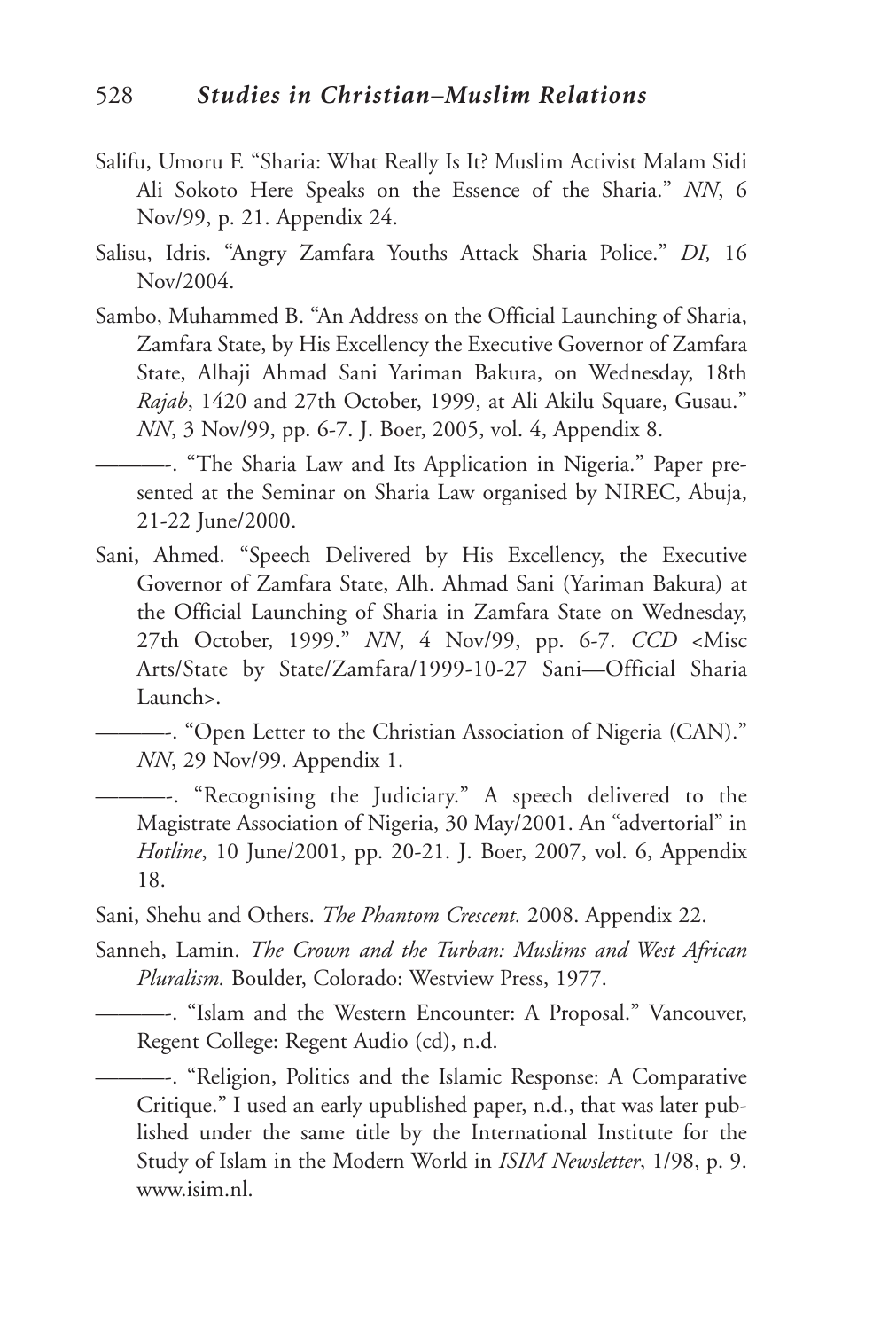Salifu, Umoru F. "Sharia: What Really Is It? Muslim Activist Malam Sidi Ali Sokoto Here Speaks on the Essence of the Sharia." *NN*, 6 Nov/99, p. 21. Appendix 24.

Salisu, Idris. "Angry Zamfara Youths Attack Sharia Police." *DI,* 16 Nov/2004.

Sambo, Muhammed B. "An Address on the Official Launching of Sharia, Zamfara State, by His Excellency the Executive Governor of Zamfara State, Alhaji Ahmad Sani Yariman Bakura, on Wednesday, 18th *Rajab*, 1420 and 27th October, 1999, at Ali Akilu Square, Gusau." *NN*, 3 Nov/99, pp. 6-7. J. Boer, 2005, vol. 4, Appendix 8.

———-. "The Sharia Law and Its Application in Nigeria." Paper presented at the Seminar on Sharia Law organised by NIREC, Abuja, 21-22 June/2000.

Sani, Ahmed. "Speech Delivered by His Excellency, the Executive Governor of Zamfara State, Alh. Ahmad Sani (Yariman Bakura) at the Official Launching of Sharia in Zamfara State on Wednesday, 27th October, 1999." *NN*, 4 Nov/99, pp. 6-7. *CCD* <Misc Arts/State by State/Zamfara/1999-10-27 Sani—Official Sharia Launch>.

———-. "Open Letter to the Christian Association of Nigeria (CAN)." *NN*, 29 Nov/99. Appendix 1.

———-. "Recognising the Judiciary." A speech delivered to the Magistrate Association of Nigeria, 30 May/2001. An "advertorial" in *Hotline*, 10 June/2001, pp. 20-21. J. Boer, 2007, vol. 6, Appendix 18.

Sani, Shehu and Others. *The Phantom Crescent.* 2008. Appendix 22.

Sanneh, Lamin. *The Crown and the Turban: Muslims and West African Pluralism.* Boulder, Colorado: Westview Press, 1977.

———-. "Islam and the Western Encounter: A Proposal." Vancouver, Regent College: Regent Audio (cd), n.d.

———-. "Religion, Politics and the Islamic Response: A Comparative Critique." I used an early upublished paper, n.d., that was later published under the same title by the International Institute for the Study of Islam in the Modern World in *ISIM Newsletter*, 1/98, p. 9. www.isim.nl.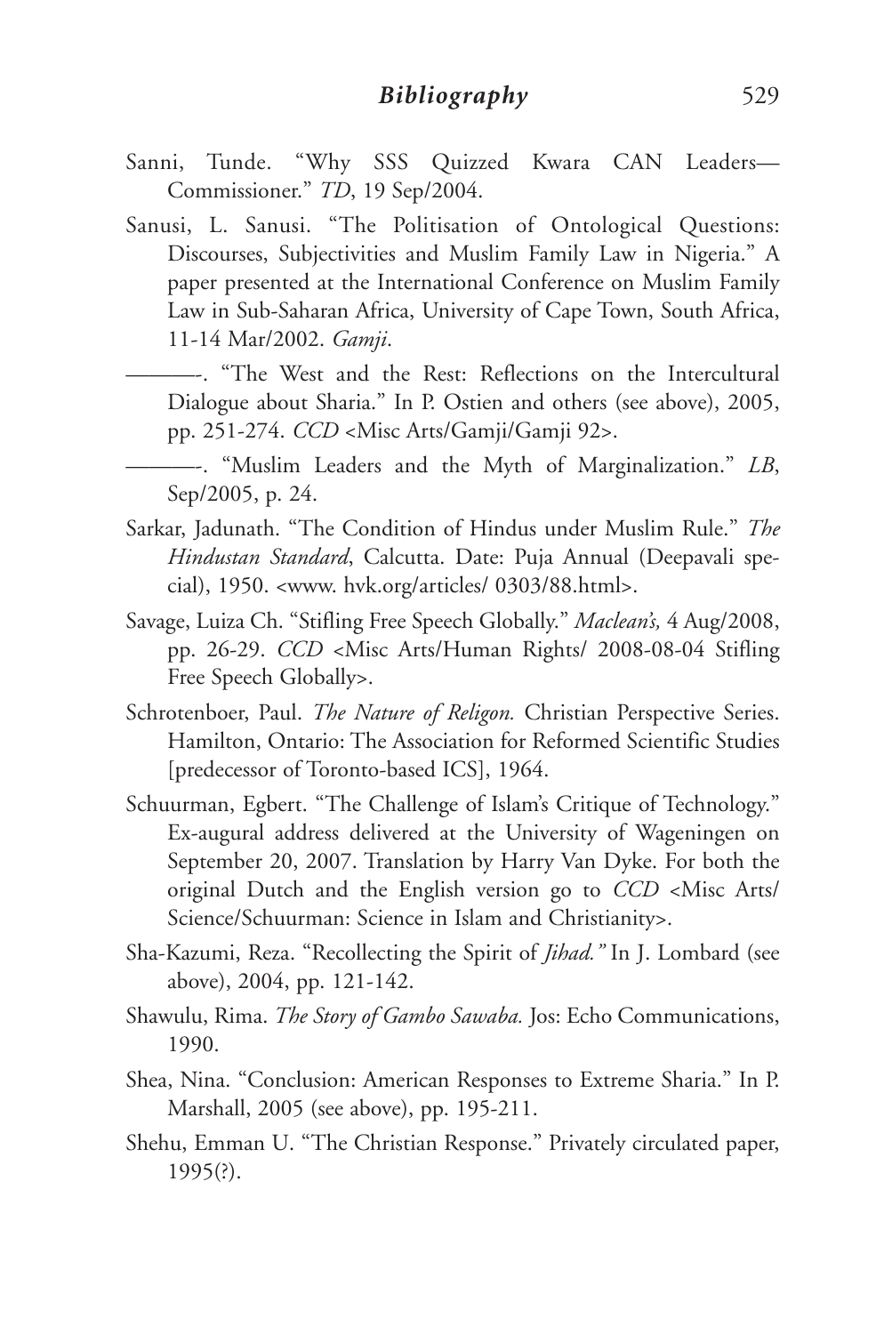Sanni, Tunde. "Why SSS Quizzed Kwara CAN Leaders—Commissioner." *TD*, 19 Sep/2004.

Sanusi, L. Sanusi. "The Politisation of Ontological Questions: Discourses, Subjectivities and Muslim Family Law in Nigeria." A paper presented at the International Conference on Muslim Family Law in Sub-Saharan Africa, University of Cape Town, South Africa, 11-14 Mar/2002. *Gamji*.

———-. "The West and the Rest: Reflections on the Intercultural Dialogue about Sharia." In P. Ostien and others (see above), 2005, pp. 251-274. *CCD* <Misc Arts/Gamji/Gamji 92>.

———-. "Muslim Leaders and the Myth of Marginalization." *LB*, Sep/2005, p. 24.

Sarkar, Jadunath. "The Condition of Hindus under Muslim Rule." *The Hindustan Standard*, Calcutta. Date: Puja Annual (Deepavali special), 1950. <www. hvk.org/articles/ 0303/88.html>.

Savage, Luiza Ch. "Stifling Free Speech Globally." *Maclean's,* 4 Aug/2008, pp. 26-29. *CCD* <Misc Arts/Human Rights/ 2008-08-04 Stifling Free Speech Globally>.

Schrotenboer, Paul. *The Nature of Religon.* Christian Perspective Series. Hamilton, Ontario: The Association for Reformed Scientific Studies [predecessor of Toronto-based ICS], 1964.

Schuurman, Egbert. "The Challenge of Islam's Critique of Technology." Ex-augural address delivered at the University of Wageningen on September 20, 2007. Translation by Harry Van Dyke. For both the original Dutch and the English version go to *CCD* <Misc Arts/ Science/Schuurman: Science in Islam and Christianity>.

Sha-Kazumi, Reza. "Recollecting the Spirit of *Jihad."* In J. Lombard (see above), 2004, pp. 121-142.

Shawulu, Rima. *The Story of Gambo Sawaba.* Jos: Echo Communications, 1990.

Shea, Nina. "Conclusion: American Responses to Extreme Sharia." In P. Marshall, 2005 (see above), pp. 195-211.

Shehu, Emman U. "The Christian Response." Privately circulated paper, 1995(?).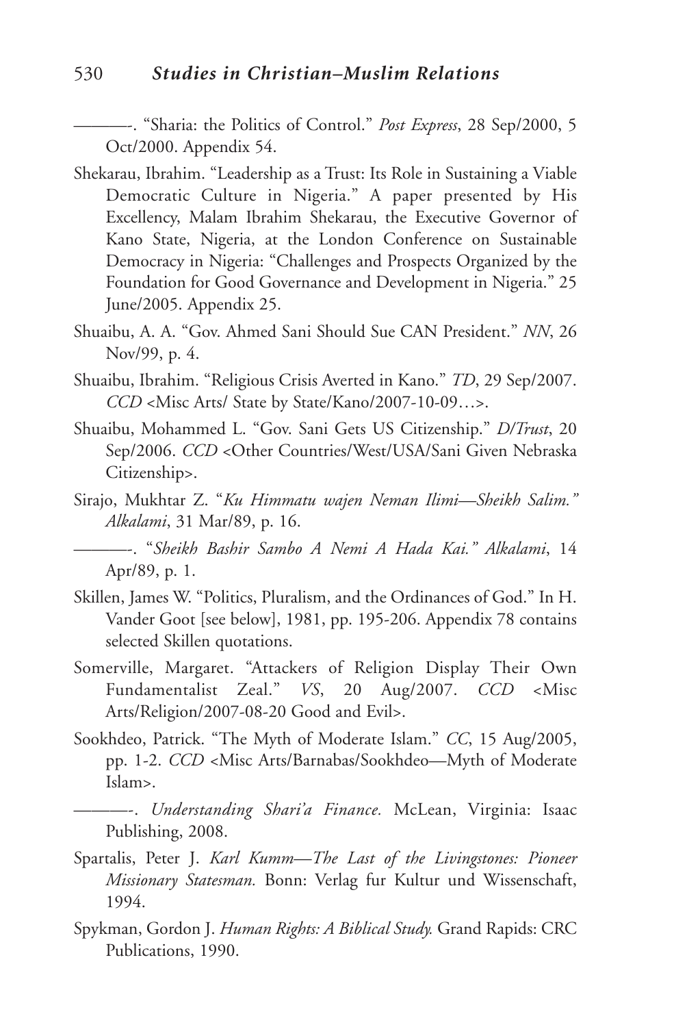———-. "Sharia: the Politics of Control." *Post Express*, 28 Sep/2000, 5 Oct/2000. Appendix 54.

Shekarau, Ibrahim. "Leadership as a Trust: Its Role in Sustaining a Viable Democratic Culture in Nigeria." A paper presented by His Excellency, Malam Ibrahim Shekarau, the Executive Governor of Kano State, Nigeria, at the London Conference on Sustainable Democracy in Nigeria: "Challenges and Prospects Organized by the Foundation for Good Governance and Development in Nigeria." 25 June/2005. Appendix 25.

Shuaibu, A. A. "Gov. Ahmed Sani Should Sue CAN President." *NN*, 26 Nov/99, p. 4.

Shuaibu, Ibrahim. "Religious Crisis Averted in Kano." *TD*, 29 Sep/2007. *CCD* <Misc Arts/ State by State/Kano/2007-10-09…>.

Shuaibu, Mohammed L. "Gov. Sani Gets US Citizenship." *D/Trust*, 20 Sep/2006. *CCD* <Other Countries/West/USA/Sani Given Nebraska Citizenship>.

Sirajo, Mukhtar Z. "*Ku Himmatu wajen Neman Ilimi—Sheikh Salim.*" *Alkalami*, 31 Mar/89, p. 16.

———-. "*Sheikh Bashir Sambo A Nemi A Hada Kai.*" *Alkalami*, 14 Apr/89, p. 1.

Skillen, James W. "Politics, Pluralism, and the Ordinances of God." In H. Vander Goot [see below], 1981, pp. 195-206. Appendix 78 contains selected Skillen quotations.

Somerville, Margaret. "Attackers of Religion Display Their Own Fundamentalist Zeal." *VS*, 20 Aug/2007. *CCD* <Misc Arts/Religion/2007-08-20 Good and Evil>.

Sookhdeo, Patrick. "The Myth of Moderate Islam." *CC*, 15 Aug/2005, pp. 1-2. *CCD* <Misc Arts/Barnabas/Sookhdeo—Myth of Moderate Islam>.

———-. *Understanding Shari'a Finance.* McLean, Virginia: Isaac Publishing, 2008.

Spartalis, Peter J. *Karl Kumm—The Last of the Livingstones: Pioneer Missionary Statesman.* Bonn: Verlag fur Kultur und Wissenschaft, 1994.

Spykman, Gordon J. *Human Rights: A Biblical Study.* Grand Rapids: CRC Publications, 1990.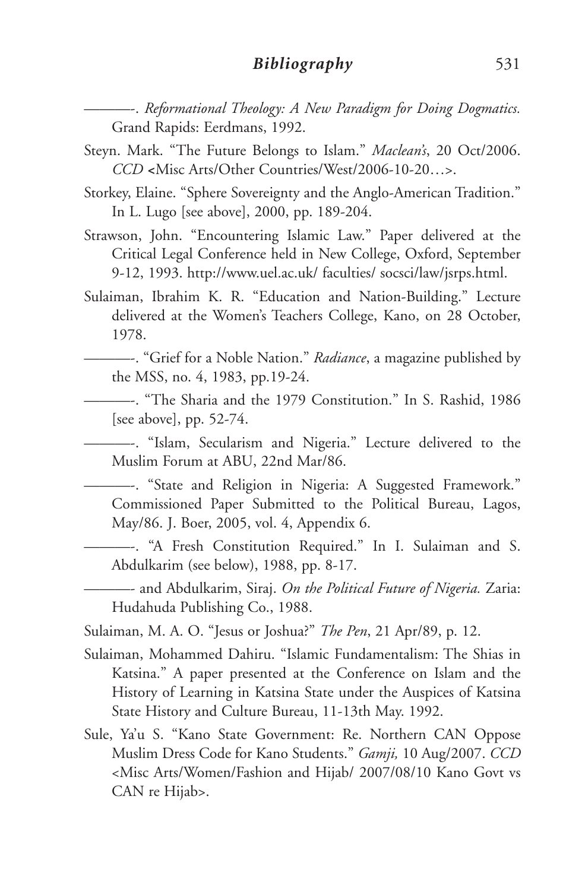———-. *Reformational Theology: A New Paradigm for Doing Dogmatics.* Grand Rapids: Eerdmans, 1992.

Steyn. Mark. "The Future Belongs to Islam." *Maclean's*, 20 Oct/2006. *CCD* <Misc Arts/Other Countries/West/2006-10-20…>.

Storkey, Elaine. "Sphere Sovereignty and the Anglo-American Tradition." In L. Lugo [see above], 2000, pp. 189-204.

Strawson, John. "Encountering Islamic Law." Paper delivered at the Critical Legal Conference held in New College, Oxford, September 9-12, 1993. http://www.uel.ac.uk/ faculties/ socsci/law/jsrps.html.

Sulaiman, Ibrahim K. R. "Education and Nation-Building." Lecture delivered at the Women's Teachers College, Kano, on 28 October, 1978.

———-. "Grief for a Noble Nation." *Radiance*, a magazine published by the MSS, no. 4, 1983, pp.19-24.

———-. "The Sharia and the 1979 Constitution." In S. Rashid, 1986 [see above], pp. 52-74.

———-. "Islam, Secularism and Nigeria." Lecture delivered to the Muslim Forum at ABU, 22nd Mar/86.

———-. "State and Religion in Nigeria: A Suggested Framework." Commissioned Paper Submitted to the Political Bureau, Lagos, May/86. J. Boer, 2005, vol. 4, Appendix 6.

———-. "A Fresh Constitution Required." In I. Sulaiman and S. Abdulkarim (see below), 1988, pp. 8-17.

———- and Abdulkarim, Siraj. *On the Political Future of Nigeria.* Zaria: Hudahuda Publishing Co., 1988.

Sulaiman, M. A. O. "Jesus or Joshua?" *The Pen*, 21 Apr/89, p. 12.

Sulaiman, Mohammed Dahiru. "Islamic Fundamentalism: The Shias in Katsina." A paper presented at the Conference on Islam and the History of Learning in Katsina State under the Auspices of Katsina State History and Culture Bureau, 11-13th May. 1992.

Sule, Ya'u S. "Kano State Government: Re. Northern CAN Oppose Muslim Dress Code for Kano Students." *Gamji,* 10 Aug/2007. *CCD* <Misc Arts/Women/Fashion and Hijab/ 2007/08/10 Kano Govt vs CAN re Hijab>.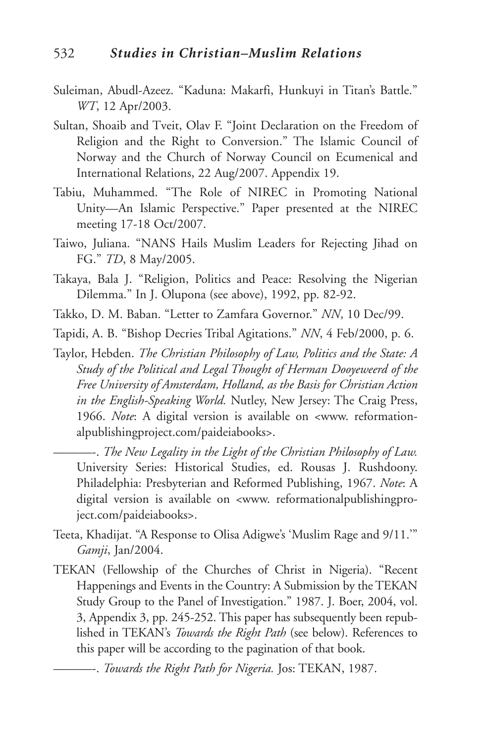Suleiman, Abudl-Azeez. "Kaduna: Makarfi, Hunkuyi in Titan's Battle." *WT*, 12 Apr/2003.

Sultan, Shoaib and Tveit, Olav F. "Joint Declaration on the Freedom of Religion and the Right to Conversion." The Islamic Council of Norway and the Church of Norway Council on Ecumenical and International Relations, 22 Aug/2007. Appendix 19.

Tabiu, Muhammed. "The Role of NIREC in Promoting National Unity—An Islamic Perspective." Paper presented at the NIREC meeting 17-18 Oct/2007.

Taiwo, Juliana. "NANS Hails Muslim Leaders for Rejecting Jihad on FG." *TD*, 8 May/2005.

Takaya, Bala J. "Religion, Politics and Peace: Resolving the Nigerian Dilemma." In J. Olupona (see above), 1992, pp. 82-92.

Takko, D. M. Baban. "Letter to Zamfara Governor." *NN*, 10 Dec/99.

Tapidi, A. B. "Bishop Decries Tribal Agitations." *NN*, 4 Feb/2000, p. 6.

Taylor, Hebden. *The Christian Philosophy of Law, Politics and the State: A Study of the Political and Legal Thought of Herman Dooyeweerd of the Free University of Amsterdam, Holland, as the Basis for Christian Action in the English-Speaking World.* Nutley, New Jersey: The Craig Press, 1966. *Note*: A digital version is available on <www. reformationalpublishingproject.com/paideiabooks>.

———. *The New Legality in the Light of the Christian Philosophy of Law.* University Series: Historical Studies, ed. Rousas J. Rushdoony. Philadelphia: Presbyterian and Reformed Publishing, 1967. *Note*: A digital version is available on <www. reformationalpublishingproject.com/paideiabooks>.

Teeta, Khadijat. "A Response to Olisa Adigwe's 'Muslim Rage and 9/11.'" *Gamji*, Jan/2004.

TEKAN (Fellowship of the Churches of Christ in Nigeria). "Recent Happenings and Events in the Country: A Submission by the TEKAN Study Group to the Panel of Investigation." 1987. J. Boer, 2004, vol. 3, Appendix 3, pp. 245-252. This paper has subsequently been republished in TEKAN's *Towards the Right Path* (see below). References to this paper will be according to the pagination of that book.

———. *Towards the Right Path for Nigeria.* Jos: TEKAN, 1987.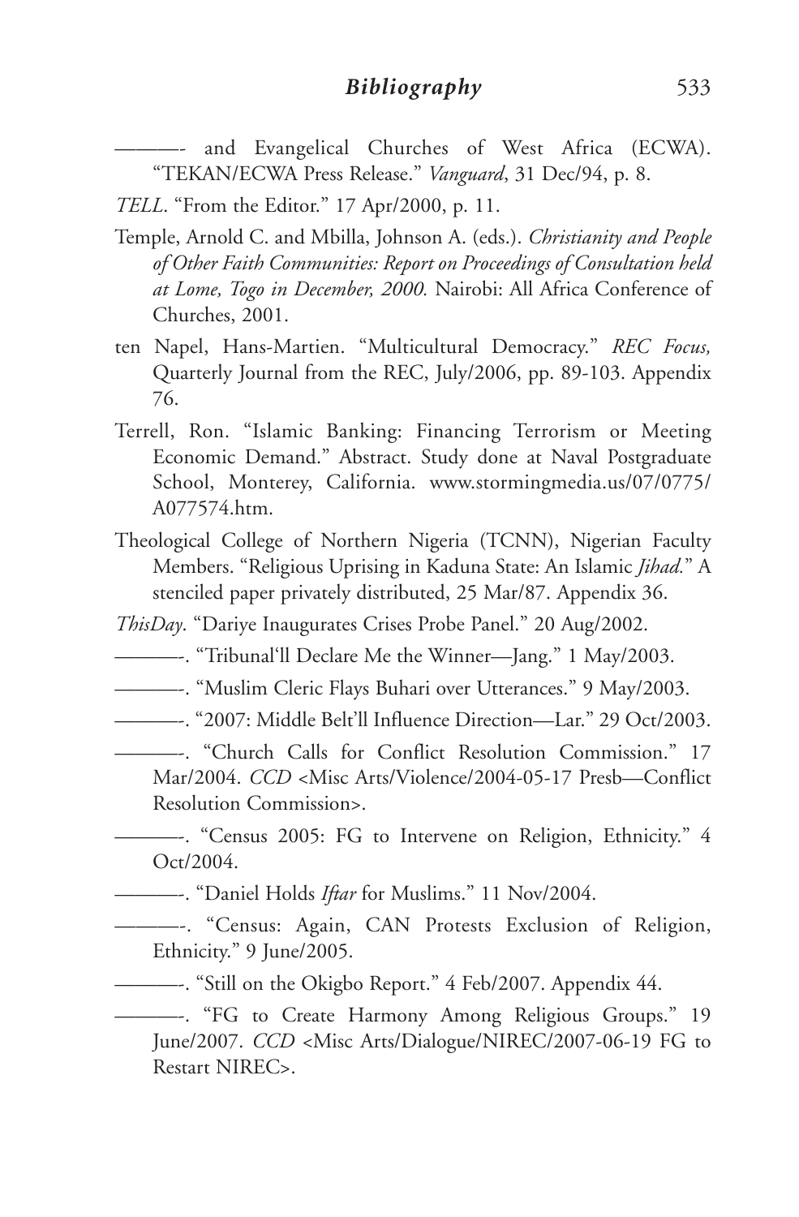———- and Evangelical Churches of West Africa (ECWA). "TEKAN/ECWA Press Release." *Vanguard*, 31 Dec/94, p. 8.

*TELL*. "From the Editor." 17 Apr/2000, p. 11.

Temple, Arnold C. and Mbilla, Johnson A. (eds.). *Christianity and People of Other Faith Communities: Report on Proceedings of Consultation held at Lome, Togo in December, 2000.* Nairobi: All Africa Conference of Churches, 2001.

ten Napel, Hans-Martien. "Multicultural Democracy." *REC Focus,* Quarterly Journal from the REC, July/2006, pp. 89-103. Appendix 76.

Terrell, Ron. "Islamic Banking: Financing Terrorism or Meeting Economic Demand." Abstract. Study done at Naval Postgraduate School, Monterey, California. www.stormingmedia.us/07/0775/A077574.htm.

Theological College of Northern Nigeria (TCNN), Nigerian Faculty Members. "Religious Uprising in Kaduna State: An Islamic *Jihad.*" A stenciled paper privately distributed, 25 Mar/87. Appendix 36.

*ThisDay*. "Dariye Inaugurates Crises Probe Panel." 20 Aug/2002.

———-. "Tribunal'll Declare Me the Winner—Jang." 1 May/2003.

———-. "Muslim Cleric Flays Buhari over Utterances." 9 May/2003.

———-. "2007: Middle Belt'll Influence Direction—Lar." 29 Oct/2003.

———-. "Church Calls for Conflict Resolution Commission." 17 Mar/2004. *CCD* <Misc Arts/Violence/2004-05-17 Presb—Conflict Resolution Commission>.

———-. "Census 2005: FG to Intervene on Religion, Ethnicity." 4 Oct/2004.

———-. "Daniel Holds *Iftar* for Muslims." 11 Nov/2004.

———-. "Census: Again, CAN Protests Exclusion of Religion, Ethnicity." 9 June/2005.

———-. "Still on the Okigbo Report." 4 Feb/2007. Appendix 44.

———-. "FG to Create Harmony Among Religious Groups." 19 June/2007. *CCD* <Misc Arts/Dialogue/NIREC/2007-06-19 FG to Restart NIREC>.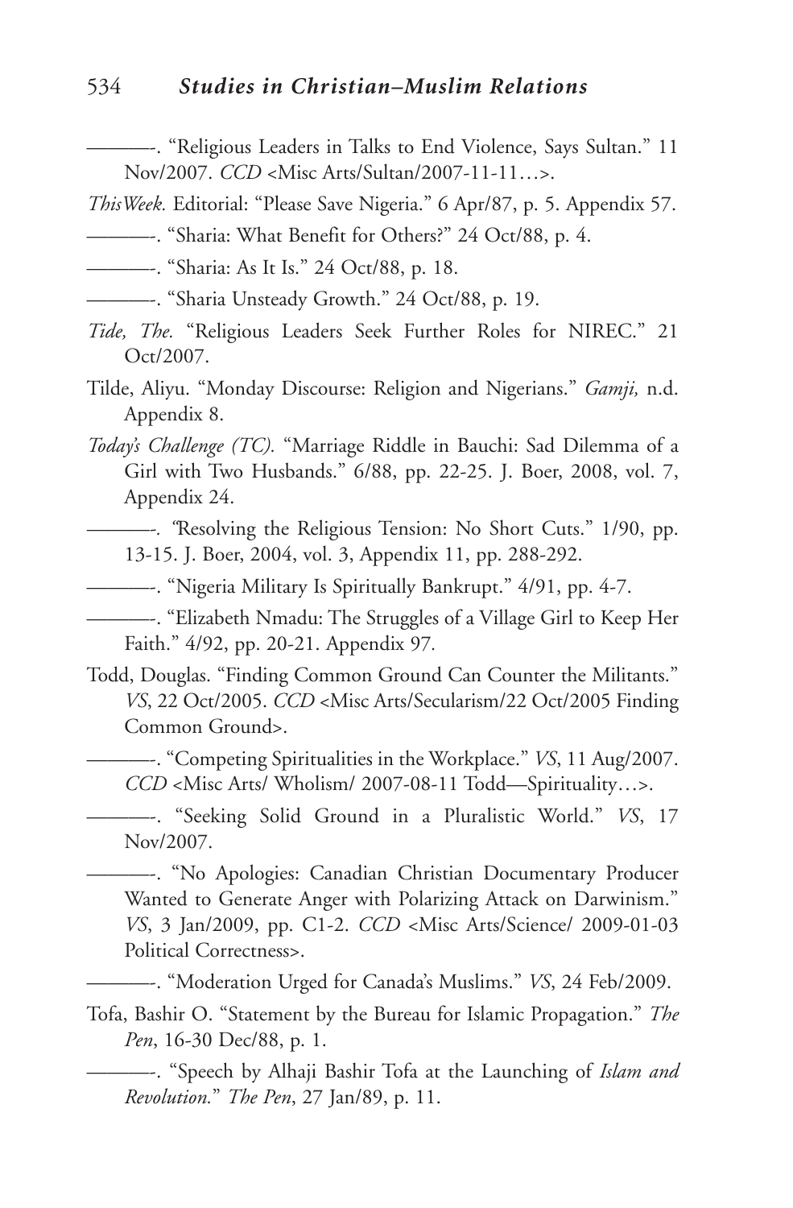———-. "Religious Leaders in Talks to End Violence, Says Sultan." 11 Nov/2007. *CCD* <Misc Arts/Sultan/2007-11-11…>.

*ThisWeek.* Editorial: "Please Save Nigeria." 6 Apr/87, p. 5. Appendix 57.

———-. "Sharia: What Benefit for Others?" 24 Oct/88, p. 4.

———-. "Sharia: As It Is." 24 Oct/88, p. 18.

———-. "Sharia Unsteady Growth." 24 Oct/88, p. 19.

*Tide, The.* "Religious Leaders Seek Further Roles for NIREC." 21 Oct/2007.

Tilde, Aliyu. "Monday Discourse: Religion and Nigerians." *Gamji,* n.d. Appendix 8.

*Today's Challenge (TC).* "Marriage Riddle in Bauchi: Sad Dilemma of a Girl with Two Husbands." 6/88, pp. 22-25. J. Boer, 2008, vol. 7, Appendix 24.

———-. "Resolving the Religious Tension: No Short Cuts." 1/90, pp. 13-15. J. Boer, 2004, vol. 3, Appendix 11, pp. 288-292.

———-. "Nigeria Military Is Spiritually Bankrupt." 4/91, pp. 4-7.

———-. "Elizabeth Nmadu: The Struggles of a Village Girl to Keep Her Faith." 4/92, pp. 20-21. Appendix 97.

Todd, Douglas. "Finding Common Ground Can Counter the Militants." *VS*, 22 Oct/2005. *CCD* <Misc Arts/Secularism/22 Oct/2005 Finding Common Ground>.

———-. "Competing Spiritualities in the Workplace." *VS*, 11 Aug/2007. *CCD* <Misc Arts/ Wholism/ 2007-08-11 Todd—Spirituality…>.

———-. "Seeking Solid Ground in a Pluralistic World." *VS*, 17 Nov/2007.

———-. "No Apologies: Canadian Christian Documentary Producer Wanted to Generate Anger with Polarizing Attack on Darwinism." *VS*, 3 Jan/2009, pp. C1-2. *CCD* <Misc Arts/Science/ 2009-01-03 Political Correctness>.

———-. "Moderation Urged for Canada's Muslims." *VS*, 24 Feb/2009.

Tofa, Bashir O. "Statement by the Bureau for Islamic Propagation." *The Pen*, 16-30 Dec/88, p. 1.

———-. "Speech by Alhaji Bashir Tofa at the Launching of *Islam and Revolution.*" *The Pen*, 27 Jan/89, p. 11.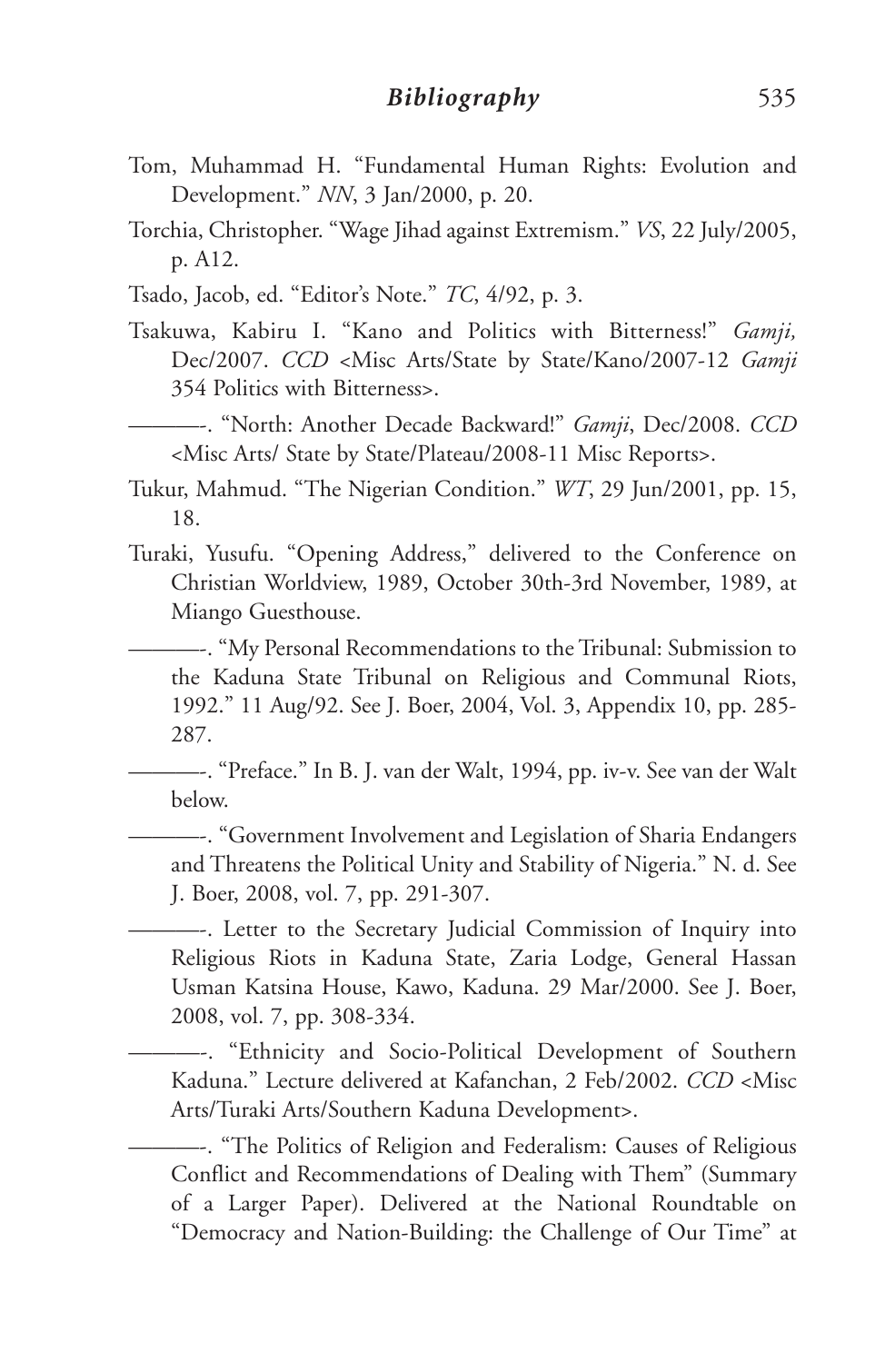Tom, Muhammad H. "Fundamental Human Rights: Evolution and Development." *NN*, 3 Jan/2000, p. 20.

Torchia, Christopher. "Wage Jihad against Extremism." *VS*, 22 July/2005, p. A12.

Tsado, Jacob, ed. "Editor's Note." *TC*, 4/92, p. 3.

Tsakuwa, Kabiru I. "Kano and Politics with Bitterness!" *Gamji,* Dec/2007. *CCD* <Misc Arts/State by State/Kano/2007-12 *Gamji* 354 Politics with Bitterness>.

———-. "North: Another Decade Backward!" *Gamji*, Dec/2008. *CCD* <Misc Arts/ State by State/Plateau/2008-11 Misc Reports>.

Tukur, Mahmud. "The Nigerian Condition." *WT*, 29 Jun/2001, pp. 15, 18.

Turaki, Yusufu. "Opening Address," delivered to the Conference on Christian Worldview, 1989, October 30th-3rd November, 1989, at Miango Guesthouse.

———-. "My Personal Recommendations to the Tribunal: Submission to the Kaduna State Tribunal on Religious and Communal Riots, 1992." 11 Aug/92. See J. Boer, 2004, Vol. 3, Appendix 10, pp. 285-287.

———-. "Preface." In B. J. van der Walt, 1994, pp. iv-v. See van der Walt below.

———-. "Government Involvement and Legislation of Sharia Endangers and Threatens the Political Unity and Stability of Nigeria." N. d. See J. Boer, 2008, vol. 7, pp. 291-307.

———-. Letter to the Secretary Judicial Commission of Inquiry into Religious Riots in Kaduna State, Zaria Lodge, General Hassan Usman Katsina House, Kawo, Kaduna. 29 Mar/2000. See J. Boer, 2008, vol. 7, pp. 308-334.

———-. "Ethnicity and Socio-Political Development of Southern Kaduna." Lecture delivered at Kafanchan, 2 Feb/2002. *CCD* <Misc Arts/Turaki Arts/Southern Kaduna Development>.

———-. "The Politics of Religion and Federalism: Causes of Religious Conflict and Recommendations of Dealing with Them" (Summary of a Larger Paper). Delivered at the National Roundtable on "Democracy and Nation-Building: the Challenge of Our Time" at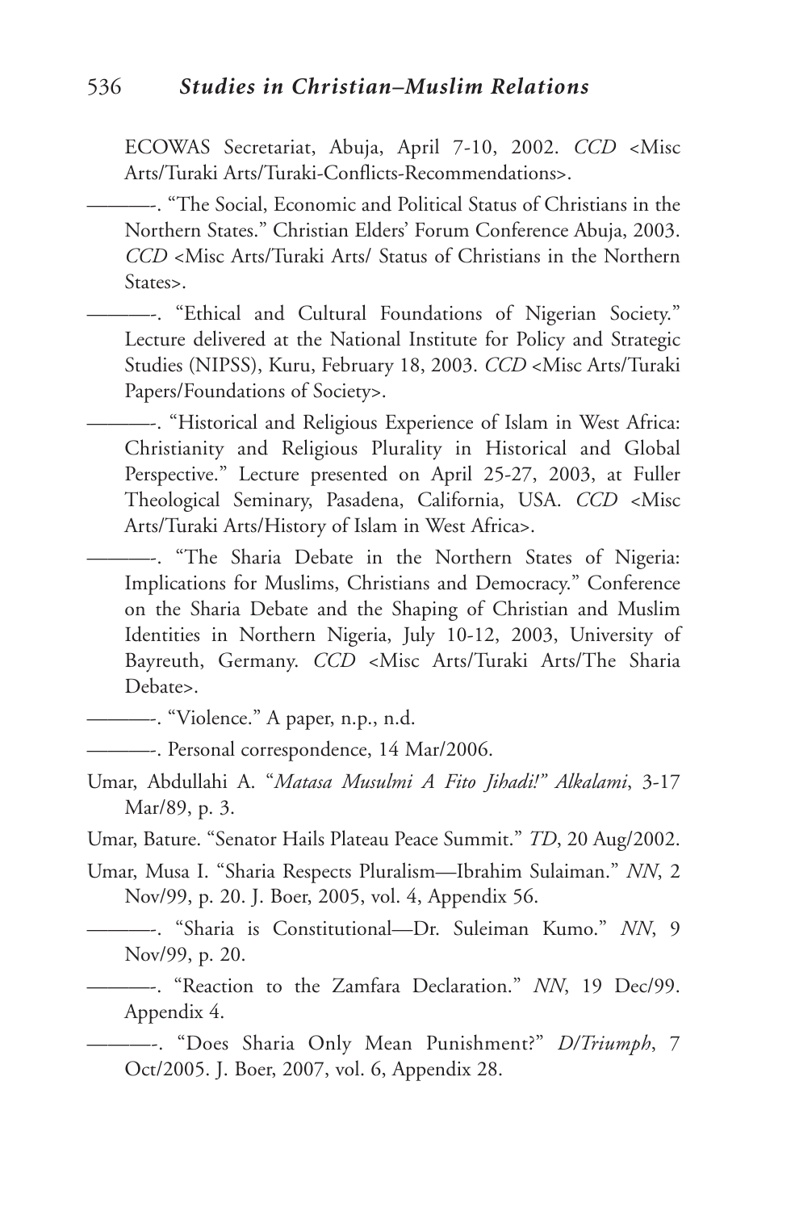ECOWAS Secretariat, Abuja, April 7-10, 2002. *CCD* <Misc Arts/Turaki Arts/Turaki-Conflicts-Recommendations>.

———-. "The Social, Economic and Political Status of Christians in the Northern States." Christian Elders' Forum Conference Abuja, 2003. *CCD* <Misc Arts/Turaki Arts/ Status of Christians in the Northern States>.

———-. "Ethical and Cultural Foundations of Nigerian Society." Lecture delivered at the National Institute for Policy and Strategic Studies (NIPSS), Kuru, February 18, 2003. *CCD* <Misc Arts/Turaki Papers/Foundations of Society>.

———-. "Historical and Religious Experience of Islam in West Africa: Christianity and Religious Plurality in Historical and Global Perspective." Lecture presented on April 25-27, 2003, at Fuller Theological Seminary, Pasadena, California, USA. *CCD* <Misc Arts/Turaki Arts/History of Islam in West Africa>.

———-. "The Sharia Debate in the Northern States of Nigeria: Implications for Muslims, Christians and Democracy." Conference on the Sharia Debate and the Shaping of Christian and Muslim Identities in Northern Nigeria, July 10-12, 2003, University of Bayreuth, Germany. *CCD* <Misc Arts/Turaki Arts/The Sharia Debate>.

———-. "Violence." A paper, n.p., n.d.

———-. Personal correspondence, 14 Mar/2006.

Umar, Abdullahi A. "*Matasa Musulmi A Fito Jihadi!" Alkalami*, 3-17 Mar/89, p. 3.

Umar, Bature. "Senator Hails Plateau Peace Summit." *TD*, 20 Aug/2002.

Umar, Musa I. "Sharia Respects Pluralism—Ibrahim Sulaiman." *NN*, 2 Nov/99, p. 20. J. Boer, 2005, vol. 4, Appendix 56.

———-. "Sharia is Constitutional—Dr. Suleiman Kumo." *NN*, 9 Nov/99, p. 20.

———-. "Reaction to the Zamfara Declaration." *NN*, 19 Dec/99. Appendix 4.

———-. "Does Sharia Only Mean Punishment?" *D/Triumph*, 7 Oct/2005. J. Boer, 2007, vol. 6, Appendix 28.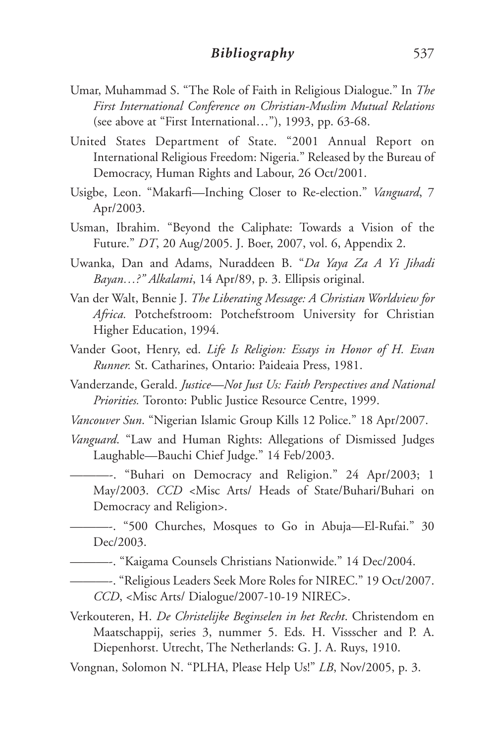Umar, Muhammad S. "The Role of Faith in Religious Dialogue." In *The First International Conference on Christian-Muslim Mutual Relations* (see above at "First International…"), 1993, pp. 63-68.

United States Department of State. "2001 Annual Report on International Religious Freedom: Nigeria." Released by the Bureau of Democracy, Human Rights and Labour, 26 Oct/2001.

Usigbe, Leon. "Makarfi—Inching Closer to Re-election." *Vanguard*, 7 Apr/2003.

Usman, Ibrahim. "Beyond the Caliphate: Towards a Vision of the Future." *DT*, 20 Aug/2005. J. Boer, 2007, vol. 6, Appendix 2.

Uwanka, Dan and Adams, Nuraddeen B. "*Da Yaya Za A Yi Jihadi Bayan…?" Alkalami*, 14 Apr/89, p. 3. Ellipsis original.

Van der Walt, Bennie J. *The Liberating Message: A Christian Worldview for Africa.* Potchefstroom: Potchefstroom University for Christian Higher Education, 1994.

Vander Goot, Henry, ed. *Life Is Religion: Essays in Honor of H. Evan Runner.* St. Catharines, Ontario: Paideaia Press, 1981.

Vanderzande, Gerald. *Justice—Not Just Us: Faith Perspectives and National Priorities.* Toronto: Public Justice Resource Centre, 1999.

*Vancouver Sun*. "Nigerian Islamic Group Kills 12 Police." 18 Apr/2007.

*Vanguard*. "Law and Human Rights: Allegations of Dismissed Judges Laughable—Bauchi Chief Judge." 14 Feb/2003.

———-. "Buhari on Democracy and Religion." 24 Apr/2003; 1 May/2003. *CCD* <Misc Arts/ Heads of State/Buhari/Buhari on Democracy and Religion>.

———-. "500 Churches, Mosques to Go in Abuja—El-Rufai." 30 Dec/2003.

———-. "Kaigama Counsels Christians Nationwide." 14 Dec/2004.

———-. "Religious Leaders Seek More Roles for NIREC." 19 Oct/2007. *CCD*, <Misc Arts/ Dialogue/2007-10-19 NIREC>.

Verkouteren, H. *De Christelijke Beginselen in het Recht*. Christendom en Maatschappij, series 3, nummer 5. Eds. H. Vissscher and P. A. Diepenhorst. Utrecht, The Netherlands: G. J. A. Ruys, 1910.

Vongnan, Solomon N. "PLHA, Please Help Us!" *LB*, Nov/2005, p. 3.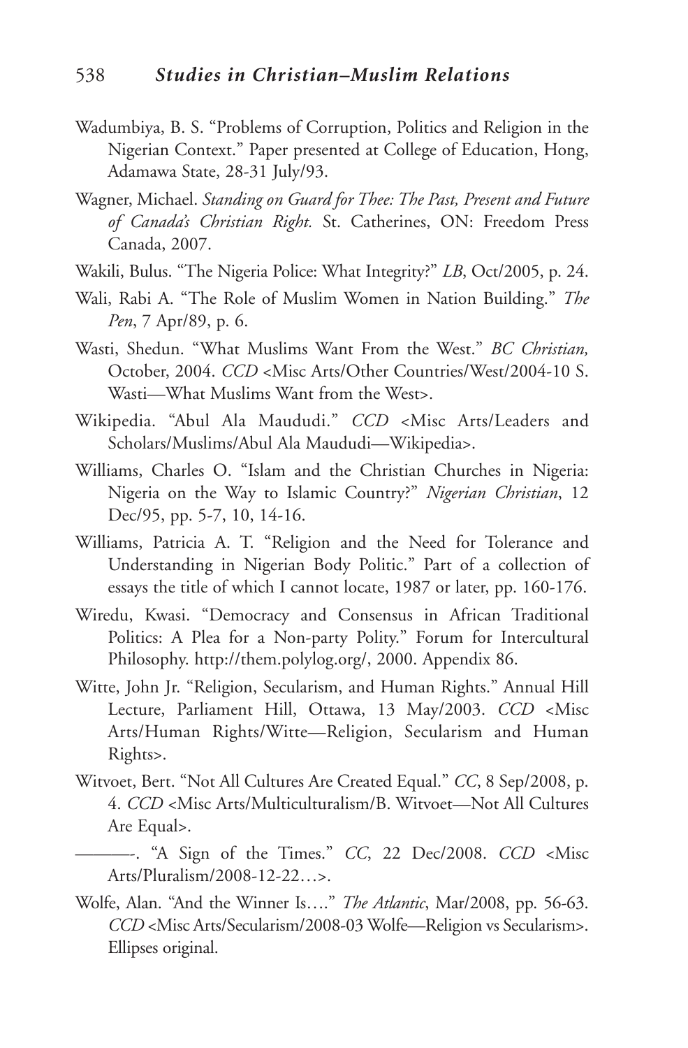Wadumbiya, B. S. "Problems of Corruption, Politics and Religion in the Nigerian Context." Paper presented at College of Education, Hong, Adamawa State, 28-31 July/93.

Wagner, Michael. *Standing on Guard for Thee: The Past, Present and Future of Canada's Christian Right.* St. Catherines, ON: Freedom Press Canada, 2007.

Wakili, Bulus. "The Nigeria Police: What Integrity?" *LB*, Oct/2005, p. 24.

Wali, Rabi A. "The Role of Muslim Women in Nation Building." *The Pen*, 7 Apr/89, p. 6.

Wasti, Shedun. "What Muslims Want From the West." *BC Christian,* October, 2004. *CCD* <Misc Arts/Other Countries/West/2004-10 S. Wasti—What Muslims Want from the West>.

Wikipedia. "Abul Ala Maududi." *CCD* <Misc Arts/Leaders and Scholars/Muslims/Abul Ala Maududi—Wikipedia>.

Williams, Charles O. "Islam and the Christian Churches in Nigeria: Nigeria on the Way to Islamic Country?" *Nigerian Christian*, 12 Dec/95, pp. 5-7, 10, 14-16.

Williams, Patricia A. T. "Religion and the Need for Tolerance and Understanding in Nigerian Body Politic." Part of a collection of essays the title of which I cannot locate, 1987 or later, pp. 160-176.

Wiredu, Kwasi. "Democracy and Consensus in African Traditional Politics: A Plea for a Non-party Polity." Forum for Intercultural Philosophy. http://them.polylog.org/, 2000. Appendix 86.

Witte, John Jr. "Religion, Secularism, and Human Rights." Annual Hill Lecture, Parliament Hill, Ottawa, 13 May/2003. *CCD* <Misc Arts/Human Rights/Witte—Religion, Secularism and Human Rights>.

Witvoet, Bert. "Not All Cultures Are Created Equal." *CC*, 8 Sep/2008, p. 4. *CCD* <Misc Arts/Multiculturalism/B. Witvoet—Not All Cultures Are Equal>.

———. "A Sign of the Times." *CC*, 22 Dec/2008. *CCD* <Misc Arts/Pluralism/2008-12-22…>.

Wolfe, Alan. "And the Winner Is…." *The Atlantic*, Mar/2008, pp. 56-63. *CCD* <Misc Arts/Secularism/2008-03 Wolfe—Religion vs Secularism>. Ellipses original.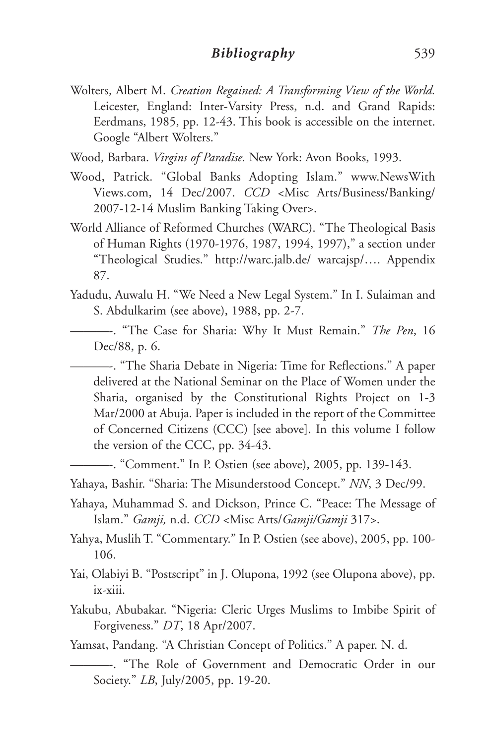Wolters, Albert M. *Creation Regained: A Transforming View of the World.* Leicester, England: Inter-Varsity Press, n.d. and Grand Rapids: Eerdmans, 1985, pp. 12-43. This book is accessible on the internet. Google "Albert Wolters."

Wood, Barbara. *Virgins of Paradise.* New York: Avon Books, 1993.

Wood, Patrick. "Global Banks Adopting Islam." www.NewsWithViews.com, 14 Dec/2007. *CCD* <Misc Arts/Business/Banking/2007-12-14 Muslim Banking Taking Over>.

World Alliance of Reformed Churches (WARC). "The Theological Basis of Human Rights (1970-1976, 1987, 1994, 1997)," a section under "Theological Studies." http://warc.jalb.de/ warcajsp/…. Appendix 87.

Yadudu, Auwalu H. "We Need a New Legal System." In I. Sulaiman and S. Abdulkarim (see above), 1988, pp. 2-7.

———-. "The Case for Sharia: Why It Must Remain." *The Pen*, 16 Dec/88, p. 6.

———-. "The Sharia Debate in Nigeria: Time for Reflections." A paper delivered at the National Seminar on the Place of Women under the Sharia, organised by the Constitutional Rights Project on 1-3 Mar/2000 at Abuja. Paper is included in the report of the Committee of Concerned Citizens (CCC) [see above]. In this volume I follow the version of the CCC, pp. 34-43.

———-. "Comment." In P. Ostien (see above), 2005, pp. 139-143.

Yahaya, Bashir. "Sharia: The Misunderstood Concept." *NN*, 3 Dec/99.

Yahaya, Muhammad S. and Dickson, Prince C. "Peace: The Message of Islam." *Gamji,* n.d. *CCD* <Misc Arts/*Gamji/Gamji* 317>.

Yahya, Muslih T. "Commentary." In P. Ostien (see above), 2005, pp. 100-106.

Yai, Olabiyi B. "Postscript" in J. Olupona, 1992 (see Olupona above), pp. ix-xiii.

Yakubu, Abubakar. "Nigeria: Cleric Urges Muslims to Imbibe Spirit of Forgiveness." *DT*, 18 Apr/2007.

Yamsat, Pandang. "A Christian Concept of Politics." A paper. N. d.

———-. "The Role of Government and Democratic Order in our Society." *LB*, July/2005, pp. 19-20.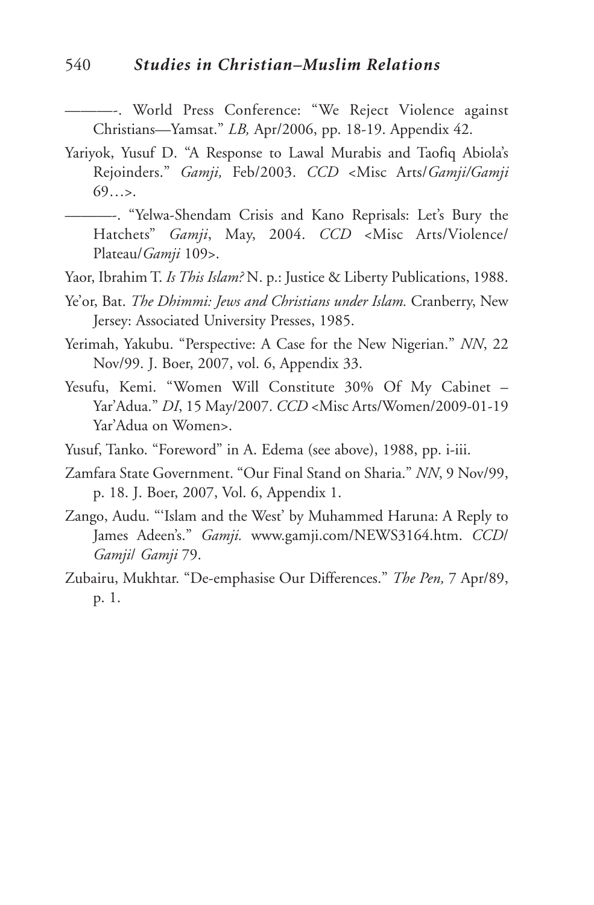———-. World Press Conference: "We Reject Violence against Christians—Yamsat." *LB,* Apr/2006, pp. 18-19. Appendix 42.

Yariyok, Yusuf D. "A Response to Lawal Murabis and Taofiq Abiola's Rejoinders." *Gamji,* Feb/2003. *CCD* <Misc Arts/*Gamji*/*Gamji* 69…>.

———-. "Yelwa-Shendam Crisis and Kano Reprisals: Let's Bury the Hatchets" *Gamji*, May, 2004. *CCD* <Misc Arts/Violence/Plateau/*Gamji* 109>.

Yaor, Ibrahim T. *Is This Islam?* N. p.: Justice & Liberty Publications, 1988.

Ye'or, Bat. *The Dhimmi: Jews and Christians under Islam.* Cranberry, New Jersey: Associated University Presses, 1985.

Yerimah, Yakubu. "Perspective: A Case for the New Nigerian." *NN*, 22 Nov/99. J. Boer, 2007, vol. 6, Appendix 33.

Yesufu, Kemi. "Women Will Constitute 30% Of My Cabinet – Yar'Adua." *DI*, 15 May/2007. *CCD* <Misc Arts/Women/2009-01-19 Yar'Adua on Women>.

Yusuf, Tanko. "Foreword" in A. Edema (see above), 1988, pp. i-iii.

Zamfara State Government. "Our Final Stand on Sharia." *NN*, 9 Nov/99, p. 18. J. Boer, 2007, Vol. 6, Appendix 1.

Zango, Audu. "'Islam and the West' by Muhammed Haruna: A Reply to James Adeen's." *Gamji.* www.gamji.com/NEWS3164.htm. *CCD*/*Gamji*/ *Gamji* 79.

Zubairu, Mukhtar. "De-emphasise Our Differences." *The Pen,* 7 Apr/89, p. 1.